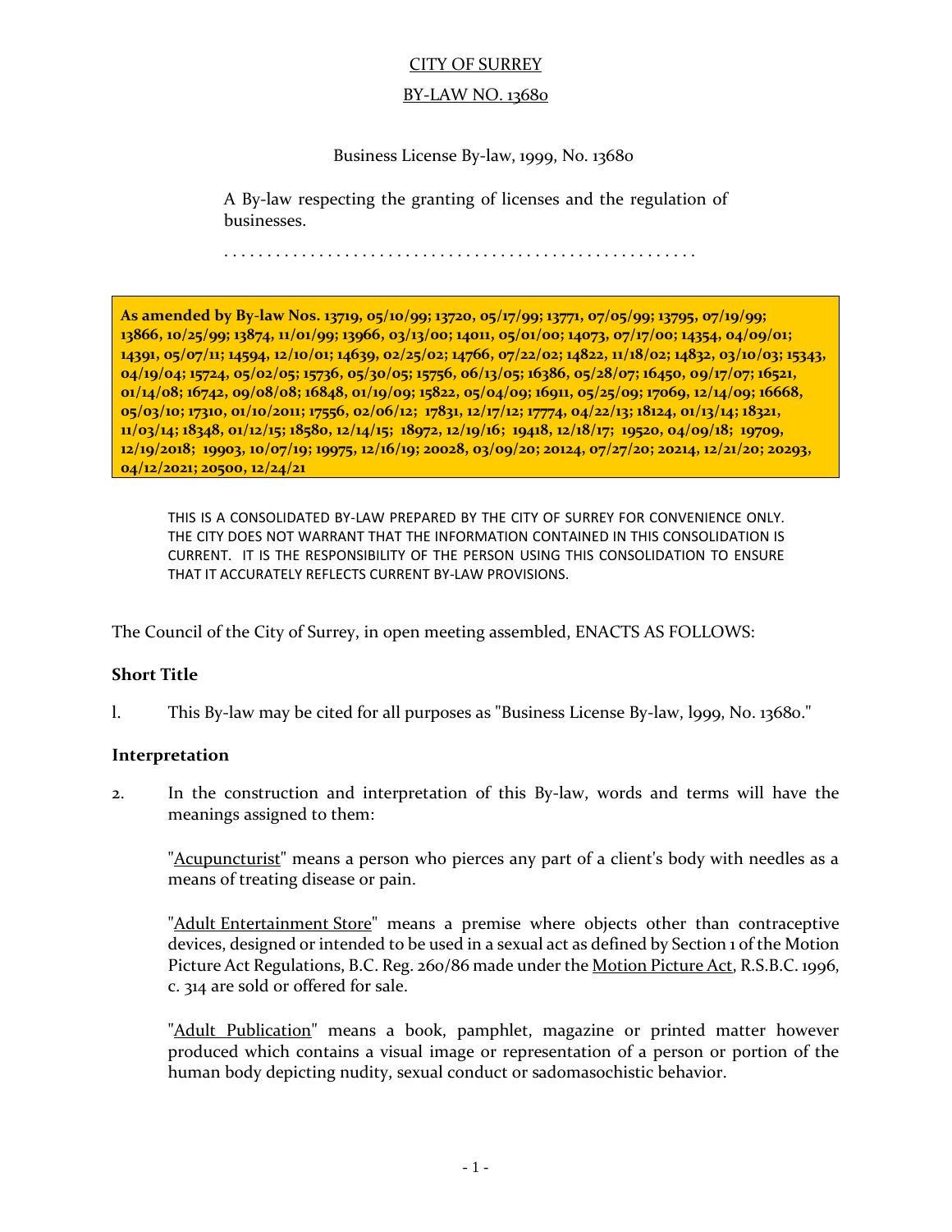CITY OF SURREY

BY-LAW NO. 13680

Business License By-law, 1999, No. 13680

A By-law respecting the granting of licenses and the regulation of businesses.

. . . . . . . . . . . . . . . . . . . . . . . . . . . . . . . . . . . . . . . . . . . . . . . . . . . . .

**As amended by By-law Nos. 13719, 05/10/99; 13720, 05/17/99; 13771, 07/05/99; 13795, 07/19/99; 13866, 10/25/99; 13874, 11/01/99; 13966, 03/13/00; 14011, 05/01/00; 14073, 07/17/00; 14354, 04/09/01; 14391, 05/07/11; 14594, 12/10/01; 14639, 02/25/02; 14766, 07/22/02; 14822, 11/18/02; 14832, 03/10/03; 15343, 04/19/04; 15724, 05/02/05; 15736, 05/30/05; 15756, 06/13/05; 16386, 05/28/07; 16450, 09/17/07; 16521, 01/14/08; 16742, 09/08/08; 16848, 01/19/09; 15822, 05/04/09; 16911, 05/25/09; 17069, 12/14/09; 16668, 05/03/10; 17310, 01/10/2011; 17556, 02/06/12; 17831, 12/17/12; 17774, 04/22/13; 18124, 01/13/14; 18321, 11/03/14; 18348, 01/12/15; 18580, 12/14/15; 18972, 12/19/16; 19418, 12/18/17; 19520, 04/09/18; 19709, 12/19/2018; 19903, 10/07/19; 19975, 12/16/19; 20028, 03/09/20; 20124, 07/27/20; 20214, 12/21/20; 20293, 04/12/2021; 20500, 12/24/21**

THIS IS A CONSOLIDATED BY-LAW PREPARED BY THE CITY OF SURREY FOR CONVENIENCE ONLY. THE CITY DOES NOT WARRANT THAT THE INFORMATION CONTAINED IN THIS CONSOLIDATION IS CURRENT. IT IS THE RESPONSIBILITY OF THE PERSON USING THIS CONSOLIDATION TO ENSURE THAT IT ACCURATELY REFLECTS CURRENT BY-LAW PROVISIONS.

The Council of the City of Surrey, in open meeting assembled, ENACTS AS FOLLOWS:

## Short Title

l. This By-law may be cited for all purposes as "Business License By-law, l999, No. 13680."

## Interpretation

2. In the construction and interpretation of this By-law, words and terms will have the meanings assigned to them:

"Acupuncturist" means a person who pierces any part of a client's body with needles as a means of treating disease or pain.

"Adult Entertainment Store" means a premise where objects other than contraceptive devices, designed or intended to be used in a sexual act as defined by Section 1 of the Motion Picture Act Regulations, B.C. Reg. 260/86 made under the Motion Picture Act, R.S.B.C. 1996, c. 314 are sold or offered for sale.

"Adult Publication" means a book, pamphlet, magazine or printed matter however produced which contains a visual image or representation of a person or portion of the human body depicting nudity, sexual conduct or sadomasochistic behavior.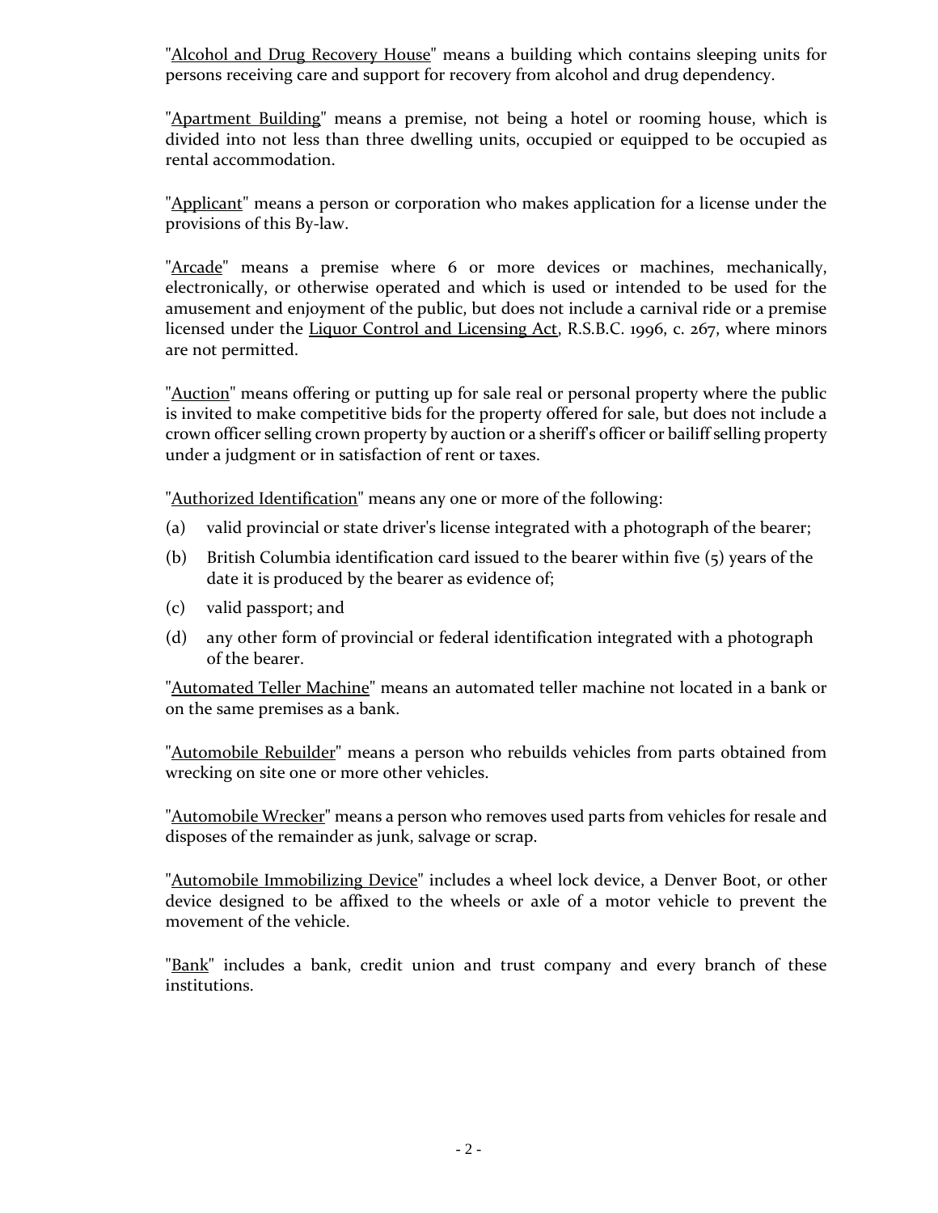"Alcohol and Drug Recovery House" means a building which contains sleeping units for persons receiving care and support for recovery from alcohol and drug dependency.

"Apartment Building" means a premise, not being a hotel or rooming house, which is divided into not less than three dwelling units, occupied or equipped to be occupied as rental accommodation.

"Applicant" means a person or corporation who makes application for a license under the provisions of this By-law.

"Arcade" means a premise where 6 or more devices or machines, mechanically, electronically, or otherwise operated and which is used or intended to be used for the amusement and enjoyment of the public, but does not include a carnival ride or a premise licensed under the Liquor Control and Licensing Act, R.S.B.C. 1996, c. 267, where minors are not permitted.

"Auction" means offering or putting up for sale real or personal property where the public is invited to make competitive bids for the property offered for sale, but does not include a crown officer selling crown property by auction or a sheriff's officer or bailiff selling property under a judgment or in satisfaction of rent or taxes.

"Authorized Identification" means any one or more of the following:

(a) valid provincial or state driver's license integrated with a photograph of the bearer;

(b) British Columbia identification card issued to the bearer within five (5) years of the date it is produced by the bearer as evidence of;

(c) valid passport; and

(d) any other form of provincial or federal identification integrated with a photograph of the bearer.

"Automated Teller Machine" means an automated teller machine not located in a bank or on the same premises as a bank.

"Automobile Rebuilder" means a person who rebuilds vehicles from parts obtained from wrecking on site one or more other vehicles.

"Automobile Wrecker" means a person who removes used parts from vehicles for resale and disposes of the remainder as junk, salvage or scrap.

"Automobile Immobilizing Device" includes a wheel lock device, a Denver Boot, or other device designed to be affixed to the wheels or axle of a motor vehicle to prevent the movement of the vehicle.

"Bank" includes a bank, credit union and trust company and every branch of these institutions.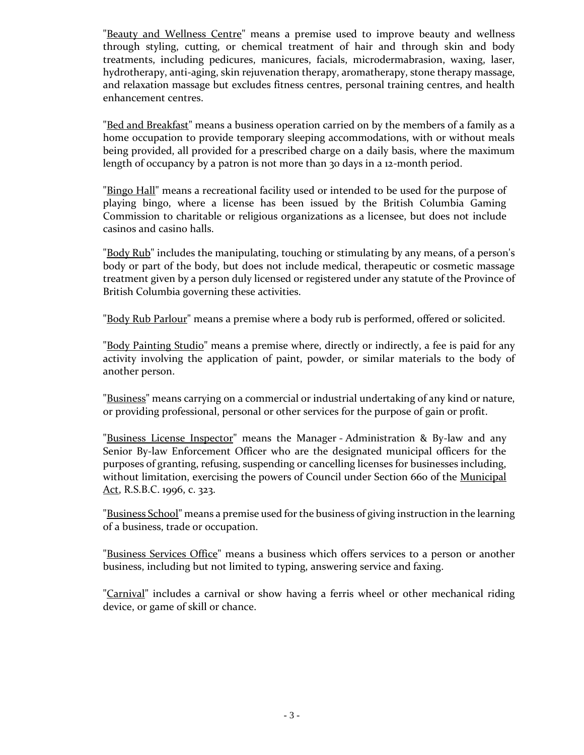"Beauty and Wellness Centre" means a premise used to improve beauty and wellness through styling, cutting, or chemical treatment of hair and through skin and body treatments, including pedicures, manicures, facials, microdermabrasion, waxing, laser, hydrotherapy, anti-aging, skin rejuvenation therapy, aromatherapy, stone therapy massage, and relaxation massage but excludes fitness centres, personal training centres, and health enhancement centres.

"Bed and Breakfast" means a business operation carried on by the members of a family as a home occupation to provide temporary sleeping accommodations, with or without meals being provided, all provided for a prescribed charge on a daily basis, where the maximum length of occupancy by a patron is not more than 30 days in a 12-month period.

"Bingo Hall" means a recreational facility used or intended to be used for the purpose of playing bingo, where a license has been issued by the British Columbia Gaming Commission to charitable or religious organizations as a licensee, but does not include casinos and casino halls.

"Body Rub" includes the manipulating, touching or stimulating by any means, of a person's body or part of the body, but does not include medical, therapeutic or cosmetic massage treatment given by a person duly licensed or registered under any statute of the Province of British Columbia governing these activities.

"Body Rub Parlour" means a premise where a body rub is performed, offered or solicited.

"Body Painting Studio" means a premise where, directly or indirectly, a fee is paid for any activity involving the application of paint, powder, or similar materials to the body of another person.

"Business" means carrying on a commercial or industrial undertaking of any kind or nature, or providing professional, personal or other services for the purpose of gain or profit.

"Business License Inspector" means the Manager - Administration & By-law and any Senior By-law Enforcement Officer who are the designated municipal officers for the purposes of granting, refusing, suspending or cancelling licenses for businesses including, without limitation, exercising the powers of Council under Section 660 of the Municipal Act, R.S.B.C. 1996, c. 323.

"Business School" means a premise used for the business of giving instruction in the learning of a business, trade or occupation.

"Business Services Office" means a business which offers services to a person or another business, including but not limited to typing, answering service and faxing.

"Carnival" includes a carnival or show having a ferris wheel or other mechanical riding device, or game of skill or chance.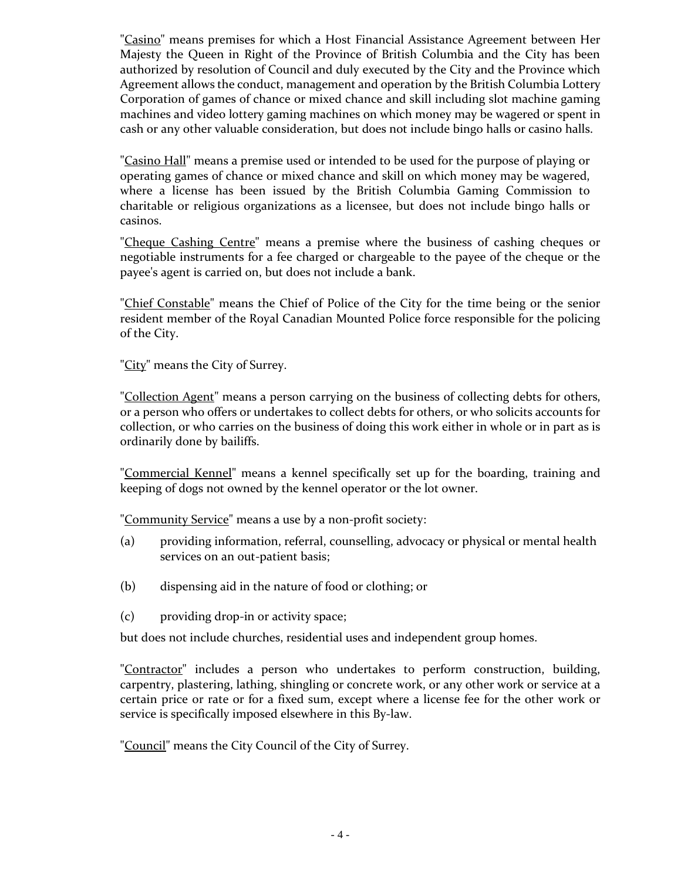"Casino" means premises for which a Host Financial Assistance Agreement between Her Majesty the Queen in Right of the Province of British Columbia and the City has been authorized by resolution of Council and duly executed by the City and the Province which Agreement allows the conduct, management and operation by the British Columbia Lottery Corporation of games of chance or mixed chance and skill including slot machine gaming machines and video lottery gaming machines on which money may be wagered or spent in cash or any other valuable consideration, but does not include bingo halls or casino halls.

"Casino Hall" means a premise used or intended to be used for the purpose of playing or operating games of chance or mixed chance and skill on which money may be wagered, where a license has been issued by the British Columbia Gaming Commission to charitable or religious organizations as a licensee, but does not include bingo halls or casinos.

"Cheque Cashing Centre" means a premise where the business of cashing cheques or negotiable instruments for a fee charged or chargeable to the payee of the cheque or the payee's agent is carried on, but does not include a bank.

"Chief Constable" means the Chief of Police of the City for the time being or the senior resident member of the Royal Canadian Mounted Police force responsible for the policing of the City.

"City" means the City of Surrey.

"Collection Agent" means a person carrying on the business of collecting debts for others, or a person who offers or undertakes to collect debts for others, or who solicits accounts for collection, or who carries on the business of doing this work either in whole or in part as is ordinarily done by bailiffs.

"Commercial Kennel" means a kennel specifically set up for the boarding, training and keeping of dogs not owned by the kennel operator or the lot owner.

"Community Service" means a use by a non-profit society:

(a) providing information, referral, counselling, advocacy or physical or mental health services on an out-patient basis;

(b) dispensing aid in the nature of food or clothing; or

(c) providing drop-in or activity space;

but does not include churches, residential uses and independent group homes.

"Contractor" includes a person who undertakes to perform construction, building, carpentry, plastering, lathing, shingling or concrete work, or any other work or service at a certain price or rate or for a fixed sum, except where a license fee for the other work or service is specifically imposed elsewhere in this By-law.

"Council" means the City Council of the City of Surrey.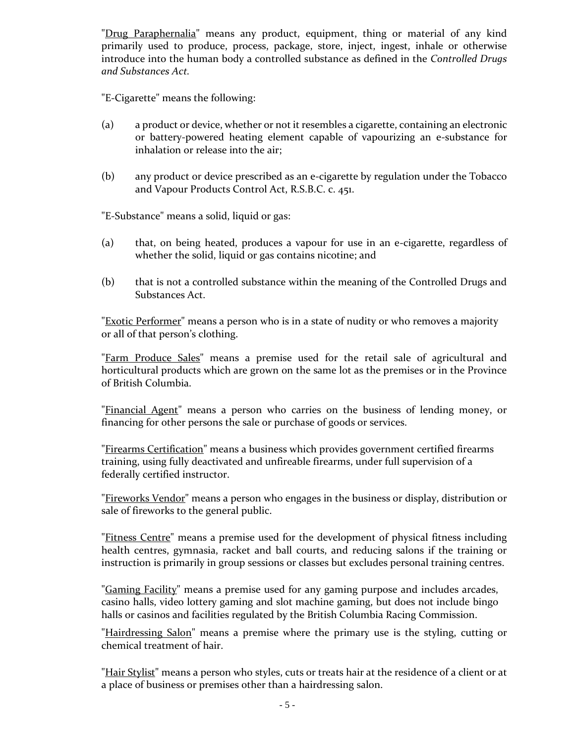"Drug Paraphernalia" means any product, equipment, thing or material of any kind primarily used to produce, process, package, store, inject, ingest, inhale or otherwise introduce into the human body a controlled substance as defined in the *Controlled Drugs and Substances Act.*

"E-Cigarette" means the following:

(a) a product or device, whether or not it resembles a cigarette, containing an electronic or battery-powered heating element capable of vapourizing an e-substance for inhalation or release into the air;

(b) any product or device prescribed as an e-cigarette by regulation under the Tobacco and Vapour Products Control Act, R.S.B.C. c. 451.

"E-Substance" means a solid, liquid or gas:

(a) that, on being heated, produces a vapour for use in an e-cigarette, regardless of whether the solid, liquid or gas contains nicotine; and

(b) that is not a controlled substance within the meaning of the Controlled Drugs and Substances Act.

"Exotic Performer" means a person who is in a state of nudity or who removes a majority or all of that person's clothing.

"Farm Produce Sales" means a premise used for the retail sale of agricultural and horticultural products which are grown on the same lot as the premises or in the Province of British Columbia.

"Financial Agent" means a person who carries on the business of lending money, or financing for other persons the sale or purchase of goods or services.

"Firearms Certification" means a business which provides government certified firearms training, using fully deactivated and unfireable firearms, under full supervision of a federally certified instructor.

"Fireworks Vendor" means a person who engages in the business or display, distribution or sale of fireworks to the general public.

"Fitness Centre" means a premise used for the development of physical fitness including health centres, gymnasia, racket and ball courts, and reducing salons if the training or instruction is primarily in group sessions or classes but excludes personal training centres.

"Gaming Facility" means a premise used for any gaming purpose and includes arcades, casino halls, video lottery gaming and slot machine gaming, but does not include bingo halls or casinos and facilities regulated by the British Columbia Racing Commission.

"Hairdressing Salon" means a premise where the primary use is the styling, cutting or chemical treatment of hair.

"Hair Stylist" means a person who styles, cuts or treats hair at the residence of a client or at a place of business or premises other than a hairdressing salon.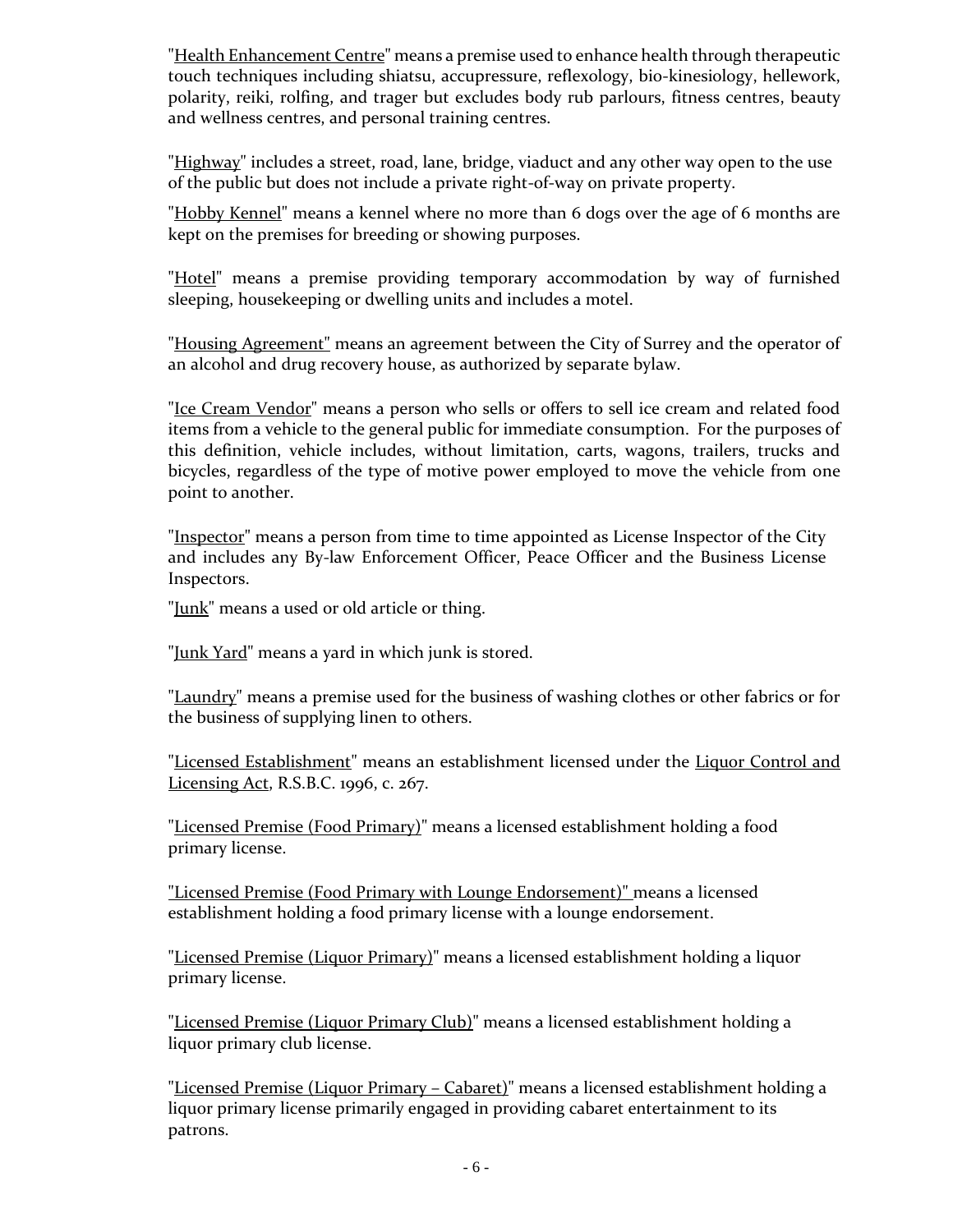"Health Enhancement Centre" means a premise used to enhance health through therapeutic touch techniques including shiatsu, accupressure, reflexology, bio-kinesiology, hellework, polarity, reiki, rolfing, and trager but excludes body rub parlours, fitness centres, beauty and wellness centres, and personal training centres.

"Highway" includes a street, road, lane, bridge, viaduct and any other way open to the use of the public but does not include a private right-of-way on private property.

"Hobby Kennel" means a kennel where no more than 6 dogs over the age of 6 months are kept on the premises for breeding or showing purposes.

"Hotel" means a premise providing temporary accommodation by way of furnished sleeping, housekeeping or dwelling units and includes a motel.

"Housing Agreement" means an agreement between the City of Surrey and the operator of an alcohol and drug recovery house, as authorized by separate bylaw.

"Ice Cream Vendor" means a person who sells or offers to sell ice cream and related food items from a vehicle to the general public for immediate consumption. For the purposes of this definition, vehicle includes, without limitation, carts, wagons, trailers, trucks and bicycles, regardless of the type of motive power employed to move the vehicle from one point to another.

"Inspector" means a person from time to time appointed as License Inspector of the City and includes any By-law Enforcement Officer, Peace Officer and the Business License Inspectors.

"Junk" means a used or old article or thing.

"Junk Yard" means a yard in which junk is stored.

"Laundry" means a premise used for the business of washing clothes or other fabrics or for the business of supplying linen to others.

"Licensed Establishment" means an establishment licensed under the Liquor Control and Licensing Act, R.S.B.C. 1996, c. 267.

"Licensed Premise (Food Primary)" means a licensed establishment holding a food primary license.

"Licensed Premise (Food Primary with Lounge Endorsement)" means a licensed establishment holding a food primary license with a lounge endorsement.

"Licensed Premise (Liquor Primary)" means a licensed establishment holding a liquor primary license.

"Licensed Premise (Liquor Primary Club)" means a licensed establishment holding a liquor primary club license.

"Licensed Premise (Liquor Primary – Cabaret)" means a licensed establishment holding a liquor primary license primarily engaged in providing cabaret entertainment to its patrons.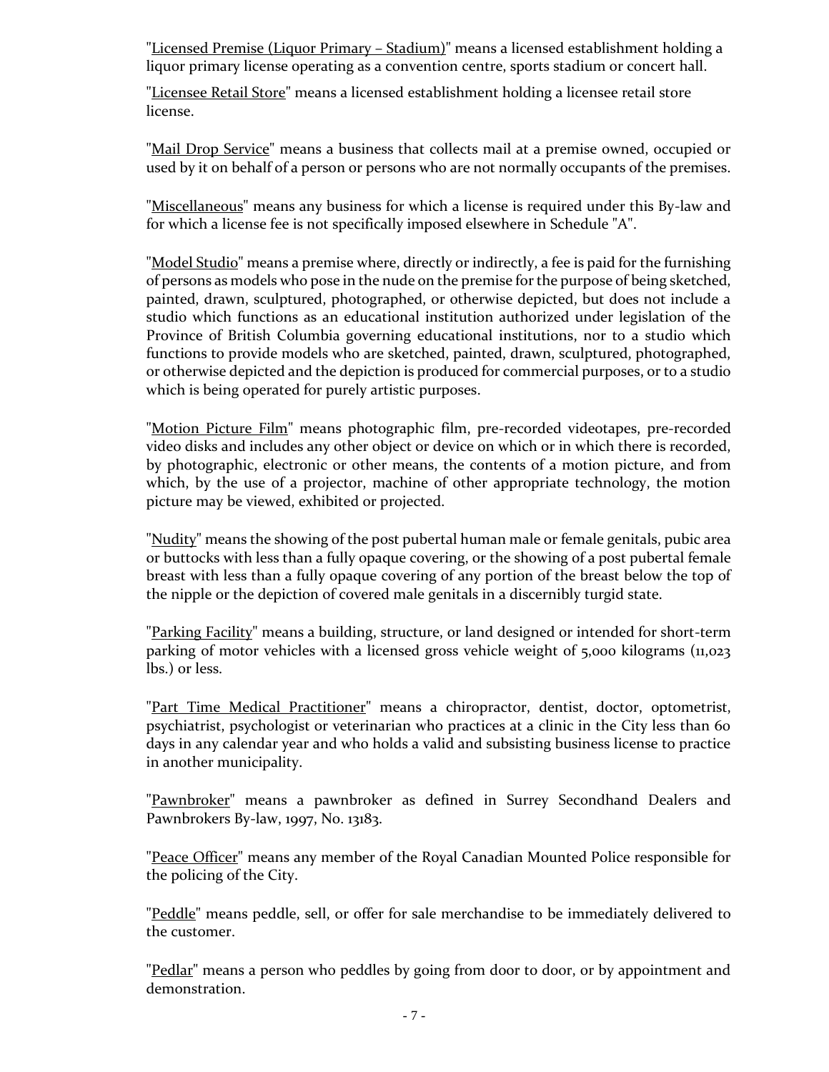"Licensed Premise (Liquor Primary – Stadium)" means a licensed establishment holding a liquor primary license operating as a convention centre, sports stadium or concert hall.

"Licensee Retail Store" means a licensed establishment holding a licensee retail store license.

"Mail Drop Service" means a business that collects mail at a premise owned, occupied or used by it on behalf of a person or persons who are not normally occupants of the premises.

"Miscellaneous" means any business for which a license is required under this By-law and for which a license fee is not specifically imposed elsewhere in Schedule "A".

"Model Studio" means a premise where, directly or indirectly, a fee is paid for the furnishing of persons as models who pose in the nude on the premise for the purpose of being sketched, painted, drawn, sculptured, photographed, or otherwise depicted, but does not include a studio which functions as an educational institution authorized under legislation of the Province of British Columbia governing educational institutions, nor to a studio which functions to provide models who are sketched, painted, drawn, sculptured, photographed, or otherwise depicted and the depiction is produced for commercial purposes, or to a studio which is being operated for purely artistic purposes.

"Motion Picture Film" means photographic film, pre-recorded videotapes, pre-recorded video disks and includes any other object or device on which or in which there is recorded, by photographic, electronic or other means, the contents of a motion picture, and from which, by the use of a projector, machine of other appropriate technology, the motion picture may be viewed, exhibited or projected.

"Nudity" means the showing of the post pubertal human male or female genitals, pubic area or buttocks with less than a fully opaque covering, or the showing of a post pubertal female breast with less than a fully opaque covering of any portion of the breast below the top of the nipple or the depiction of covered male genitals in a discernibly turgid state.

"Parking Facility" means a building, structure, or land designed or intended for short-term parking of motor vehicles with a licensed gross vehicle weight of 5,000 kilograms (11,023 lbs.) or less.

"Part Time Medical Practitioner" means a chiropractor, dentist, doctor, optometrist, psychiatrist, psychologist or veterinarian who practices at a clinic in the City less than 60 days in any calendar year and who holds a valid and subsisting business license to practice in another municipality.

"Pawnbroker" means a pawnbroker as defined in Surrey Secondhand Dealers and Pawnbrokers By-law, 1997, No. 13183.

"Peace Officer" means any member of the Royal Canadian Mounted Police responsible for the policing of the City.

"Peddle" means peddle, sell, or offer for sale merchandise to be immediately delivered to the customer.

"Pedlar" means a person who peddles by going from door to door, or by appointment and demonstration.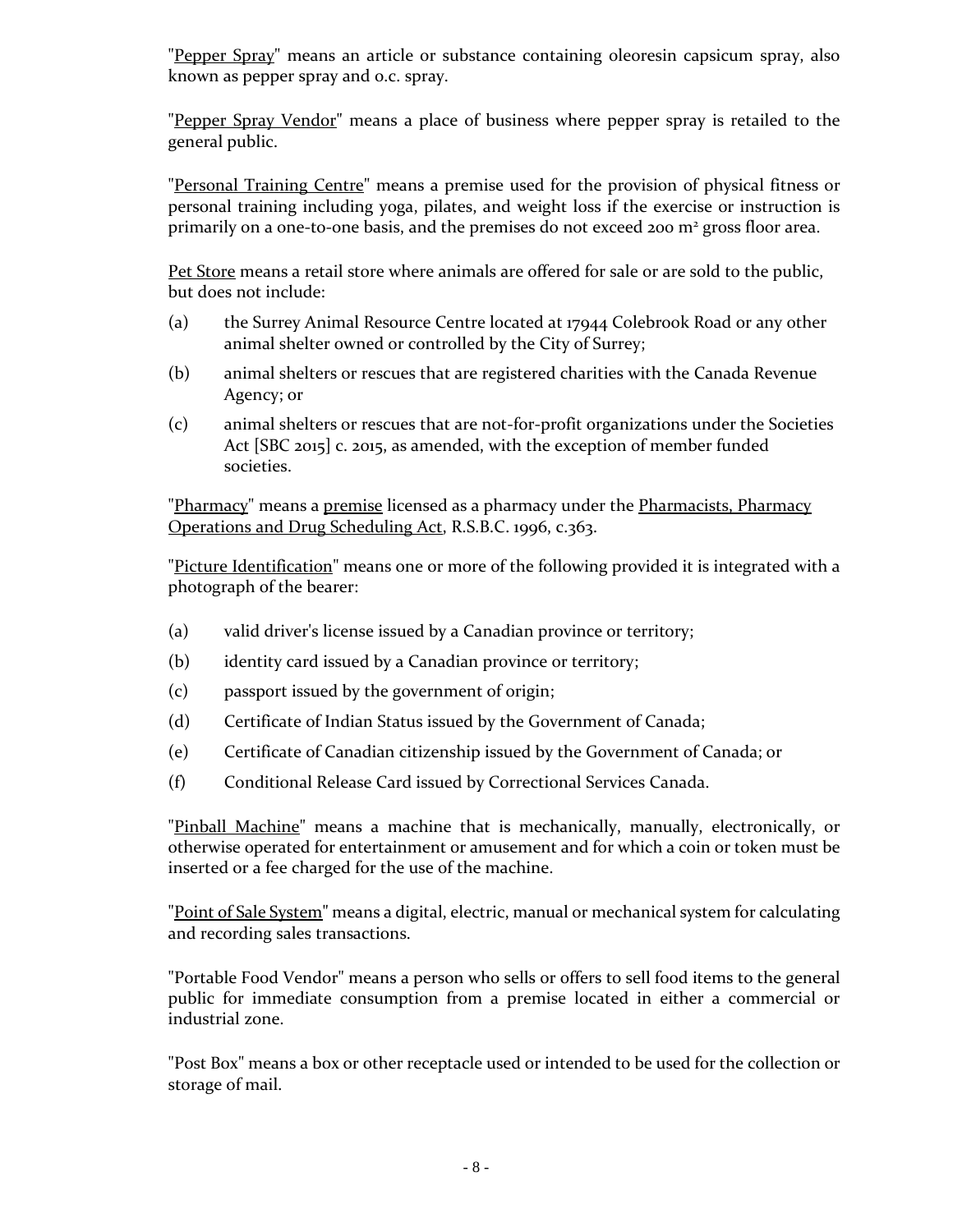"Pepper Spray" means an article or substance containing oleoresin capsicum spray, also known as pepper spray and o.c. spray.

"Pepper Spray Vendor" means a place of business where pepper spray is retailed to the general public.

"Personal Training Centre" means a premise used for the provision of physical fitness or personal training including yoga, pilates, and weight loss if the exercise or instruction is primarily on a one-to-one basis, and the premises do not exceed 200 $m^2$ gross floor area.

Pet Store means a retail store where animals are offered for sale or are sold to the public, but does not include:

(a) the Surrey Animal Resource Centre located at 17944 Colebrook Road or any other animal shelter owned or controlled by the City of Surrey;

(b) animal shelters or rescues that are registered charities with the Canada Revenue Agency; or

(c) animal shelters or rescues that are not-for-profit organizations under the Societies Act [SBC 2015] c. 2015, as amended, with the exception of member funded societies.

"Pharmacy" means a premise licensed as a pharmacy under the Pharmacists, Pharmacy Operations and Drug Scheduling Act, R.S.B.C. 1996, c.363.

"Picture Identification" means one or more of the following provided it is integrated with a photograph of the bearer:

(a) valid driver's license issued by a Canadian province or territory;

(b) identity card issued by a Canadian province or territory;

(c) passport issued by the government of origin;

(d) Certificate of Indian Status issued by the Government of Canada;

(e) Certificate of Canadian citizenship issued by the Government of Canada; or

(f) Conditional Release Card issued by Correctional Services Canada.

"Pinball Machine" means a machine that is mechanically, manually, electronically, or otherwise operated for entertainment or amusement and for which a coin or token must be inserted or a fee charged for the use of the machine.

"Point of Sale System" means a digital, electric, manual or mechanical system for calculating and recording sales transactions.

"Portable Food Vendor" means a person who sells or offers to sell food items to the general public for immediate consumption from a premise located in either a commercial or industrial zone.

"Post Box" means a box or other receptacle used or intended to be used for the collection or storage of mail.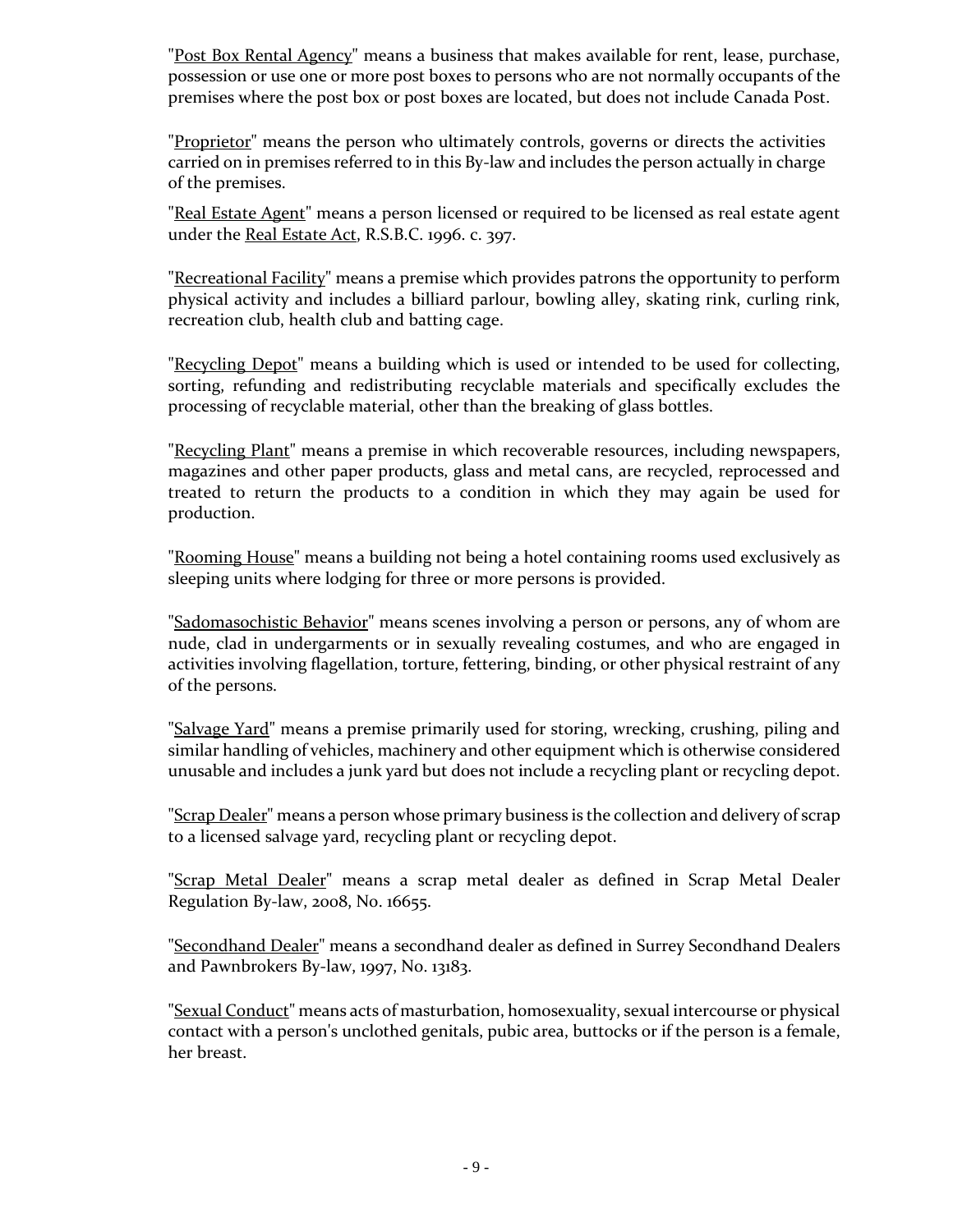"Post Box Rental Agency" means a business that makes available for rent, lease, purchase, possession or use one or more post boxes to persons who are not normally occupants of the premises where the post box or post boxes are located, but does not include Canada Post.

"Proprietor" means the person who ultimately controls, governs or directs the activities carried on in premises referred to in this By-law and includes the person actually in charge of the premises.

"Real Estate Agent" means a person licensed or required to be licensed as real estate agent under the Real Estate Act, R.S.B.C. 1996. c. 397.

"Recreational Facility" means a premise which provides patrons the opportunity to perform physical activity and includes a billiard parlour, bowling alley, skating rink, curling rink, recreation club, health club and batting cage.

"Recycling Depot" means a building which is used or intended to be used for collecting, sorting, refunding and redistributing recyclable materials and specifically excludes the processing of recyclable material, other than the breaking of glass bottles.

"Recycling Plant" means a premise in which recoverable resources, including newspapers, magazines and other paper products, glass and metal cans, are recycled, reprocessed and treated to return the products to a condition in which they may again be used for production.

"Rooming House" means a building not being a hotel containing rooms used exclusively as sleeping units where lodging for three or more persons is provided.

"Sadomasochistic Behavior" means scenes involving a person or persons, any of whom are nude, clad in undergarments or in sexually revealing costumes, and who are engaged in activities involving flagellation, torture, fettering, binding, or other physical restraint of any of the persons.

"Salvage Yard" means a premise primarily used for storing, wrecking, crushing, piling and similar handling of vehicles, machinery and other equipment which is otherwise considered unusable and includes a junk yard but does not include a recycling plant or recycling depot.

"Scrap Dealer" means a person whose primary business is the collection and delivery of scrap to a licensed salvage yard, recycling plant or recycling depot.

"Scrap Metal Dealer" means a scrap metal dealer as defined in Scrap Metal Dealer Regulation By-law, 2008, No. 16655.

"Secondhand Dealer" means a secondhand dealer as defined in Surrey Secondhand Dealers and Pawnbrokers By-law, 1997, No. 13183.

"Sexual Conduct" means acts of masturbation, homosexuality, sexual intercourse or physical contact with a person's unclothed genitals, pubic area, buttocks or if the person is a female, her breast.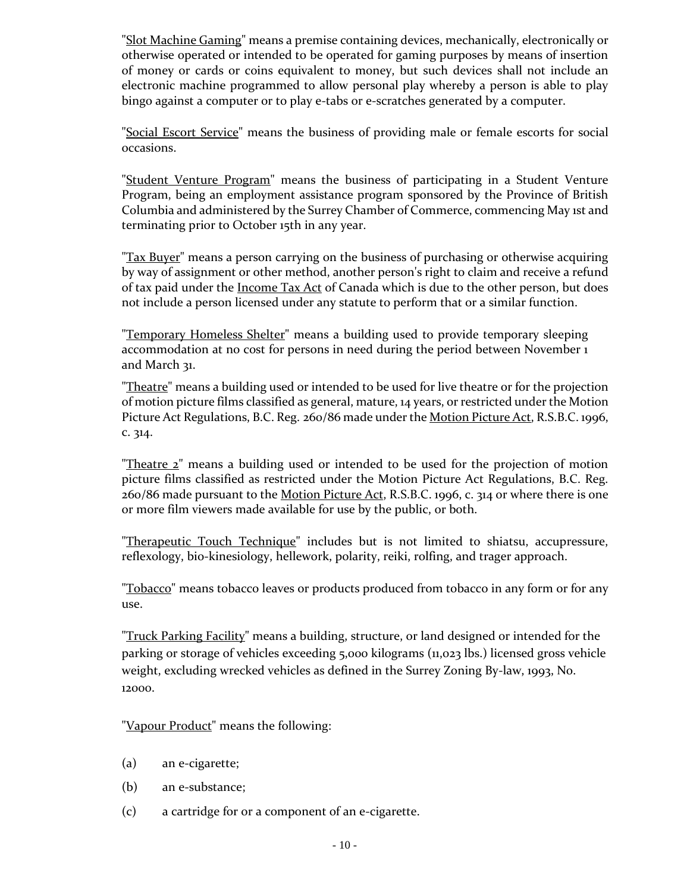"Slot Machine Gaming" means a premise containing devices, mechanically, electronically or otherwise operated or intended to be operated for gaming purposes by means of insertion of money or cards or coins equivalent to money, but such devices shall not include an electronic machine programmed to allow personal play whereby a person is able to play bingo against a computer or to play e-tabs or e-scratches generated by a computer.

"Social Escort Service" means the business of providing male or female escorts for social occasions.

"Student Venture Program" means the business of participating in a Student Venture Program, being an employment assistance program sponsored by the Province of British Columbia and administered by the Surrey Chamber of Commerce, commencing May 1st and terminating prior to October 15th in any year.

"Tax Buyer" means a person carrying on the business of purchasing or otherwise acquiring by way of assignment or other method, another person's right to claim and receive a refund of tax paid under the Income Tax Act of Canada which is due to the other person, but does not include a person licensed under any statute to perform that or a similar function.

"Temporary Homeless Shelter" means a building used to provide temporary sleeping accommodation at no cost for persons in need during the period between November 1 and March 31.

"Theatre" means a building used or intended to be used for live theatre or for the projection of motion picture films classified as general, mature, 14 years, or restricted under the Motion Picture Act Regulations, B.C. Reg. 260/86 made under the Motion Picture Act, R.S.B.C. 1996, c. 314.

"Theatre 2" means a building used or intended to be used for the projection of motion picture films classified as restricted under the Motion Picture Act Regulations, B.C. Reg. 260/86 made pursuant to the Motion Picture Act, R.S.B.C. 1996, c. 314 or where there is one or more film viewers made available for use by the public, or both.

"Therapeutic Touch Technique" includes but is not limited to shiatsu, accupressure, reflexology, bio-kinesiology, hellework, polarity, reiki, rolfing, and trager approach.

"Tobacco" means tobacco leaves or products produced from tobacco in any form or for any use.

"Truck Parking Facility" means a building, structure, or land designed or intended for the parking or storage of vehicles exceeding 5,000 kilograms (11,023 lbs.) licensed gross vehicle weight, excluding wrecked vehicles as defined in the Surrey Zoning By-law, 1993, No. 12000.

"Vapour Product" means the following:

(a) an e-cigarette;

(b) an e-substance;

(c) a cartridge for or a component of an e-cigarette.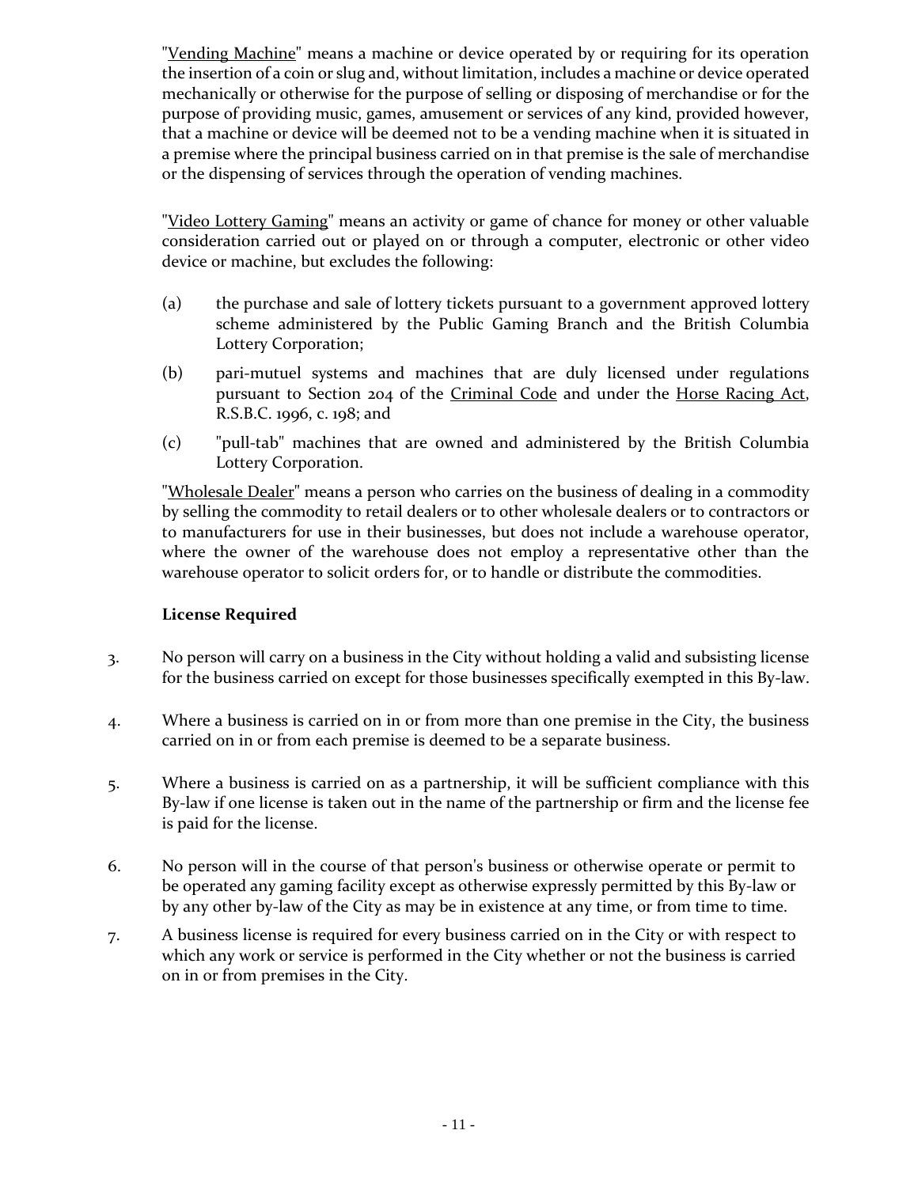"Vending Machine" means a machine or device operated by or requiring for its operation the insertion of a coin or slug and, without limitation, includes a machine or device operated mechanically or otherwise for the purpose of selling or disposing of merchandise or for the purpose of providing music, games, amusement or services of any kind, provided however, that a machine or device will be deemed not to be a vending machine when it is situated in a premise where the principal business carried on in that premise is the sale of merchandise or the dispensing of services through the operation of vending machines.

"Video Lottery Gaming" means an activity or game of chance for money or other valuable consideration carried out or played on or through a computer, electronic or other video device or machine, but excludes the following:

(a) the purchase and sale of lottery tickets pursuant to a government approved lottery scheme administered by the Public Gaming Branch and the British Columbia Lottery Corporation;

(b) pari-mutuel systems and machines that are duly licensed under regulations pursuant to Section 204 of the Criminal Code and under the Horse Racing Act, R.S.B.C. 1996, c. 198; and

(c) "pull-tab" machines that are owned and administered by the British Columbia Lottery Corporation.

"Wholesale Dealer" means a person who carries on the business of dealing in a commodity by selling the commodity to retail dealers or to other wholesale dealers or to contractors or to manufacturers for use in their businesses, but does not include a warehouse operator, where the owner of the warehouse does not employ a representative other than the warehouse operator to solicit orders for, or to handle or distribute the commodities.

**License Required**

3. No person will carry on a business in the City without holding a valid and subsisting license for the business carried on except for those businesses specifically exempted in this By-law.

4. Where a business is carried on in or from more than one premise in the City, the business carried on in or from each premise is deemed to be a separate business.

5. Where a business is carried on as a partnership, it will be sufficient compliance with this By-law if one license is taken out in the name of the partnership or firm and the license fee is paid for the license.

6. No person will in the course of that person's business or otherwise operate or permit to be operated any gaming facility except as otherwise expressly permitted by this By-law or by any other by-law of the City as may be in existence at any time, or from time to time.

7. A business license is required for every business carried on in the City or with respect to which any work or service is performed in the City whether or not the business is carried on in or from premises in the City.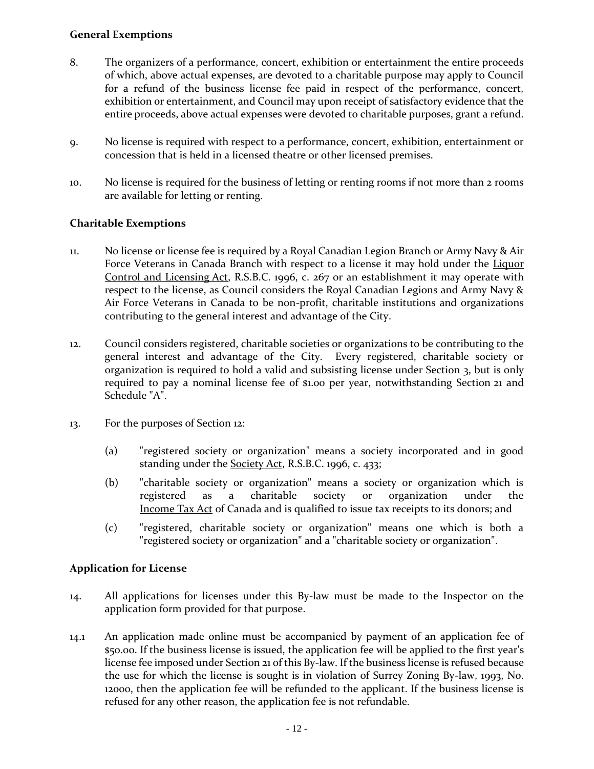### General Exemptions

8. The organizers of a performance, concert, exhibition or entertainment the entire proceeds of which, above actual expenses, are devoted to a charitable purpose may apply to Council for a refund of the business license fee paid in respect of the performance, concert, exhibition or entertainment, and Council may upon receipt of satisfactory evidence that the entire proceeds, above actual expenses were devoted to charitable purposes, grant a refund.

9. No license is required with respect to a performance, concert, exhibition, entertainment or concession that is held in a licensed theatre or other licensed premises.

10. No license is required for the business of letting or renting rooms if not more than 2 rooms are available for letting or renting.

### Charitable Exemptions

11. No license or license fee is required by a Royal Canadian Legion Branch or Army Navy & Air Force Veterans in Canada Branch with respect to a license it may hold under the Liquor Control and Licensing Act, R.S.B.C. 1996, c. 267 or an establishment it may operate with respect to the license, as Council considers the Royal Canadian Legions and Army Navy & Air Force Veterans in Canada to be non-profit, charitable institutions and organizations contributing to the general interest and advantage of the City.

12. Council considers registered, charitable societies or organizations to be contributing to the general interest and advantage of the City. Every registered, charitable society or organization is required to hold a valid and subsisting license under Section 3, but is only required to pay a nominal license fee of $1.00 per year, notwithstanding Section 21 and Schedule "A".

13. For the purposes of Section 12:

    (a) "registered society or organization" means a society incorporated and in good standing under the Society Act, R.S.B.C. 1996, c. 433;

    (b) "charitable society or organization" means a society or organization which is registered as a charitable society or organization under the Income Tax Act of Canada and is qualified to issue tax receipts to its donors; and

    (c) "registered, charitable society or organization" means one which is both a "registered society or organization" and a "charitable society or organization".

### Application for License

14. All applications for licenses under this By-law must be made to the Inspector on the application form provided for that purpose.

14.1 An application made online must be accompanied by payment of an application fee of $50.00. If the business license is issued, the application fee will be applied to the first year's license fee imposed under Section 21 of this By-law. If the business license is refused because the use for which the license is sought is in violation of Surrey Zoning By-law, 1993, No. 12000, then the application fee will be refunded to the applicant. If the business license is refused for any other reason, the application fee is not refundable.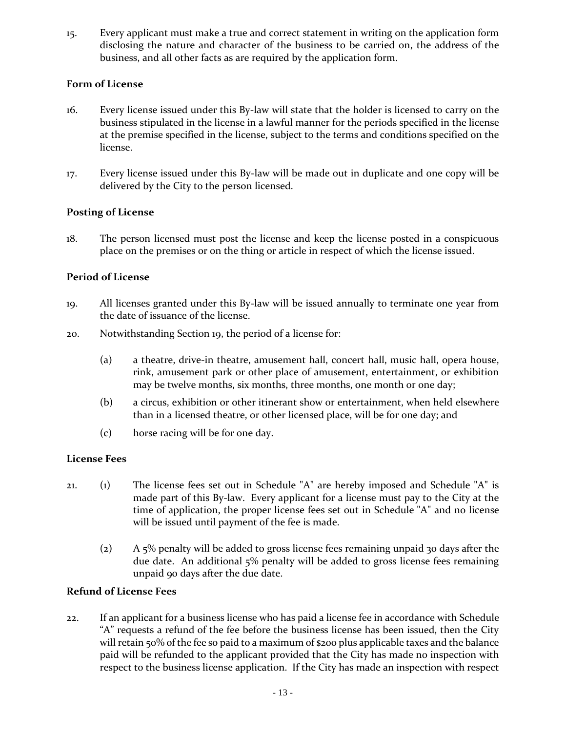15. Every applicant must make a true and correct statement in writing on the application form disclosing the nature and character of the business to be carried on, the address of the business, and all other facts as are required by the application form.

**Form of License**

16. Every license issued under this By-law will state that the holder is licensed to carry on the business stipulated in the license in a lawful manner for the periods specified in the license at the premise specified in the license, subject to the terms and conditions specified on the license.

17. Every license issued under this By-law will be made out in duplicate and one copy will be delivered by the City to the person licensed.

**Posting of License**

18. The person licensed must post the license and keep the license posted in a conspicuous place on the premises or on the thing or article in respect of which the license issued.

**Period of License**

19. All licenses granted under this By-law will be issued annually to terminate one year from the date of issuance of the license.

20. Notwithstanding Section 19, the period of a license for:

    (a) a theatre, drive-in theatre, amusement hall, concert hall, music hall, opera house, rink, amusement park or other place of amusement, entertainment, or exhibition may be twelve months, six months, three months, one month or one day;

    (b) a circus, exhibition or other itinerant show or entertainment, when held elsewhere than in a licensed theatre, or other licensed place, will be for one day; and

    (c) horse racing will be for one day.

**License Fees**

21. (1) The license fees set out in Schedule "A" are hereby imposed and Schedule "A" is made part of this By-law. Every applicant for a license must pay to the City at the time of application, the proper license fees set out in Schedule "A" and no license will be issued until payment of the fee is made.

    (2) A 5% penalty will be added to gross license fees remaining unpaid 30 days after the due date. An additional 5% penalty will be added to gross license fees remaining unpaid 90 days after the due date.

**Refund of License Fees**

22. If an applicant for a business license who has paid a license fee in accordance with Schedule "A" requests a refund of the fee before the business license has been issued, then the City will retain 50% of the fee so paid to a maximum of $200 plus applicable taxes and the balance paid will be refunded to the applicant provided that the City has made no inspection with respect to the business license application. If the City has made an inspection with respect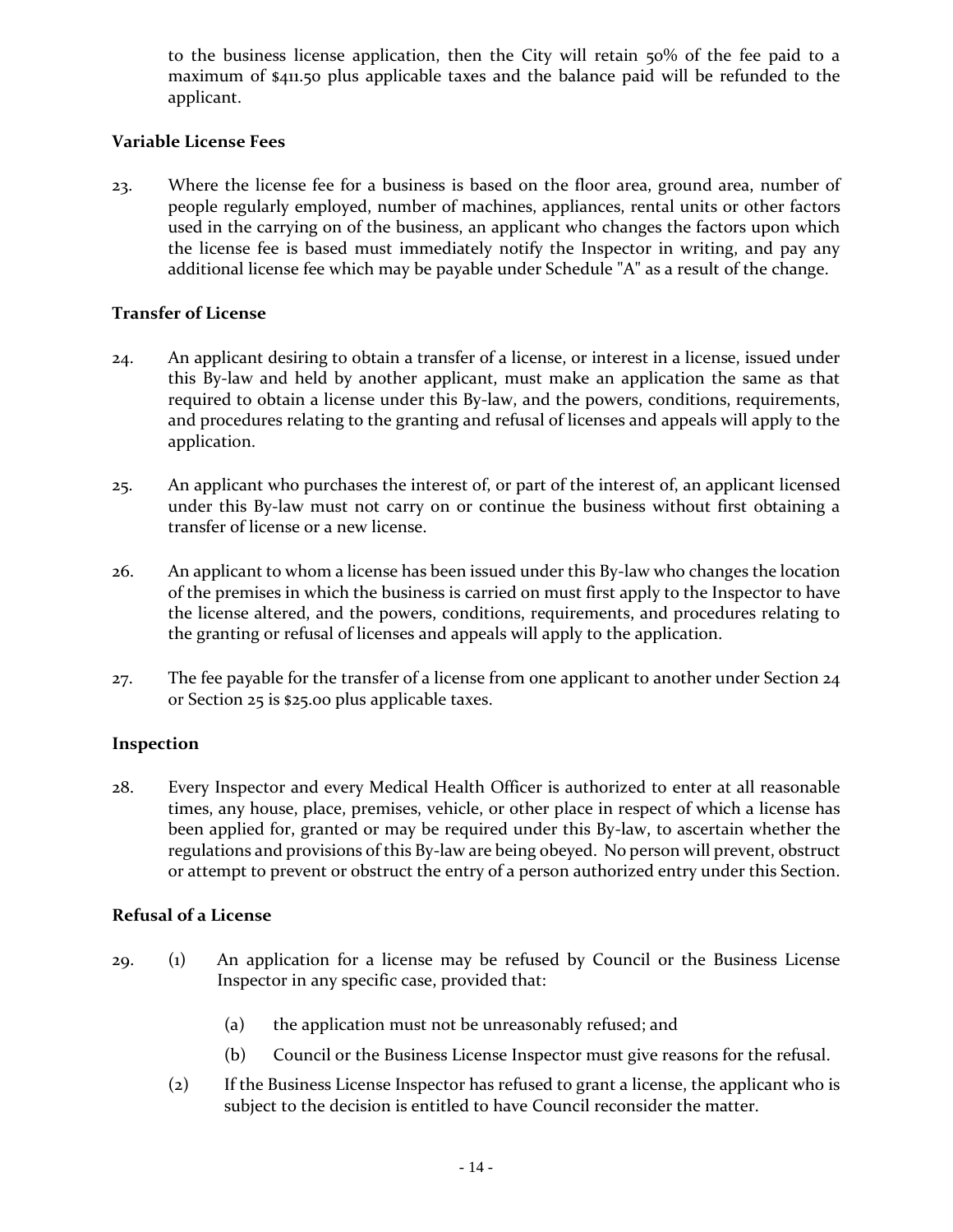to the business license application, then the City will retain 50% of the fee paid to a maximum of $411.50 plus applicable taxes and the balance paid will be refunded to the applicant.

**Variable License Fees**

23. Where the license fee for a business is based on the floor area, ground area, number of people regularly employed, number of machines, appliances, rental units or other factors used in the carrying on of the business, an applicant who changes the factors upon which the license fee is based must immediately notify the Inspector in writing, and pay any additional license fee which may be payable under Schedule "A" as a result of the change.

**Transfer of License**

24. An applicant desiring to obtain a transfer of a license, or interest in a license, issued under this By-law and held by another applicant, must make an application the same as that required to obtain a license under this By-law, and the powers, conditions, requirements, and procedures relating to the granting and refusal of licenses and appeals will apply to the application.

25. An applicant who purchases the interest of, or part of the interest of, an applicant licensed under this By-law must not carry on or continue the business without first obtaining a transfer of license or a new license.

26. An applicant to whom a license has been issued under this By-law who changes the location of the premises in which the business is carried on must first apply to the Inspector to have the license altered, and the powers, conditions, requirements, and procedures relating to the granting or refusal of licenses and appeals will apply to the application.

27. The fee payable for the transfer of a license from one applicant to another under Section 24 or Section 25 is $25.00 plus applicable taxes.

**Inspection**

28. Every Inspector and every Medical Health Officer is authorized to enter at all reasonable times, any house, place, premises, vehicle, or other place in respect of which a license has been applied for, granted or may be required under this By-law, to ascertain whether the regulations and provisions of this By-law are being obeyed. No person will prevent, obstruct or attempt to prevent or obstruct the entry of a person authorized entry under this Section.

**Refusal of a License**

29. (1) An application for a license may be refused by Council or the Business License Inspector in any specific case, provided that:

    (a) the application must not be unreasonably refused; and

    (b) Council or the Business License Inspector must give reasons for the refusal.

    (2) If the Business License Inspector has refused to grant a license, the applicant who is subject to the decision is entitled to have Council reconsider the matter.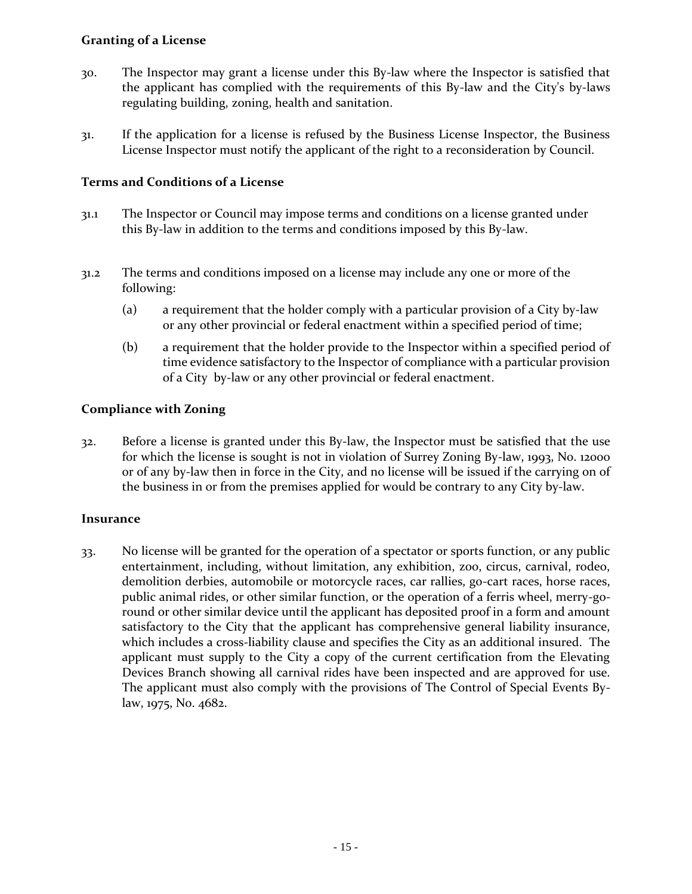**Granting of a License**

30. The Inspector may grant a license under this By-law where the Inspector is satisfied that the applicant has complied with the requirements of this By-law and the City's by-laws regulating building, zoning, health and sanitation.

31. If the application for a license is refused by the Business License Inspector, the Business License Inspector must notify the applicant of the right to a reconsideration by Council.

**Terms and Conditions of a License**

31.1 The Inspector or Council may impose terms and conditions on a license granted under this By-law in addition to the terms and conditions imposed by this By-law.

31.2 The terms and conditions imposed on a license may include any one or more of the following:

(a) a requirement that the holder comply with a particular provision of a City by-law or any other provincial or federal enactment within a specified period of time;

(b) a requirement that the holder provide to the Inspector within a specified period of time evidence satisfactory to the Inspector of compliance with a particular provision of a City by-law or any other provincial or federal enactment.

**Compliance with Zoning**

32. Before a license is granted under this By-law, the Inspector must be satisfied that the use for which the license is sought is not in violation of Surrey Zoning By-law, 1993, No. 12000 or of any by-law then in force in the City, and no license will be issued if the carrying on of the business in or from the premises applied for would be contrary to any City by-law.

**Insurance**

33. No license will be granted for the operation of a spectator or sports function, or any public entertainment, including, without limitation, any exhibition, zoo, circus, carnival, rodeo, demolition derbies, automobile or motorcycle races, car rallies, go-cart races, horse races, public animal rides, or other similar function, or the operation of a ferris wheel, merry-go-round or other similar device until the applicant has deposited proof in a form and amount satisfactory to the City that the applicant has comprehensive general liability insurance, which includes a cross-liability clause and specifies the City as an additional insured. The applicant must supply to the City a copy of the current certification from the Elevating Devices Branch showing all carnival rides have been inspected and are approved for use. The applicant must also comply with the provisions of The Control of Special Events By-law, 1975, No. 4682.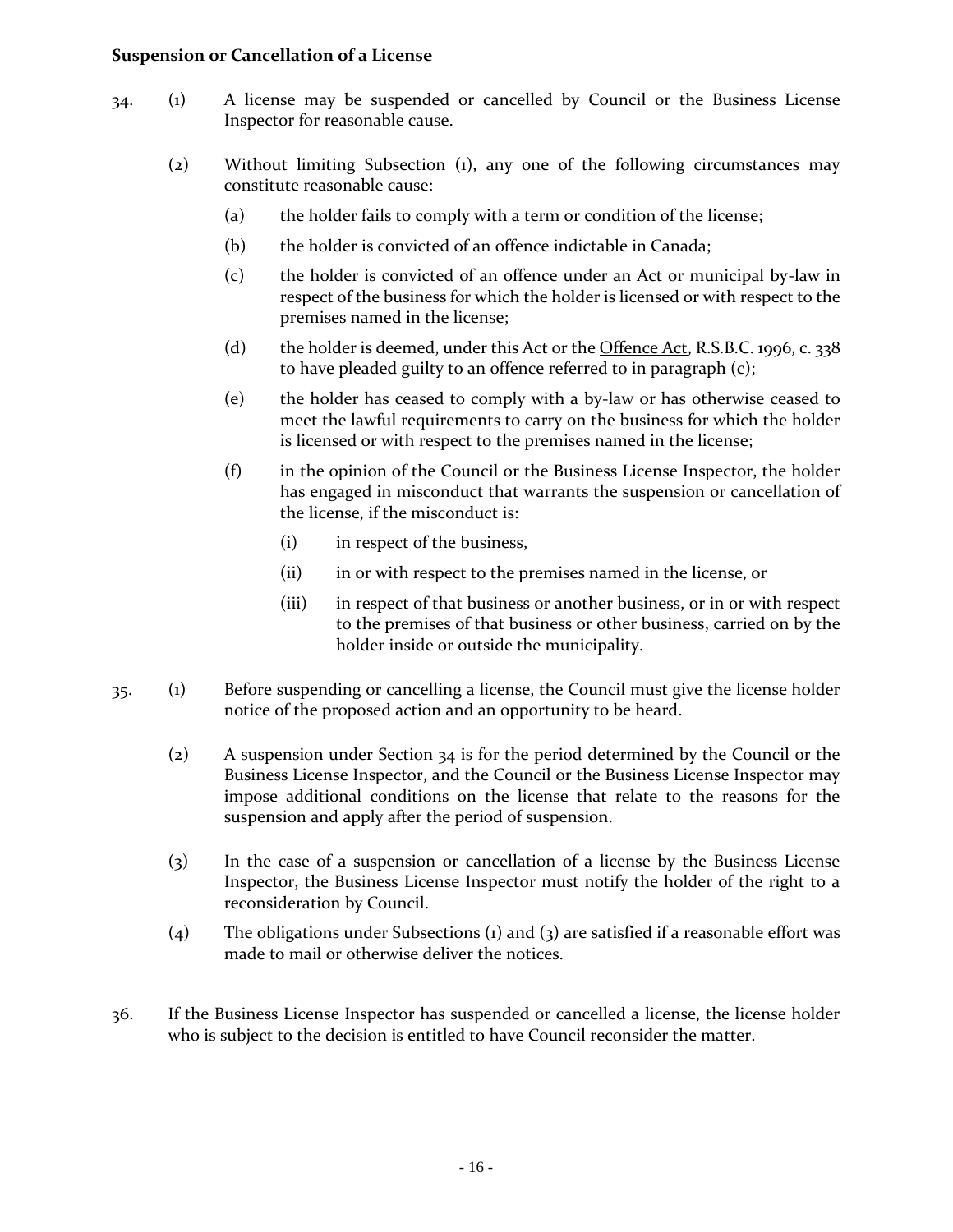**Suspension or Cancellation of a License**

34. (1) A license may be suspended or cancelled by Council or the Business License Inspector for reasonable cause.

    (2) Without limiting Subsection (1), any one of the following circumstances may constitute reasonable cause:

    (a) the holder fails to comply with a term or condition of the license;

    (b) the holder is convicted of an offence indictable in Canada;

    (c) the holder is convicted of an offence under an Act or municipal by-law in respect of the business for which the holder is licensed or with respect to the premises named in the license;

    (d) the holder is deemed, under this Act or the Offence Act, R.S.B.C. 1996, c. 338 to have pleaded guilty to an offence referred to in paragraph (c);

    (e) the holder has ceased to comply with a by-law or has otherwise ceased to meet the lawful requirements to carry on the business for which the holder is licensed or with respect to the premises named in the license;

    (f) in the opinion of the Council or the Business License Inspector, the holder has engaged in misconduct that warrants the suspension or cancellation of the license, if the misconduct is:

    (i) in respect of the business,

    (ii) in or with respect to the premises named in the license, or

    (iii) in respect of that business or another business, or in or with respect to the premises of that business or other business, carried on by the holder inside or outside the municipality.

35. (1) Before suspending or cancelling a license, the Council must give the license holder notice of the proposed action and an opportunity to be heard.

    (2) A suspension under Section 34 is for the period determined by the Council or the Business License Inspector, and the Council or the Business License Inspector may impose additional conditions on the license that relate to the reasons for the suspension and apply after the period of suspension.

    (3) In the case of a suspension or cancellation of a license by the Business License Inspector, the Business License Inspector must notify the holder of the right to a reconsideration by Council.

    (4) The obligations under Subsections (1) and (3) are satisfied if a reasonable effort was made to mail or otherwise deliver the notices.

36. If the Business License Inspector has suspended or cancelled a license, the license holder who is subject to the decision is entitled to have Council reconsider the matter.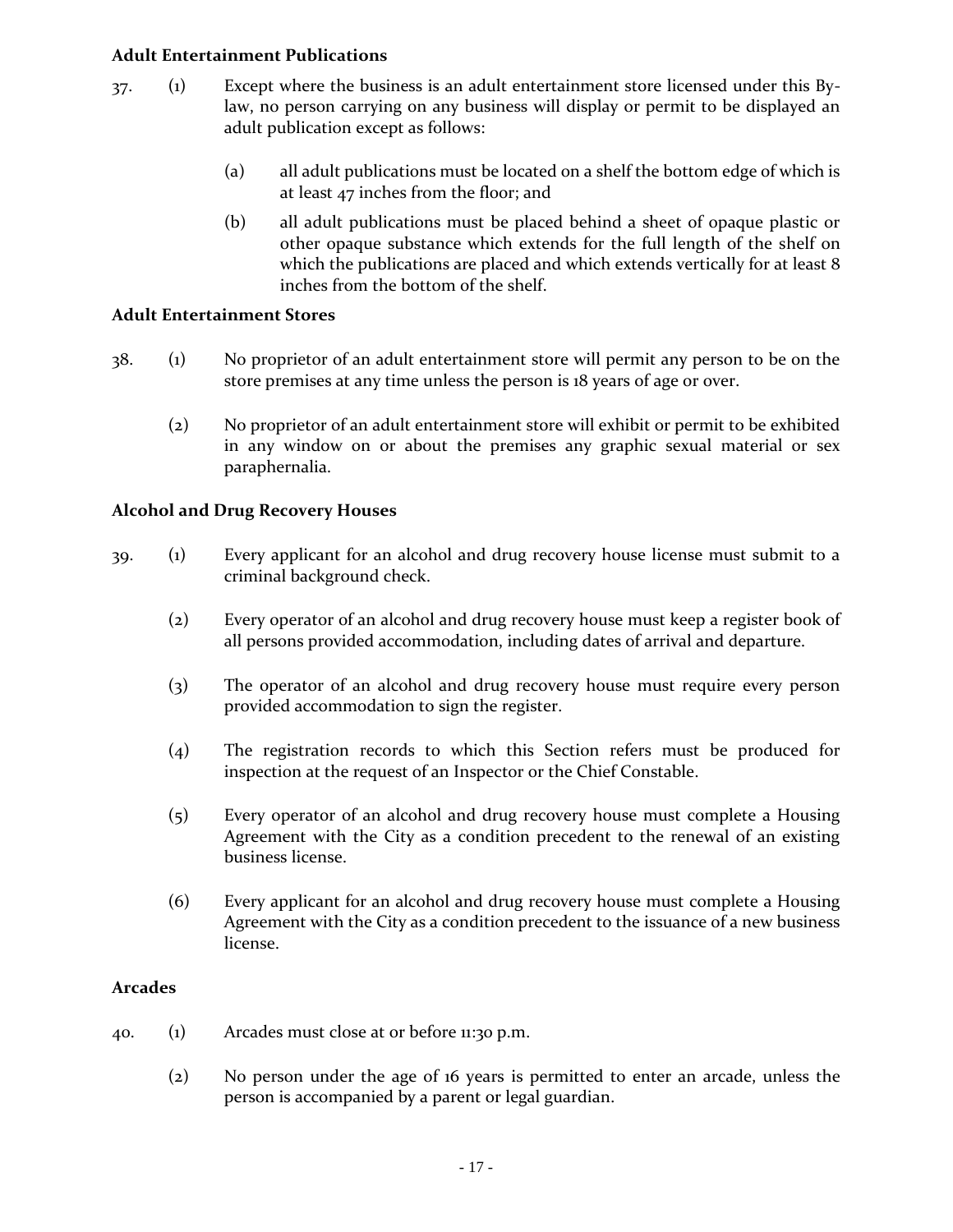### Adult Entertainment Publications

37. (1) Except where the business is an adult entertainment store licensed under this By-law, no person carrying on any business will display or permit to be displayed an adult publication except as follows:

    (a) all adult publications must be located on a shelf the bottom edge of which is at least 47 inches from the floor; and

    (b) all adult publications must be placed behind a sheet of opaque plastic or other opaque substance which extends for the full length of the shelf on which the publications are placed and which extends vertically for at least 8 inches from the bottom of the shelf.

### Adult Entertainment Stores

38. (1) No proprietor of an adult entertainment store will permit any person to be on the store premises at any time unless the person is 18 years of age or over.

    (2) No proprietor of an adult entertainment store will exhibit or permit to be exhibited in any window on or about the premises any graphic sexual material or sex paraphernalia.

### Alcohol and Drug Recovery Houses

39. (1) Every applicant for an alcohol and drug recovery house license must submit to a criminal background check.

    (2) Every operator of an alcohol and drug recovery house must keep a register book of all persons provided accommodation, including dates of arrival and departure.

    (3) The operator of an alcohol and drug recovery house must require every person provided accommodation to sign the register.

    (4) The registration records to which this Section refers must be produced for inspection at the request of an Inspector or the Chief Constable.

    (5) Every operator of an alcohol and drug recovery house must complete a Housing Agreement with the City as a condition precedent to the renewal of an existing business license.

    (6) Every applicant for an alcohol and drug recovery house must complete a Housing Agreement with the City as a condition precedent to the issuance of a new business license.

### Arcades

40. (1) Arcades must close at or before 11:30 p.m.

    (2) No person under the age of 16 years is permitted to enter an arcade, unless the person is accompanied by a parent or legal guardian.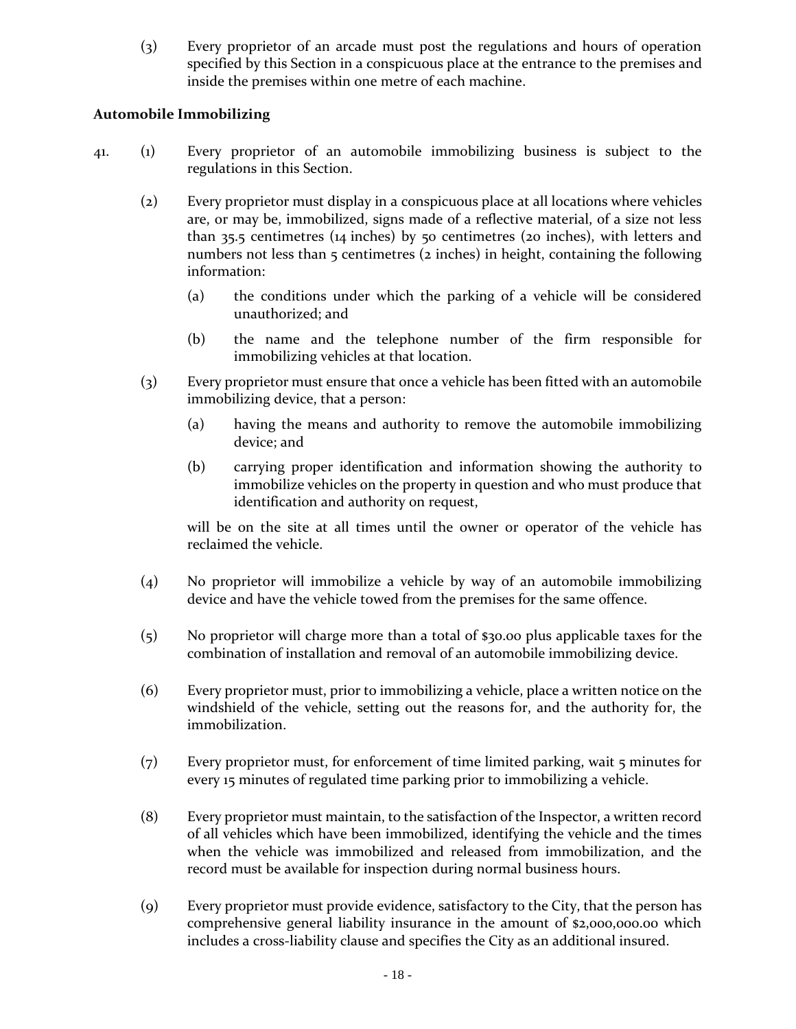(3) Every proprietor of an arcade must post the regulations and hours of operation specified by this Section in a conspicuous place at the entrance to the premises and inside the premises within one metre of each machine.

**Automobile Immobilizing**

41. (1) Every proprietor of an automobile immobilizing business is subject to the regulations in this Section.

(2) Every proprietor must display in a conspicuous place at all locations where vehicles are, or may be, immobilized, signs made of a reflective material, of a size not less than 35.5 centimetres (14 inches) by 50 centimetres (20 inches), with letters and numbers not less than 5 centimetres (2 inches) in height, containing the following information:

(a) the conditions under which the parking of a vehicle will be considered unauthorized; and

(b) the name and the telephone number of the firm responsible for immobilizing vehicles at that location.

(3) Every proprietor must ensure that once a vehicle has been fitted with an automobile immobilizing device, that a person:

(a) having the means and authority to remove the automobile immobilizing device; and

(b) carrying proper identification and information showing the authority to immobilize vehicles on the property in question and who must produce that identification and authority on request,

will be on the site at all times until the owner or operator of the vehicle has reclaimed the vehicle.

(4) No proprietor will immobilize a vehicle by way of an automobile immobilizing device and have the vehicle towed from the premises for the same offence.

(5) No proprietor will charge more than a total of $30.00 plus applicable taxes for the combination of installation and removal of an automobile immobilizing device.

(6) Every proprietor must, prior to immobilizing a vehicle, place a written notice on the windshield of the vehicle, setting out the reasons for, and the authority for, the immobilization.

(7) Every proprietor must, for enforcement of time limited parking, wait 5 minutes for every 15 minutes of regulated time parking prior to immobilizing a vehicle.

(8) Every proprietor must maintain, to the satisfaction of the Inspector, a written record of all vehicles which have been immobilized, identifying the vehicle and the times when the vehicle was immobilized and released from immobilization, and the record must be available for inspection during normal business hours.

(9) Every proprietor must provide evidence, satisfactory to the City, that the person has comprehensive general liability insurance in the amount of $2,000,000.00 which includes a cross-liability clause and specifies the City as an additional insured.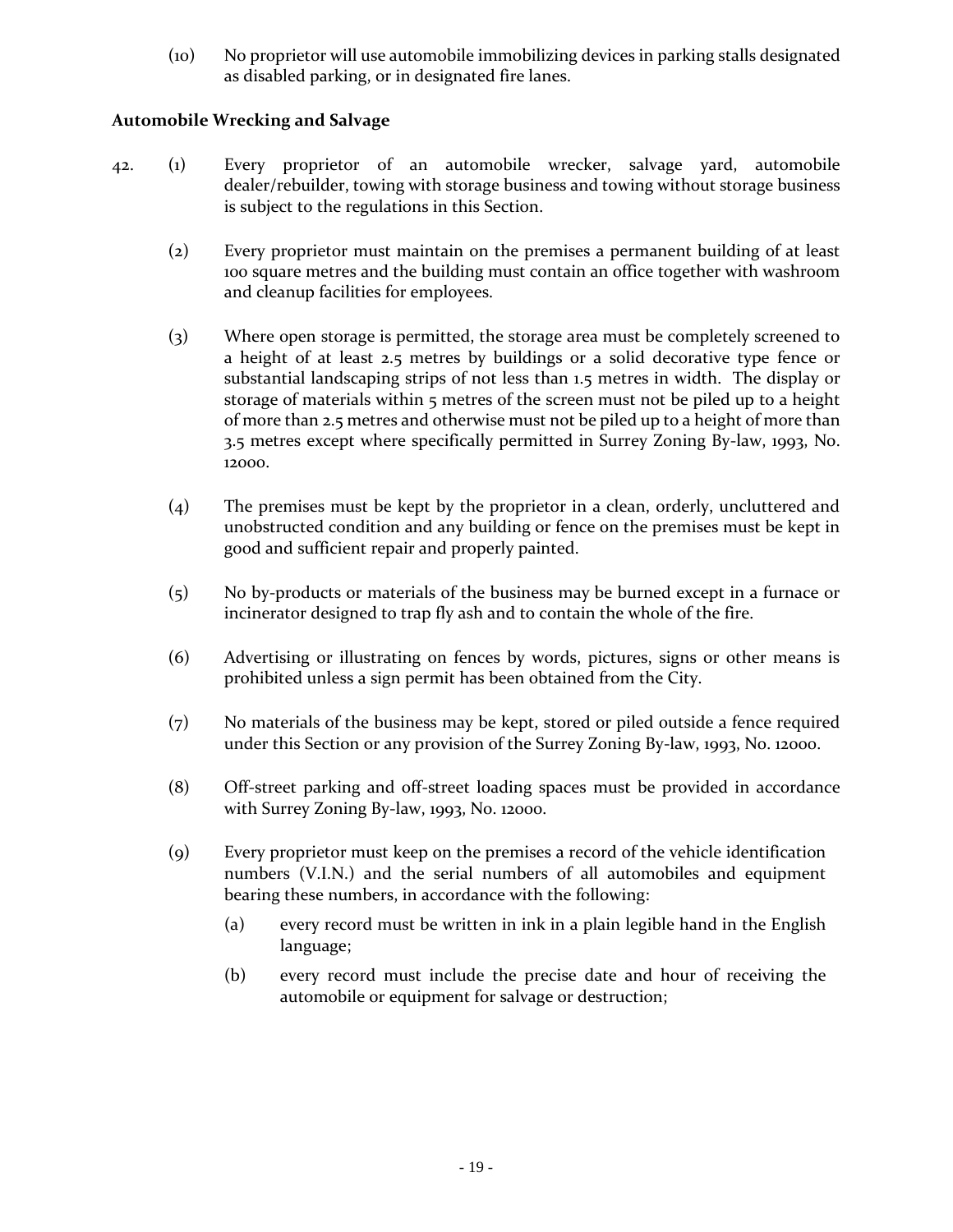(10) No proprietor will use automobile immobilizing devices in parking stalls designated as disabled parking, or in designated fire lanes.

**Automobile Wrecking and Salvage**

42. (1) Every proprietor of an automobile wrecker, salvage yard, automobile dealer/rebuilder, towing with storage business and towing without storage business is subject to the regulations in this Section.

(2) Every proprietor must maintain on the premises a permanent building of at least 100 square metres and the building must contain an office together with washroom and cleanup facilities for employees.

(3) Where open storage is permitted, the storage area must be completely screened to a height of at least 2.5 metres by buildings or a solid decorative type fence or substantial landscaping strips of not less than 1.5 metres in width. The display or storage of materials within 5 metres of the screen must not be piled up to a height of more than 2.5 metres and otherwise must not be piled up to a height of more than 3.5 metres except where specifically permitted in Surrey Zoning By-law, 1993, No. 12000.

(4) The premises must be kept by the proprietor in a clean, orderly, uncluttered and unobstructed condition and any building or fence on the premises must be kept in good and sufficient repair and properly painted.

(5) No by-products or materials of the business may be burned except in a furnace or incinerator designed to trap fly ash and to contain the whole of the fire.

(6) Advertising or illustrating on fences by words, pictures, signs or other means is prohibited unless a sign permit has been obtained from the City.

(7) No materials of the business may be kept, stored or piled outside a fence required under this Section or any provision of the Surrey Zoning By-law, 1993, No. 12000.

(8) Off-street parking and off-street loading spaces must be provided in accordance with Surrey Zoning By-law, 1993, No. 12000.

(9) Every proprietor must keep on the premises a record of the vehicle identification numbers (V.I.N.) and the serial numbers of all automobiles and equipment bearing these numbers, in accordance with the following:

(a) every record must be written in ink in a plain legible hand in the English language;

(b) every record must include the precise date and hour of receiving the automobile or equipment for salvage or destruction;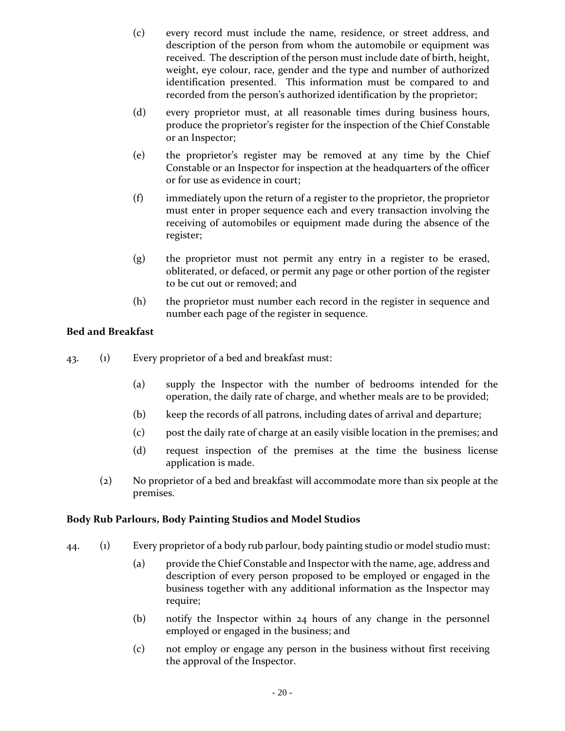(c) every record must include the name, residence, or street address, and description of the person from whom the automobile or equipment was received. The description of the person must include date of birth, height, weight, eye colour, race, gender and the type and number of authorized identification presented. This information must be compared to and recorded from the person's authorized identification by the proprietor;

(d) every proprietor must, at all reasonable times during business hours, produce the proprietor's register for the inspection of the Chief Constable or an Inspector;

(e) the proprietor's register may be removed at any time by the Chief Constable or an Inspector for inspection at the headquarters of the officer or for use as evidence in court;

(f) immediately upon the return of a register to the proprietor, the proprietor must enter in proper sequence each and every transaction involving the receiving of automobiles or equipment made during the absence of the register;

(g) the proprietor must not permit any entry in a register to be erased, obliterated, or defaced, or permit any page or other portion of the register to be cut out or removed; and

(h) the proprietor must number each record in the register in sequence and number each page of the register in sequence.

**Bed and Breakfast**

43. (1) Every proprietor of a bed and breakfast must:

(a) supply the Inspector with the number of bedrooms intended for the operation, the daily rate of charge, and whether meals are to be provided;

(b) keep the records of all patrons, including dates of arrival and departure;

(c) post the daily rate of charge at an easily visible location in the premises; and

(d) request inspection of the premises at the time the business license application is made.

(2) No proprietor of a bed and breakfast will accommodate more than six people at the premises.

**Body Rub Parlours, Body Painting Studios and Model Studios**

44. (1) Every proprietor of a body rub parlour, body painting studio or model studio must:

(a) provide the Chief Constable and Inspector with the name, age, address and description of every person proposed to be employed or engaged in the business together with any additional information as the Inspector may require;

(b) notify the Inspector within 24 hours of any change in the personnel employed or engaged in the business; and

(c) not employ or engage any person in the business without first receiving the approval of the Inspector.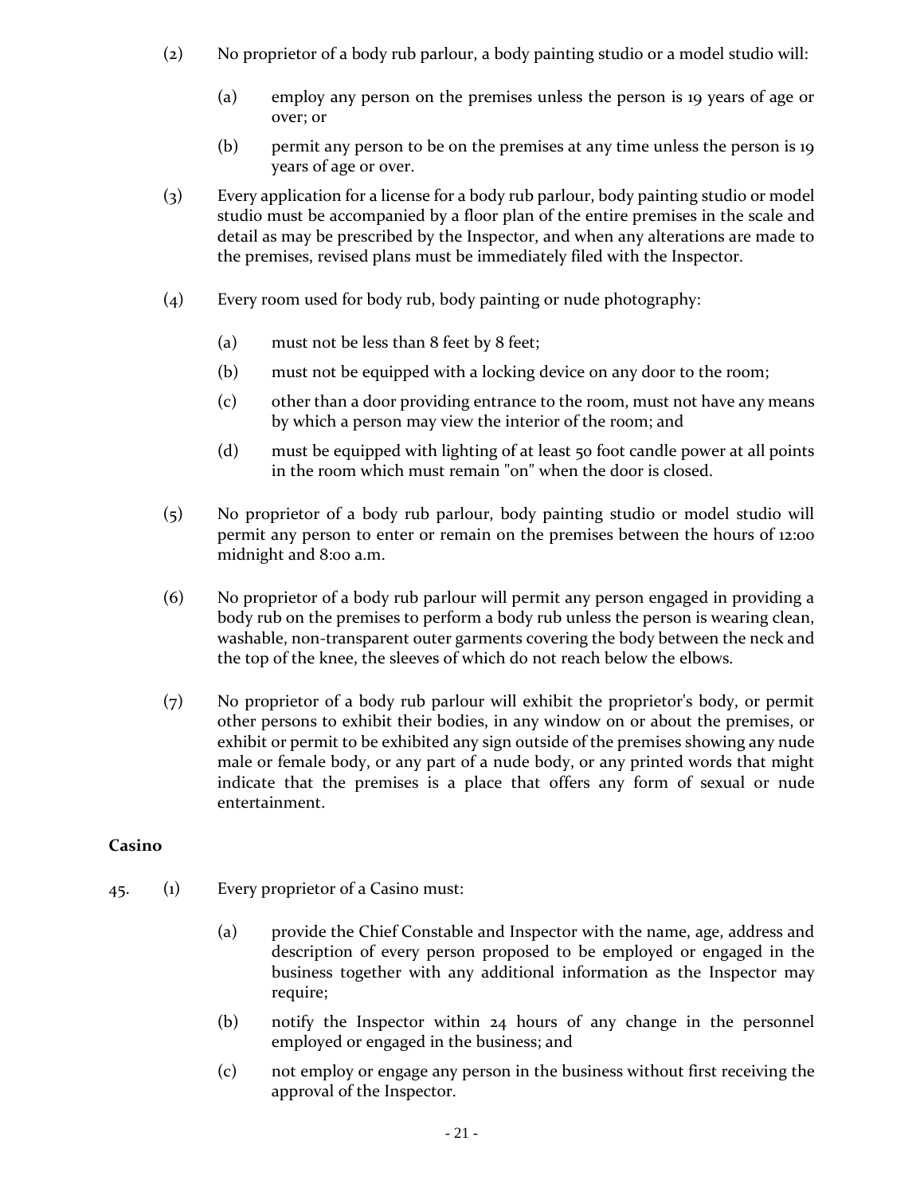(2) No proprietor of a body rub parlour, a body painting studio or a model studio will:

(a) employ any person on the premises unless the person is 19 years of age or over; or

(b) permit any person to be on the premises at any time unless the person is 19 years of age or over.

(3) Every application for a license for a body rub parlour, body painting studio or model studio must be accompanied by a floor plan of the entire premises in the scale and detail as may be prescribed by the Inspector, and when any alterations are made to the premises, revised plans must be immediately filed with the Inspector.

(4) Every room used for body rub, body painting or nude photography:

(a) must not be less than 8 feet by 8 feet;

(b) must not be equipped with a locking device on any door to the room;

(c) other than a door providing entrance to the room, must not have any means by which a person may view the interior of the room; and

(d) must be equipped with lighting of at least 50 foot candle power at all points in the room which must remain "on" when the door is closed.

(5) No proprietor of a body rub parlour, body painting studio or model studio will permit any person to enter or remain on the premises between the hours of 12:00 midnight and 8:00 a.m.

(6) No proprietor of a body rub parlour will permit any person engaged in providing a body rub on the premises to perform a body rub unless the person is wearing clean, washable, non-transparent outer garments covering the body between the neck and the top of the knee, the sleeves of which do not reach below the elbows.

(7) No proprietor of a body rub parlour will exhibit the proprietor's body, or permit other persons to exhibit their bodies, in any window on or about the premises, or exhibit or permit to be exhibited any sign outside of the premises showing any nude male or female body, or any part of a nude body, or any printed words that might indicate that the premises is a place that offers any form of sexual or nude entertainment.

**Casino**

45. (1) Every proprietor of a Casino must:

(a) provide the Chief Constable and Inspector with the name, age, address and description of every person proposed to be employed or engaged in the business together with any additional information as the Inspector may require;

(b) notify the Inspector within 24 hours of any change in the personnel employed or engaged in the business; and

(c) not employ or engage any person in the business without first receiving the approval of the Inspector.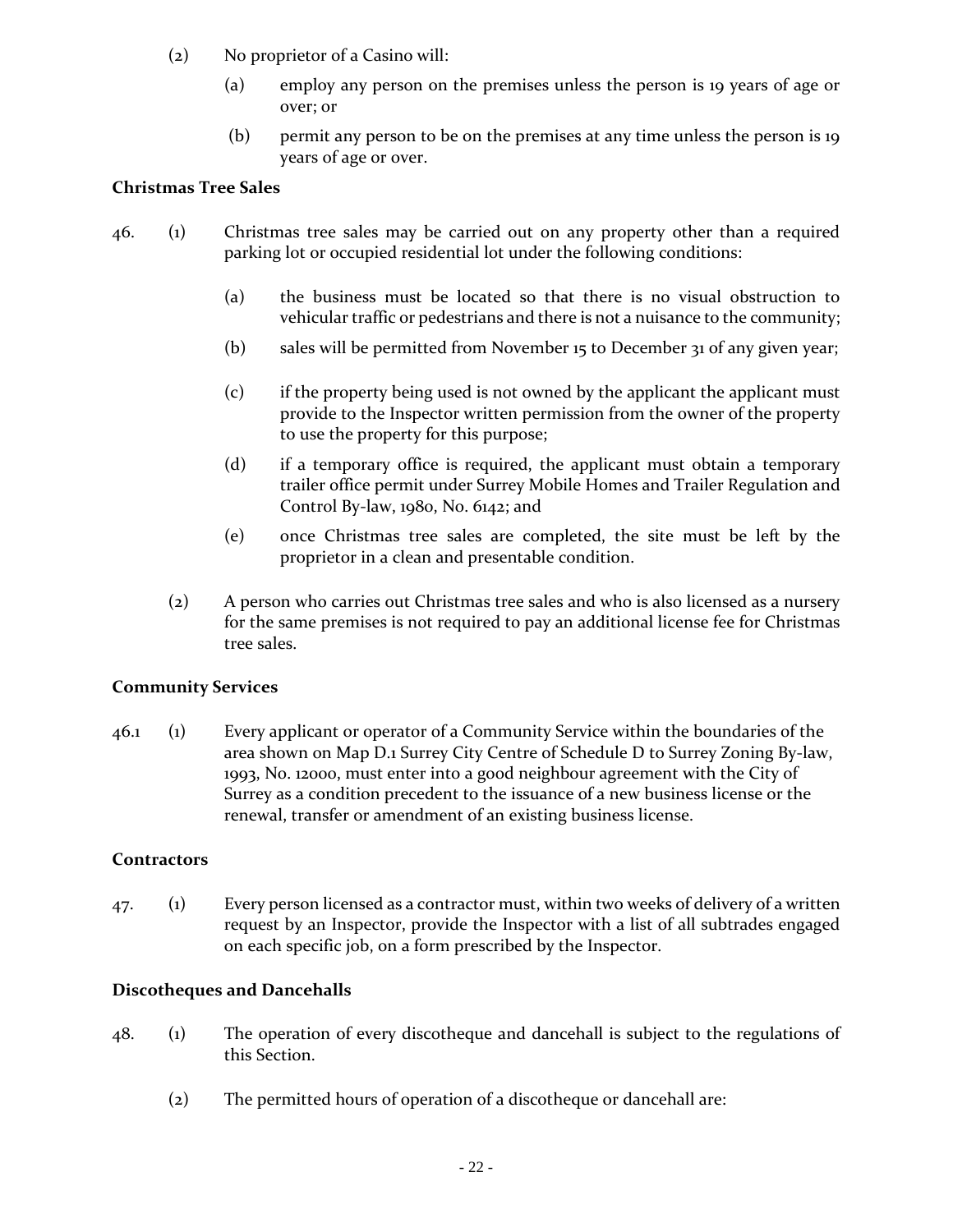(2) No proprietor of a Casino will:

(a) employ any person on the premises unless the person is 19 years of age or over; or

(b) permit any person to be on the premises at any time unless the person is 19 years of age or over.

**Christmas Tree Sales**

46. (1) Christmas tree sales may be carried out on any property other than a required parking lot or occupied residential lot under the following conditions:

(a) the business must be located so that there is no visual obstruction to vehicular traffic or pedestrians and there is not a nuisance to the community;

(b) sales will be permitted from November 15 to December 31 of any given year;

(c) if the property being used is not owned by the applicant the applicant must provide to the Inspector written permission from the owner of the property to use the property for this purpose;

(d) if a temporary office is required, the applicant must obtain a temporary trailer office permit under Surrey Mobile Homes and Trailer Regulation and Control By-law, 1980, No. 6142; and

(e) once Christmas tree sales are completed, the site must be left by the proprietor in a clean and presentable condition.

(2) A person who carries out Christmas tree sales and who is also licensed as a nursery for the same premises is not required to pay an additional license fee for Christmas tree sales.

**Community Services**

46.1 (1) Every applicant or operator of a Community Service within the boundaries of the area shown on Map D.1 Surrey City Centre of Schedule D to Surrey Zoning By-law, 1993, No. 12000, must enter into a good neighbour agreement with the City of Surrey as a condition precedent to the issuance of a new business license or the renewal, transfer or amendment of an existing business license.

**Contractors**

47. (1) Every person licensed as a contractor must, within two weeks of delivery of a written request by an Inspector, provide the Inspector with a list of all subtrades engaged on each specific job, on a form prescribed by the Inspector.

**Discotheques and Dancehalls**

48. (1) The operation of every discotheque and dancehall is subject to the regulations of this Section.

(2) The permitted hours of operation of a discotheque or dancehall are: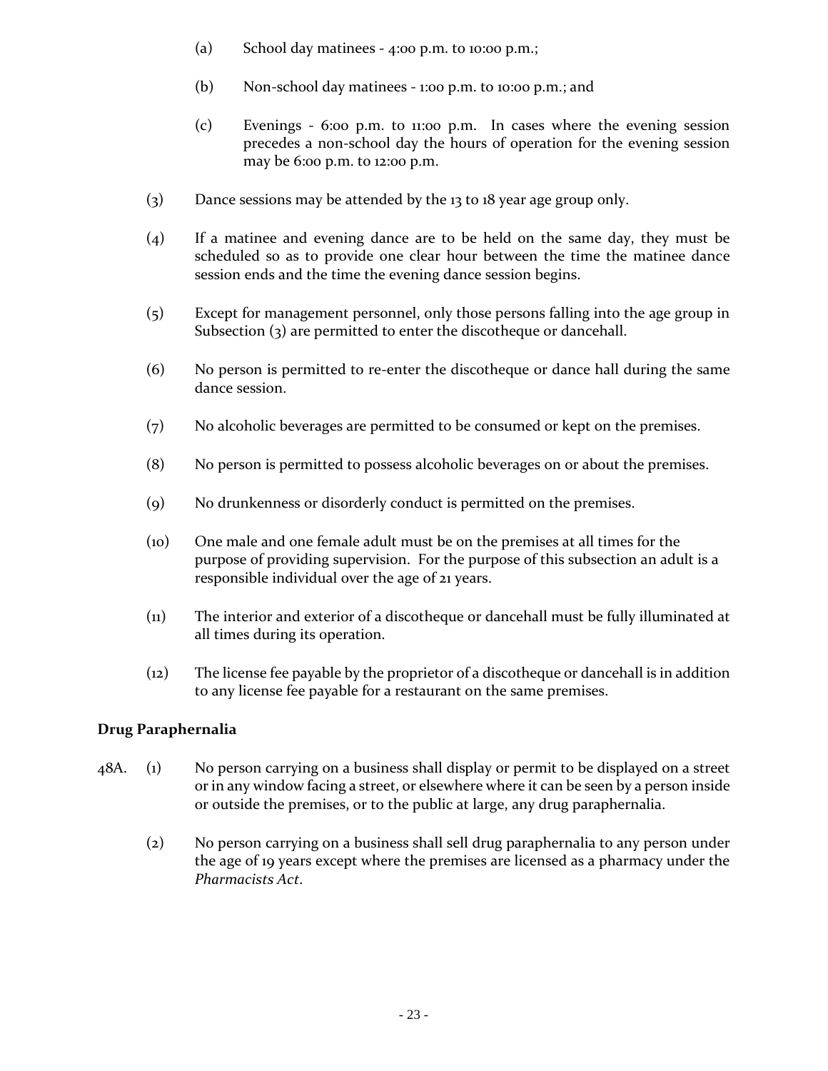(a) School day matinees - 4:00 p.m. to 10:00 p.m.;

(b) Non-school day matinees - 1:00 p.m. to 10:00 p.m.; and

(c) Evenings - 6:00 p.m. to 11:00 p.m. In cases where the evening session precedes a non-school day the hours of operation for the evening session may be 6:00 p.m. to 12:00 p.m.

(3) Dance sessions may be attended by the 13 to 18 year age group only.

(4) If a matinee and evening dance are to be held on the same day, they must be scheduled so as to provide one clear hour between the time the matinee dance session ends and the time the evening dance session begins.

(5) Except for management personnel, only those persons falling into the age group in Subsection (3) are permitted to enter the discotheque or dancehall.

(6) No person is permitted to re-enter the discotheque or dance hall during the same dance session.

(7) No alcoholic beverages are permitted to be consumed or kept on the premises.

(8) No person is permitted to possess alcoholic beverages on or about the premises.

(9) No drunkenness or disorderly conduct is permitted on the premises.

(10) One male and one female adult must be on the premises at all times for the purpose of providing supervision. For the purpose of this subsection an adult is a responsible individual over the age of 21 years.

(11) The interior and exterior of a discotheque or dancehall must be fully illuminated at all times during its operation.

(12) The license fee payable by the proprietor of a discotheque or dancehall is in addition to any license fee payable for a restaurant on the same premises.

**Drug Paraphernalia**

48A. (1) No person carrying on a business shall display or permit to be displayed on a street or in any window facing a street, or elsewhere where it can be seen by a person inside or outside the premises, or to the public at large, any drug paraphernalia.

(2) No person carrying on a business shall sell drug paraphernalia to any person under the age of 19 years except where the premises are licensed as a pharmacy under the *Pharmacists Act*.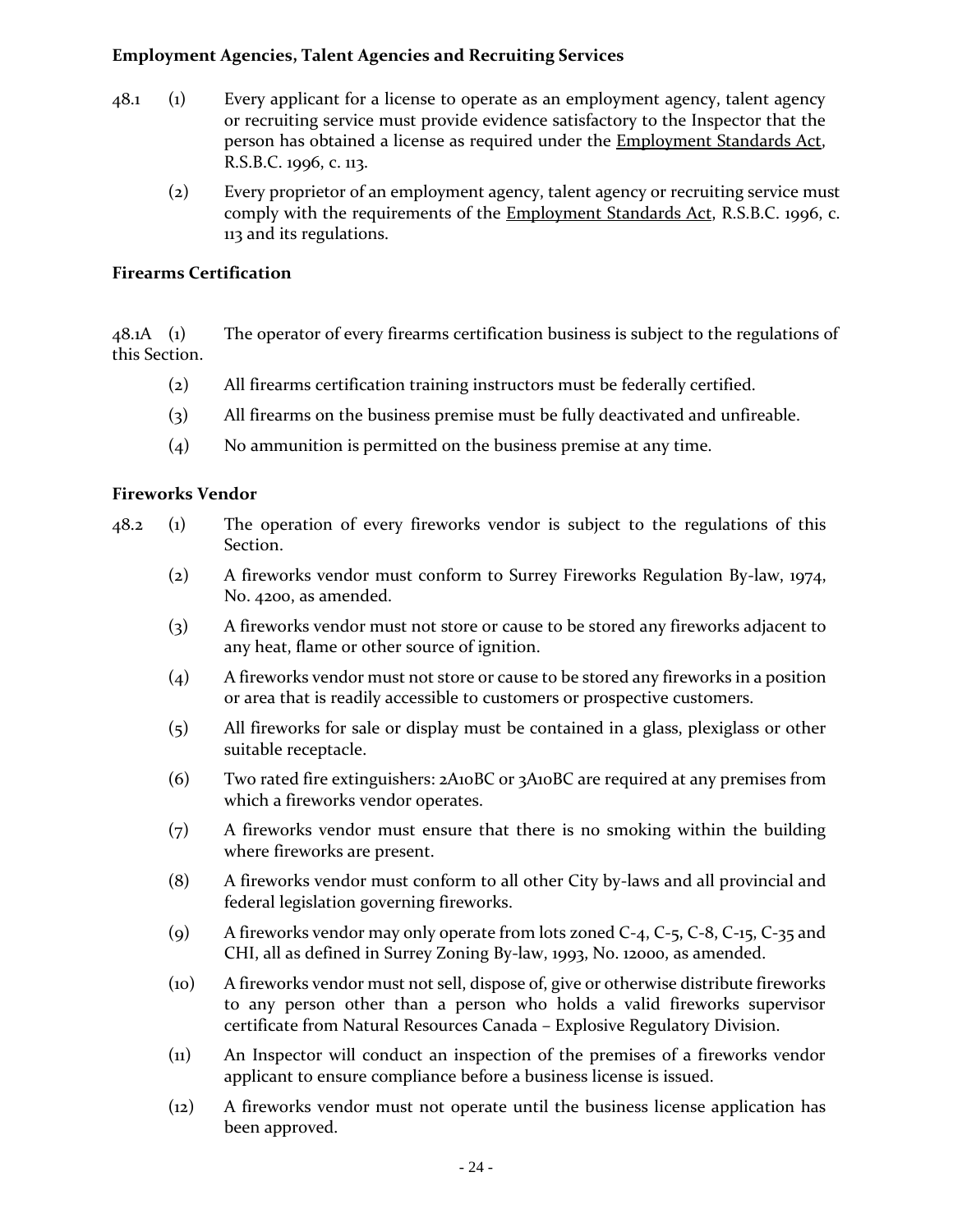**Employment Agencies, Talent Agencies and Recruiting Services**

48.1 (1) Every applicant for a license to operate as an employment agency, talent agency or recruiting service must provide evidence satisfactory to the Inspector that the person has obtained a license as required under the Employment Standards Act, R.S.B.C. 1996, c. 113.

(2) Every proprietor of an employment agency, talent agency or recruiting service must comply with the requirements of the Employment Standards Act, R.S.B.C. 1996, c. 113 and its regulations.

**Firearms Certification**

48.1A (1) The operator of every firearms certification business is subject to the regulations of this Section.

(2) All firearms certification training instructors must be federally certified.

(3) All firearms on the business premise must be fully deactivated and unfireable.

(4) No ammunition is permitted on the business premise at any time.

**Fireworks Vendor**

48.2 (1) The operation of every fireworks vendor is subject to the regulations of this Section.

(2) A fireworks vendor must conform to Surrey Fireworks Regulation By-law, 1974, No. 4200, as amended.

(3) A fireworks vendor must not store or cause to be stored any fireworks adjacent to any heat, flame or other source of ignition.

(4) A fireworks vendor must not store or cause to be stored any fireworks in a position or area that is readily accessible to customers or prospective customers.

(5) All fireworks for sale or display must be contained in a glass, plexiglass or other suitable receptacle.

(6) Two rated fire extinguishers: 2A10BC or 3A10BC are required at any premises from which a fireworks vendor operates.

(7) A fireworks vendor must ensure that there is no smoking within the building where fireworks are present.

(8) A fireworks vendor must conform to all other City by-laws and all provincial and federal legislation governing fireworks.

(9) A fireworks vendor may only operate from lots zoned C-4, C-5, C-8, C-15, C-35 and CHI, all as defined in Surrey Zoning By-law, 1993, No. 12000, as amended.

(10) A fireworks vendor must not sell, dispose of, give or otherwise distribute fireworks to any person other than a person who holds a valid fireworks supervisor certificate from Natural Resources Canada – Explosive Regulatory Division.

(11) An Inspector will conduct an inspection of the premises of a fireworks vendor applicant to ensure compliance before a business license is issued.

(12) A fireworks vendor must not operate until the business license application has been approved.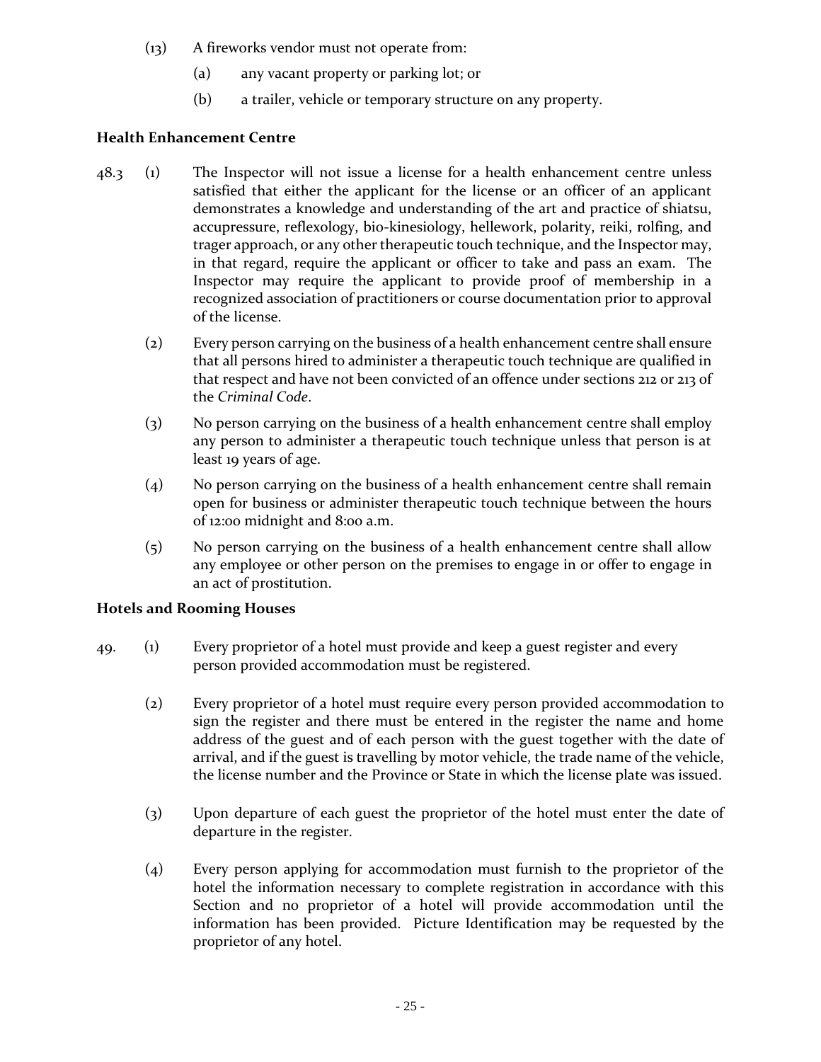(13) A fireworks vendor must not operate from:

(a) any vacant property or parking lot; or

(b) a trailer, vehicle or temporary structure on any property.

**Health Enhancement Centre**

48.3 (1) The Inspector will not issue a license for a health enhancement centre unless satisfied that either the applicant for the license or an officer of an applicant demonstrates a knowledge and understanding of the art and practice of shiatsu, accupressure, reflexology, bio-kinesiology, hellework, polarity, reiki, rolfing, and trager approach, or any other therapeutic touch technique, and the Inspector may, in that regard, require the applicant or officer to take and pass an exam. The Inspector may require the applicant to provide proof of membership in a recognized association of practitioners or course documentation prior to approval of the license.

(2) Every person carrying on the business of a health enhancement centre shall ensure that all persons hired to administer a therapeutic touch technique are qualified in that respect and have not been convicted of an offence under sections 212 or 213 of the *Criminal Code*.

(3) No person carrying on the business of a health enhancement centre shall employ any person to administer a therapeutic touch technique unless that person is at least 19 years of age.

(4) No person carrying on the business of a health enhancement centre shall remain open for business or administer therapeutic touch technique between the hours of 12:00 midnight and 8:00 a.m.

(5) No person carrying on the business of a health enhancement centre shall allow any employee or other person on the premises to engage in or offer to engage in an act of prostitution.

**Hotels and Rooming Houses**

49. (1) Every proprietor of a hotel must provide and keep a guest register and every person provided accommodation must be registered.

(2) Every proprietor of a hotel must require every person provided accommodation to sign the register and there must be entered in the register the name and home address of the guest and of each person with the guest together with the date of arrival, and if the guest is travelling by motor vehicle, the trade name of the vehicle, the license number and the Province or State in which the license plate was issued.

(3) Upon departure of each guest the proprietor of the hotel must enter the date of departure in the register.

(4) Every person applying for accommodation must furnish to the proprietor of the hotel the information necessary to complete registration in accordance with this Section and no proprietor of a hotel will provide accommodation until the information has been provided. Picture Identification may be requested by the proprietor of any hotel.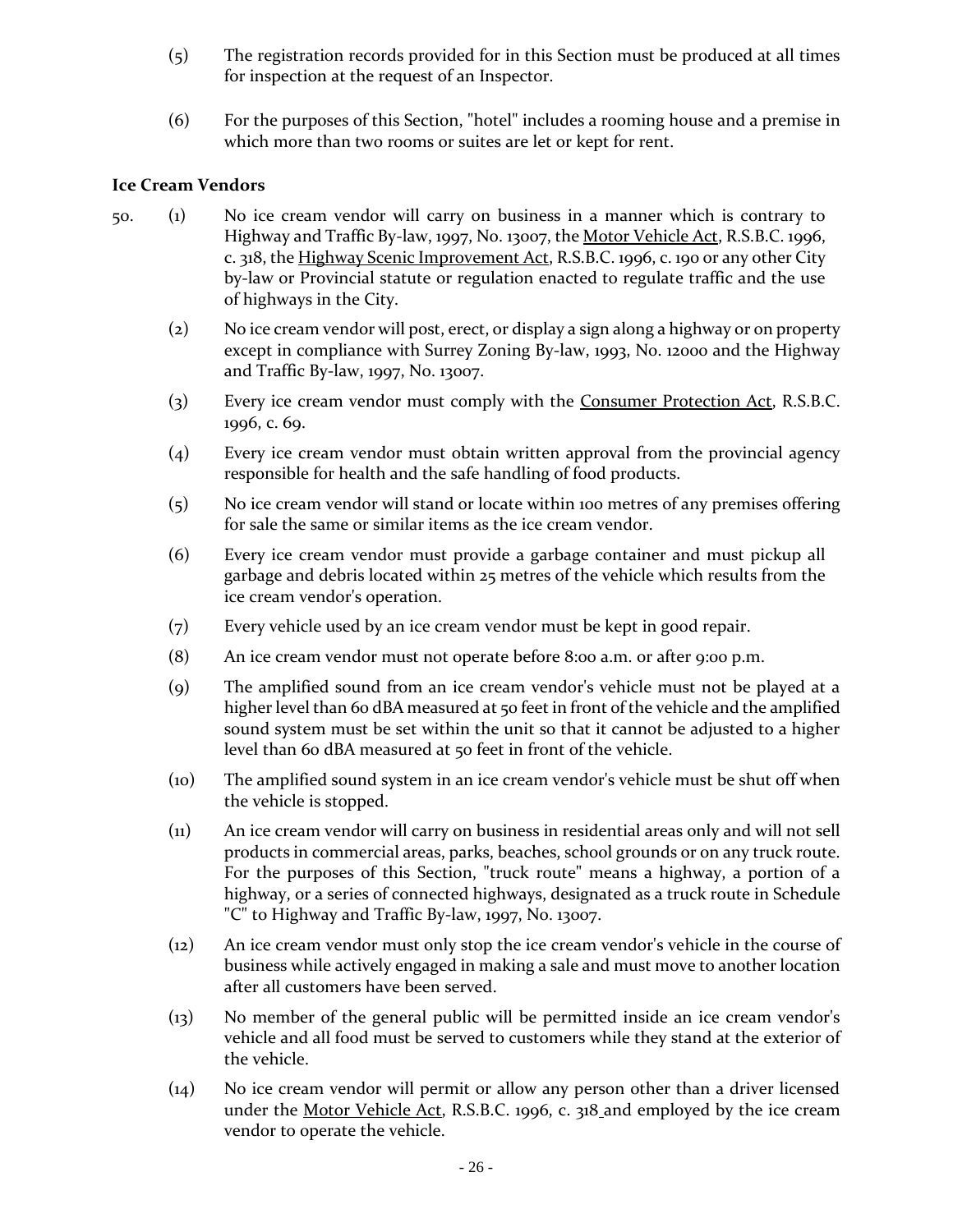(5) The registration records provided for in this Section must be produced at all times for inspection at the request of an Inspector.

(6) For the purposes of this Section, "hotel" includes a rooming house and a premise in which more than two rooms or suites are let or kept for rent.

**Ice Cream Vendors**

50. (1) No ice cream vendor will carry on business in a manner which is contrary to Highway and Traffic By-law, 1997, No. 13007, the Motor Vehicle Act, R.S.B.C. 1996, c. 318, the Highway Scenic Improvement Act, R.S.B.C. 1996, c. 190 or any other City by-law or Provincial statute or regulation enacted to regulate traffic and the use of highways in the City.

(2) No ice cream vendor will post, erect, or display a sign along a highway or on property except in compliance with Surrey Zoning By-law, 1993, No. 12000 and the Highway and Traffic By-law, 1997, No. 13007.

(3) Every ice cream vendor must comply with the Consumer Protection Act, R.S.B.C. 1996, c. 69.

(4) Every ice cream vendor must obtain written approval from the provincial agency responsible for health and the safe handling of food products.

(5) No ice cream vendor will stand or locate within 100 metres of any premises offering for sale the same or similar items as the ice cream vendor.

(6) Every ice cream vendor must provide a garbage container and must pickup all garbage and debris located within 25 metres of the vehicle which results from the ice cream vendor's operation.

(7) Every vehicle used by an ice cream vendor must be kept in good repair.

(8) An ice cream vendor must not operate before 8:00 a.m. or after 9:00 p.m.

(9) The amplified sound from an ice cream vendor's vehicle must not be played at a higher level than 60 dBA measured at 50 feet in front of the vehicle and the amplified sound system must be set within the unit so that it cannot be adjusted to a higher level than 60 dBA measured at 50 feet in front of the vehicle.

(10) The amplified sound system in an ice cream vendor's vehicle must be shut off when the vehicle is stopped.

(11) An ice cream vendor will carry on business in residential areas only and will not sell products in commercial areas, parks, beaches, school grounds or on any truck route. For the purposes of this Section, "truck route" means a highway, a portion of a highway, or a series of connected highways, designated as a truck route in Schedule "C" to Highway and Traffic By-law, 1997, No. 13007.

(12) An ice cream vendor must only stop the ice cream vendor's vehicle in the course of business while actively engaged in making a sale and must move to another location after all customers have been served.

(13) No member of the general public will be permitted inside an ice cream vendor's vehicle and all food must be served to customers while they stand at the exterior of the vehicle.

(14) No ice cream vendor will permit or allow any person other than a driver licensed under the Motor Vehicle Act, R.S.B.C. 1996, c. 318 and employed by the ice cream vendor to operate the vehicle.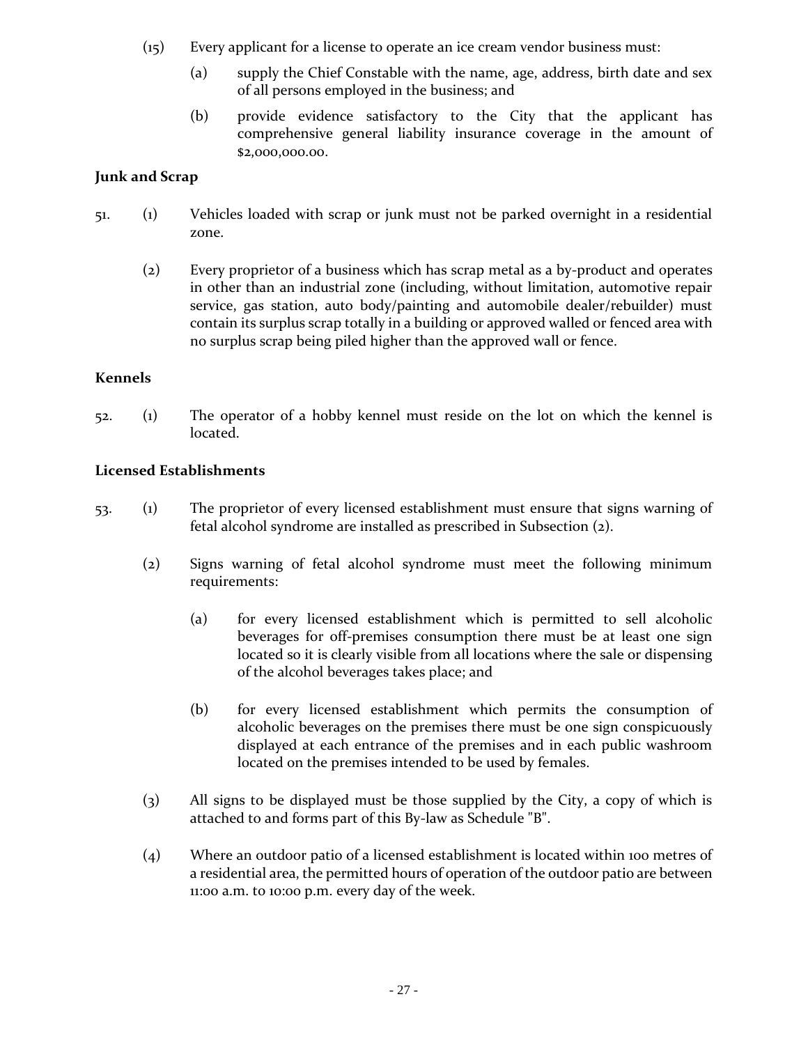(15) Every applicant for a license to operate an ice cream vendor business must:

 (a) supply the Chief Constable with the name, age, address, birth date and sex of all persons employed in the business; and

 (b) provide evidence satisfactory to the City that the applicant has comprehensive general liability insurance coverage in the amount of $2,000,000.00.

**Junk and Scrap**

51. (1) Vehicles loaded with scrap or junk must not be parked overnight in a residential zone.

 (2) Every proprietor of a business which has scrap metal as a by-product and operates in other than an industrial zone (including, without limitation, automotive repair service, gas station, auto body/painting and automobile dealer/rebuilder) must contain its surplus scrap totally in a building or approved walled or fenced area with no surplus scrap being piled higher than the approved wall or fence.

**Kennels**

52. (1) The operator of a hobby kennel must reside on the lot on which the kennel is located.

**Licensed Establishments**

53. (1) The proprietor of every licensed establishment must ensure that signs warning of fetal alcohol syndrome are installed as prescribed in Subsection (2).

 (2) Signs warning of fetal alcohol syndrome must meet the following minimum requirements:

 (a) for every licensed establishment which is permitted to sell alcoholic beverages for off-premises consumption there must be at least one sign located so it is clearly visible from all locations where the sale or dispensing of the alcohol beverages takes place; and

 (b) for every licensed establishment which permits the consumption of alcoholic beverages on the premises there must be one sign conspicuously displayed at each entrance of the premises and in each public washroom located on the premises intended to be used by females.

 (3) All signs to be displayed must be those supplied by the City, a copy of which is attached to and forms part of this By-law as Schedule "B".

 (4) Where an outdoor patio of a licensed establishment is located within 100 metres of a residential area, the permitted hours of operation of the outdoor patio are between 11:00 a.m. to 10:00 p.m. every day of the week.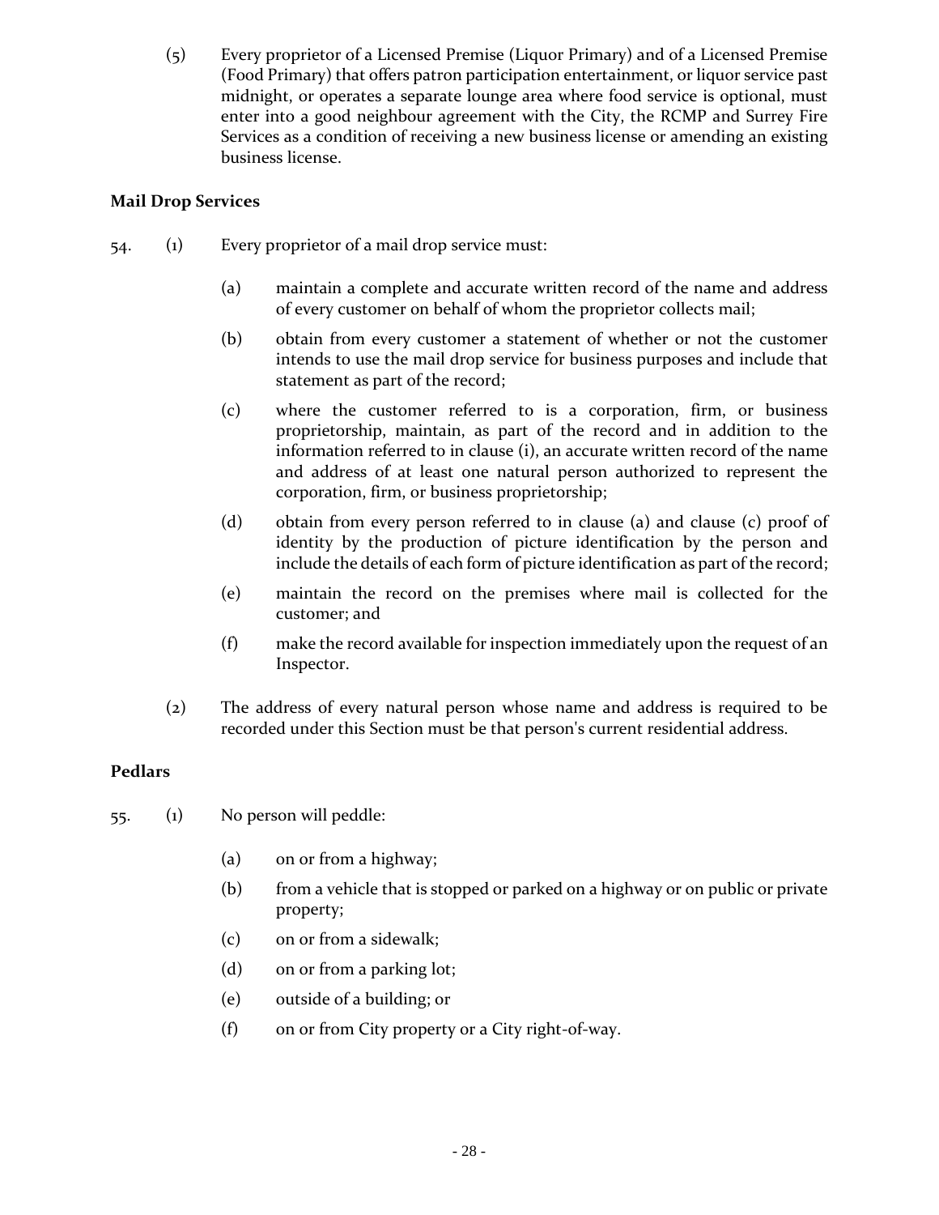(5) Every proprietor of a Licensed Premise (Liquor Primary) and of a Licensed Premise (Food Primary) that offers patron participation entertainment, or liquor service past midnight, or operates a separate lounge area where food service is optional, must enter into a good neighbour agreement with the City, the RCMP and Surrey Fire Services as a condition of receiving a new business license or amending an existing business license.

**Mail Drop Services**

54. (1) Every proprietor of a mail drop service must:

(a) maintain a complete and accurate written record of the name and address of every customer on behalf of whom the proprietor collects mail;

(b) obtain from every customer a statement of whether or not the customer intends to use the mail drop service for business purposes and include that statement as part of the record;

(c) where the customer referred to is a corporation, firm, or business proprietorship, maintain, as part of the record and in addition to the information referred to in clause (i), an accurate written record of the name and address of at least one natural person authorized to represent the corporation, firm, or business proprietorship;

(d) obtain from every person referred to in clause (a) and clause (c) proof of identity by the production of picture identification by the person and include the details of each form of picture identification as part of the record;

(e) maintain the record on the premises where mail is collected for the customer; and

(f) make the record available for inspection immediately upon the request of an Inspector.

(2) The address of every natural person whose name and address is required to be recorded under this Section must be that person's current residential address.

**Pedlars**

55. (1) No person will peddle:

(a) on or from a highway;

(b) from a vehicle that is stopped or parked on a highway or on public or private property;

(c) on or from a sidewalk;

(d) on or from a parking lot;

(e) outside of a building; or

(f) on or from City property or a City right-of-way.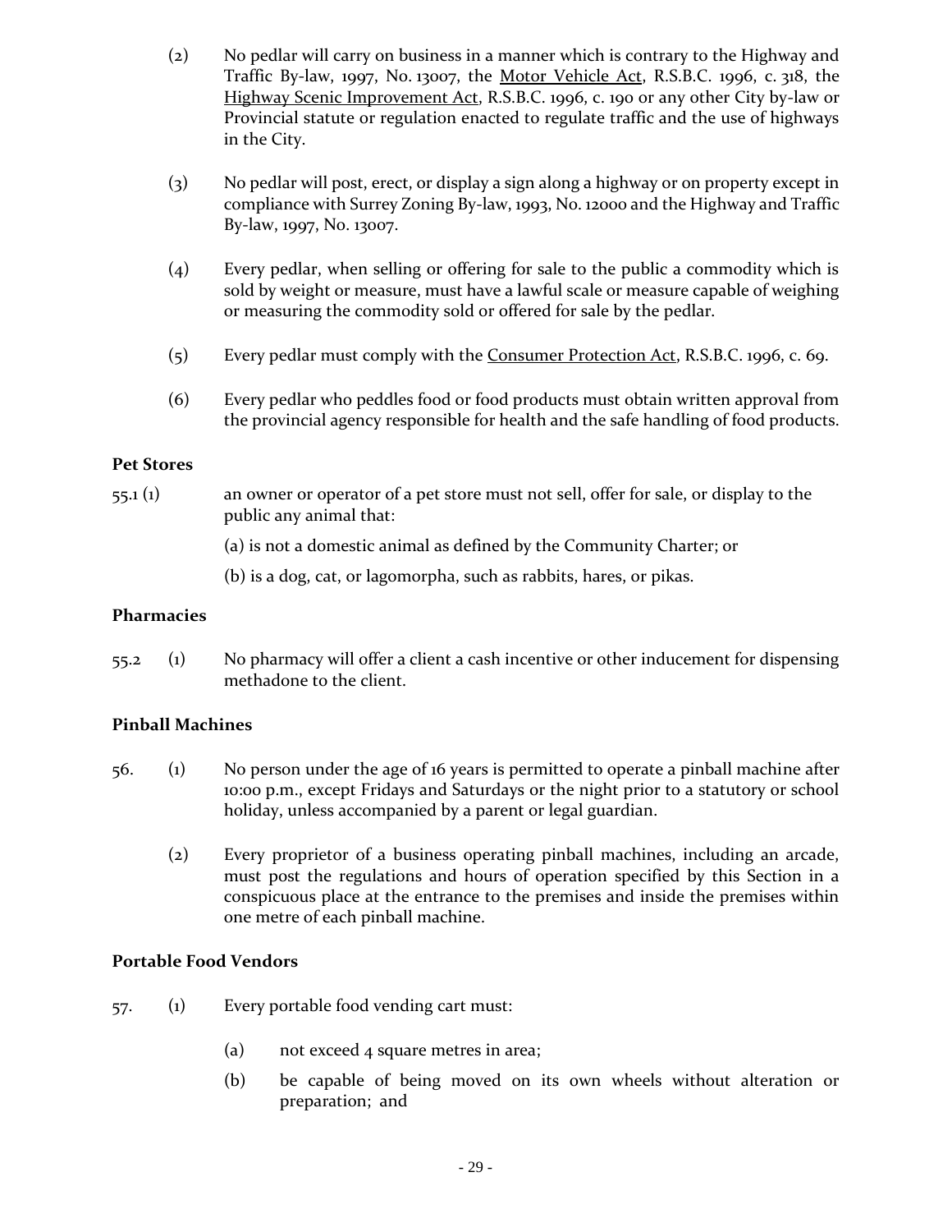(2) No pedlar will carry on business in a manner which is contrary to the Highway and Traffic By-law, 1997, No. 13007, the Motor Vehicle Act, R.S.B.C. 1996, c. 318, the Highway Scenic Improvement Act, R.S.B.C. 1996, c. 190 or any other City by-law or Provincial statute or regulation enacted to regulate traffic and the use of highways in the City.

(3) No pedlar will post, erect, or display a sign along a highway or on property except in compliance with Surrey Zoning By-law, 1993, No. 12000 and the Highway and Traffic By-law, 1997, No. 13007.

(4) Every pedlar, when selling or offering for sale to the public a commodity which is sold by weight or measure, must have a lawful scale or measure capable of weighing or measuring the commodity sold or offered for sale by the pedlar.

(5) Every pedlar must comply with the Consumer Protection Act, R.S.B.C. 1996, c. 69.

(6) Every pedlar who peddles food or food products must obtain written approval from the provincial agency responsible for health and the safe handling of food products.

**Pet Stores**

55.1 (1) an owner or operator of a pet store must not sell, offer for sale, or display to the public any animal that:

(a) is not a domestic animal as defined by the Community Charter; or

(b) is a dog, cat, or lagomorpha, such as rabbits, hares, or pikas.

**Pharmacies**

55.2 (1) No pharmacy will offer a client a cash incentive or other inducement for dispensing methadone to the client.

**Pinball Machines**

56. (1) No person under the age of 16 years is permitted to operate a pinball machine after 10:00 p.m., except Fridays and Saturdays or the night prior to a statutory or school holiday, unless accompanied by a parent or legal guardian.

(2) Every proprietor of a business operating pinball machines, including an arcade, must post the regulations and hours of operation specified by this Section in a conspicuous place at the entrance to the premises and inside the premises within one metre of each pinball machine.

**Portable Food Vendors**

57. (1) Every portable food vending cart must:

(a) not exceed 4 square metres in area;

(b) be capable of being moved on its own wheels without alteration or preparation; and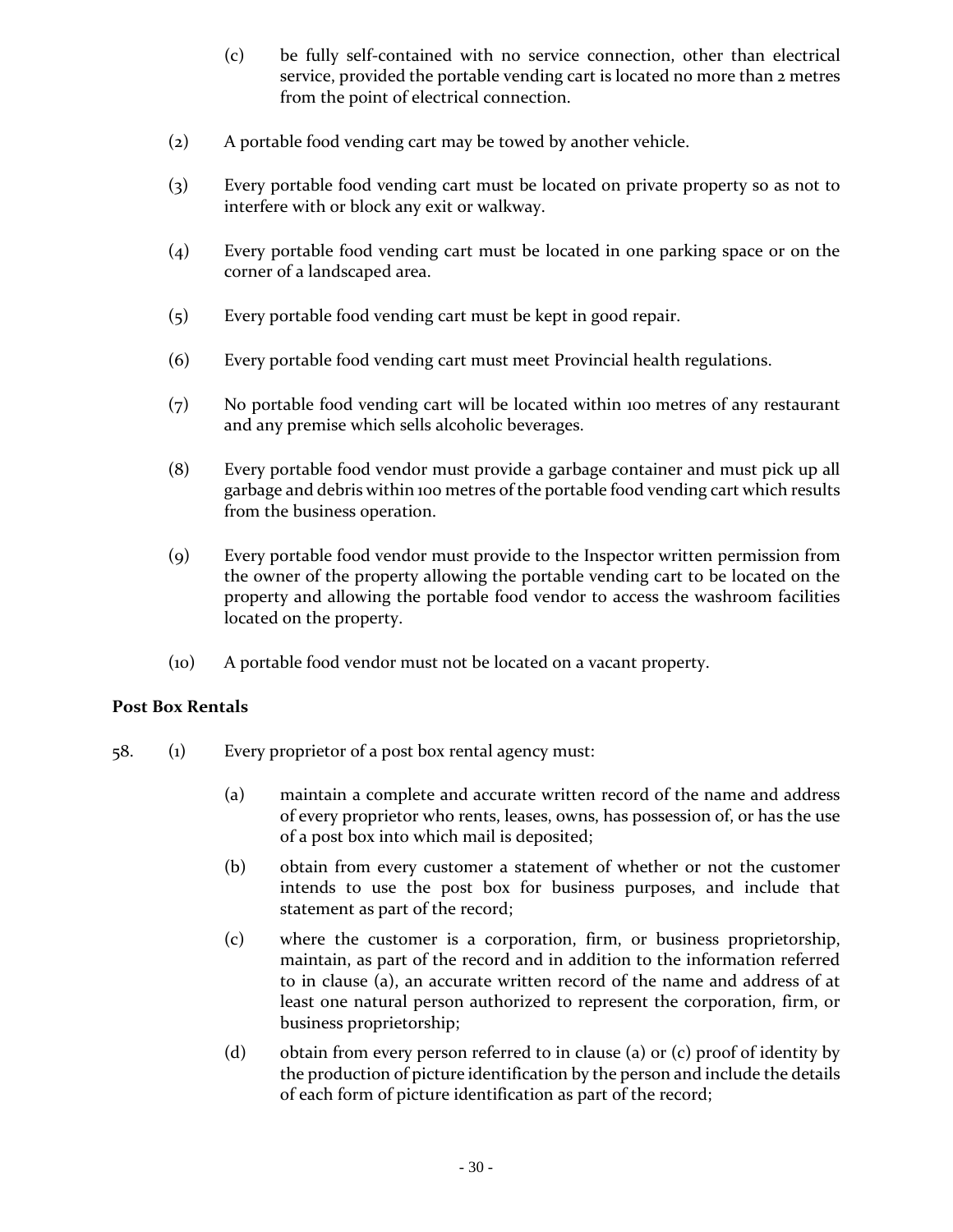(c) be fully self-contained with no service connection, other than electrical service, provided the portable vending cart is located no more than 2 metres from the point of electrical connection.

(2) A portable food vending cart may be towed by another vehicle.

(3) Every portable food vending cart must be located on private property so as not to interfere with or block any exit or walkway.

(4) Every portable food vending cart must be located in one parking space or on the corner of a landscaped area.

(5) Every portable food vending cart must be kept in good repair.

(6) Every portable food vending cart must meet Provincial health regulations.

(7) No portable food vending cart will be located within 100 metres of any restaurant and any premise which sells alcoholic beverages.

(8) Every portable food vendor must provide a garbage container and must pick up all garbage and debris within 100 metres of the portable food vending cart which results from the business operation.

(9) Every portable food vendor must provide to the Inspector written permission from the owner of the property allowing the portable vending cart to be located on the property and allowing the portable food vendor to access the washroom facilities located on the property.

(10) A portable food vendor must not be located on a vacant property.

**Post Box Rentals**

58. (1) Every proprietor of a post box rental agency must:

(a) maintain a complete and accurate written record of the name and address of every proprietor who rents, leases, owns, has possession of, or has the use of a post box into which mail is deposited;

(b) obtain from every customer a statement of whether or not the customer intends to use the post box for business purposes, and include that statement as part of the record;

(c) where the customer is a corporation, firm, or business proprietorship, maintain, as part of the record and in addition to the information referred to in clause (a), an accurate written record of the name and address of at least one natural person authorized to represent the corporation, firm, or business proprietorship;

(d) obtain from every person referred to in clause (a) or (c) proof of identity by the production of picture identification by the person and include the details of each form of picture identification as part of the record;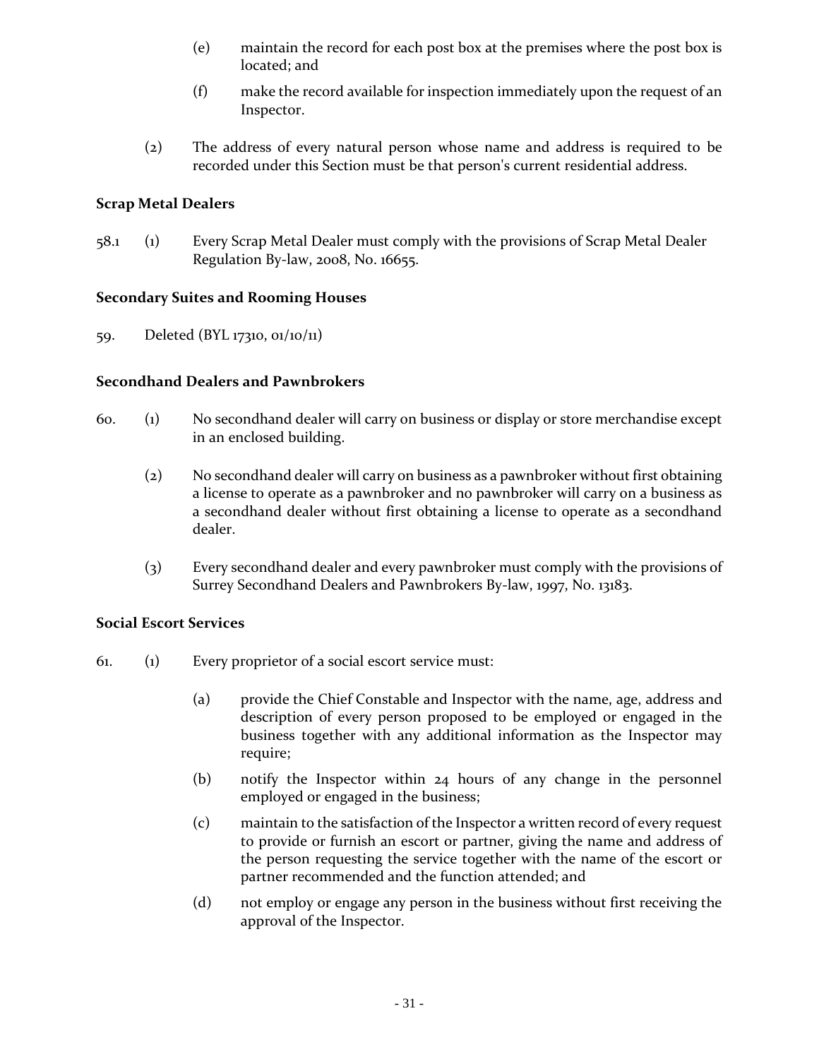(e) maintain the record for each post box at the premises where the post box is located; and

(f) make the record available for inspection immediately upon the request of an Inspector.

(2) The address of every natural person whose name and address is required to be recorded under this Section must be that person's current residential address.

**Scrap Metal Dealers**

58.1 (1) Every Scrap Metal Dealer must comply with the provisions of Scrap Metal Dealer Regulation By-law, 2008, No. 16655.

**Secondary Suites and Rooming Houses**

59. Deleted (BYL 17310, 01/10/11)

**Secondhand Dealers and Pawnbrokers**

60. (1) No secondhand dealer will carry on business or display or store merchandise except in an enclosed building.

(2) No secondhand dealer will carry on business as a pawnbroker without first obtaining a license to operate as a pawnbroker and no pawnbroker will carry on a business as a secondhand dealer without first obtaining a license to operate as a secondhand dealer.

(3) Every secondhand dealer and every pawnbroker must comply with the provisions of Surrey Secondhand Dealers and Pawnbrokers By-law, 1997, No. 13183.

**Social Escort Services**

61. (1) Every proprietor of a social escort service must:

(a) provide the Chief Constable and Inspector with the name, age, address and description of every person proposed to be employed or engaged in the business together with any additional information as the Inspector may require;

(b) notify the Inspector within 24 hours of any change in the personnel employed or engaged in the business;

(c) maintain to the satisfaction of the Inspector a written record of every request to provide or furnish an escort or partner, giving the name and address of the person requesting the service together with the name of the escort or partner recommended and the function attended; and

(d) not employ or engage any person in the business without first receiving the approval of the Inspector.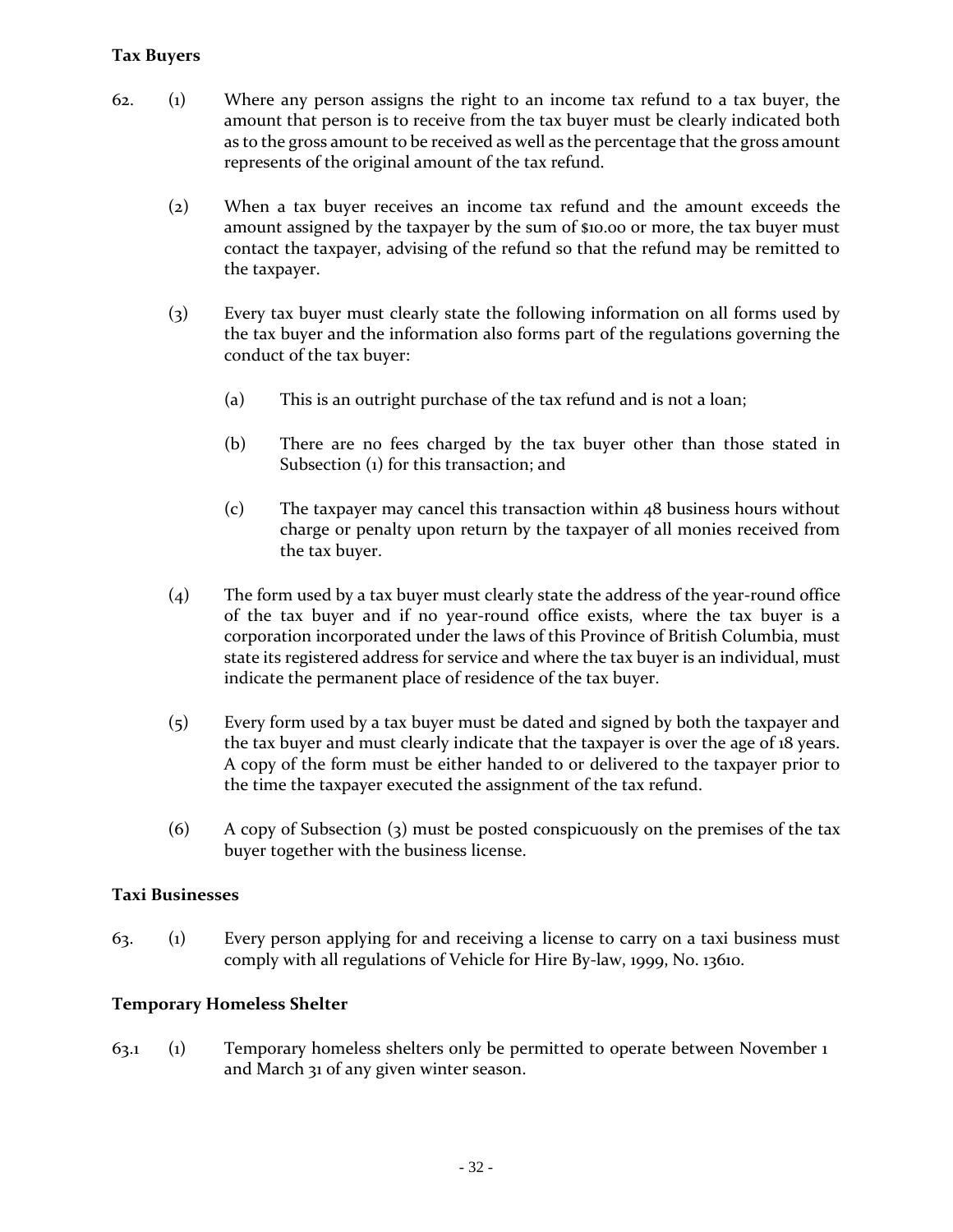**Tax Buyers**

62. (1) Where any person assigns the right to an income tax refund to a tax buyer, the amount that person is to receive from the tax buyer must be clearly indicated both as to the gross amount to be received as well as the percentage that the gross amount represents of the original amount of the tax refund.

(2) When a tax buyer receives an income tax refund and the amount exceeds the amount assigned by the taxpayer by the sum of $10.00 or more, the tax buyer must contact the taxpayer, advising of the refund so that the refund may be remitted to the taxpayer.

(3) Every tax buyer must clearly state the following information on all forms used by the tax buyer and the information also forms part of the regulations governing the conduct of the tax buyer:

(a) This is an outright purchase of the tax refund and is not a loan;

(b) There are no fees charged by the tax buyer other than those stated in Subsection (1) for this transaction; and

(c) The taxpayer may cancel this transaction within 48 business hours without charge or penalty upon return by the taxpayer of all monies received from the tax buyer.

(4) The form used by a tax buyer must clearly state the address of the year-round office of the tax buyer and if no year-round office exists, where the tax buyer is a corporation incorporated under the laws of this Province of British Columbia, must state its registered address for service and where the tax buyer is an individual, must indicate the permanent place of residence of the tax buyer.

(5) Every form used by a tax buyer must be dated and signed by both the taxpayer and the tax buyer and must clearly indicate that the taxpayer is over the age of 18 years. A copy of the form must be either handed to or delivered to the taxpayer prior to the time the taxpayer executed the assignment of the tax refund.

(6) A copy of Subsection (3) must be posted conspicuously on the premises of the tax buyer together with the business license.

**Taxi Businesses**

63. (1) Every person applying for and receiving a license to carry on a taxi business must comply with all regulations of Vehicle for Hire By-law, 1999, No. 13610.

**Temporary Homeless Shelter**

63.1 (1) Temporary homeless shelters only be permitted to operate between November 1 and March 31 of any given winter season.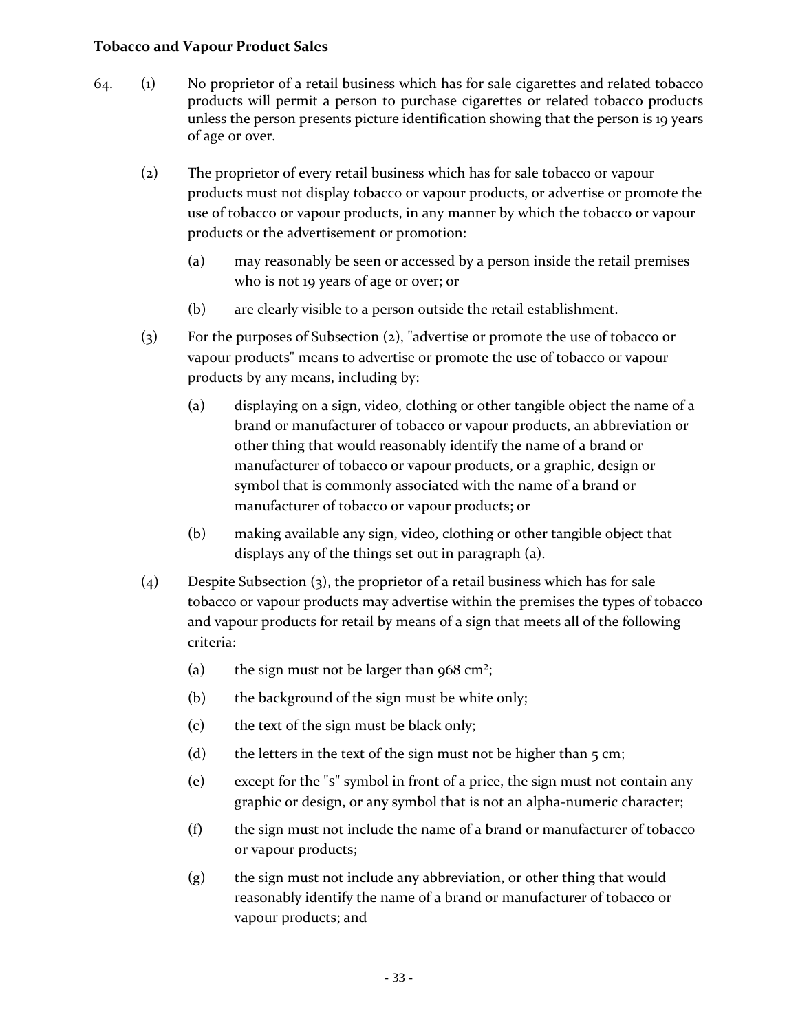**Tobacco and Vapour Product Sales**

64. (1) No proprietor of a retail business which has for sale cigarettes and related tobacco products will permit a person to purchase cigarettes or related tobacco products unless the person presents picture identification showing that the person is 19 years of age or over.

(2) The proprietor of every retail business which has for sale tobacco or vapour products must not display tobacco or vapour products, or advertise or promote the use of tobacco or vapour products, in any manner by which the tobacco or vapour products or the advertisement or promotion:

(a) may reasonably be seen or accessed by a person inside the retail premises who is not 19 years of age or over; or

(b) are clearly visible to a person outside the retail establishment.

(3) For the purposes of Subsection (2), "advertise or promote the use of tobacco or vapour products" means to advertise or promote the use of tobacco or vapour products by any means, including by:

(a) displaying on a sign, video, clothing or other tangible object the name of a brand or manufacturer of tobacco or vapour products, an abbreviation or other thing that would reasonably identify the name of a brand or manufacturer of tobacco or vapour products, or a graphic, design or symbol that is commonly associated with the name of a brand or manufacturer of tobacco or vapour products; or

(b) making available any sign, video, clothing or other tangible object that displays any of the things set out in paragraph (a).

(4) Despite Subsection (3), the proprietor of a retail business which has for sale tobacco or vapour products may advertise within the premises the types of tobacco and vapour products for retail by means of a sign that meets all of the following criteria:

(a) the sign must not be larger than 968 $cm^2$;

(b) the background of the sign must be white only;

(c) the text of the sign must be black only;

(d) the letters in the text of the sign must not be higher than 5 cm;

(e) except for the "$" symbol in front of a price, the sign must not contain any graphic or design, or any symbol that is not an alpha-numeric character;

(f) the sign must not include the name of a brand or manufacturer of tobacco or vapour products;

(g) the sign must not include any abbreviation, or other thing that would reasonably identify the name of a brand or manufacturer of tobacco or vapour products; and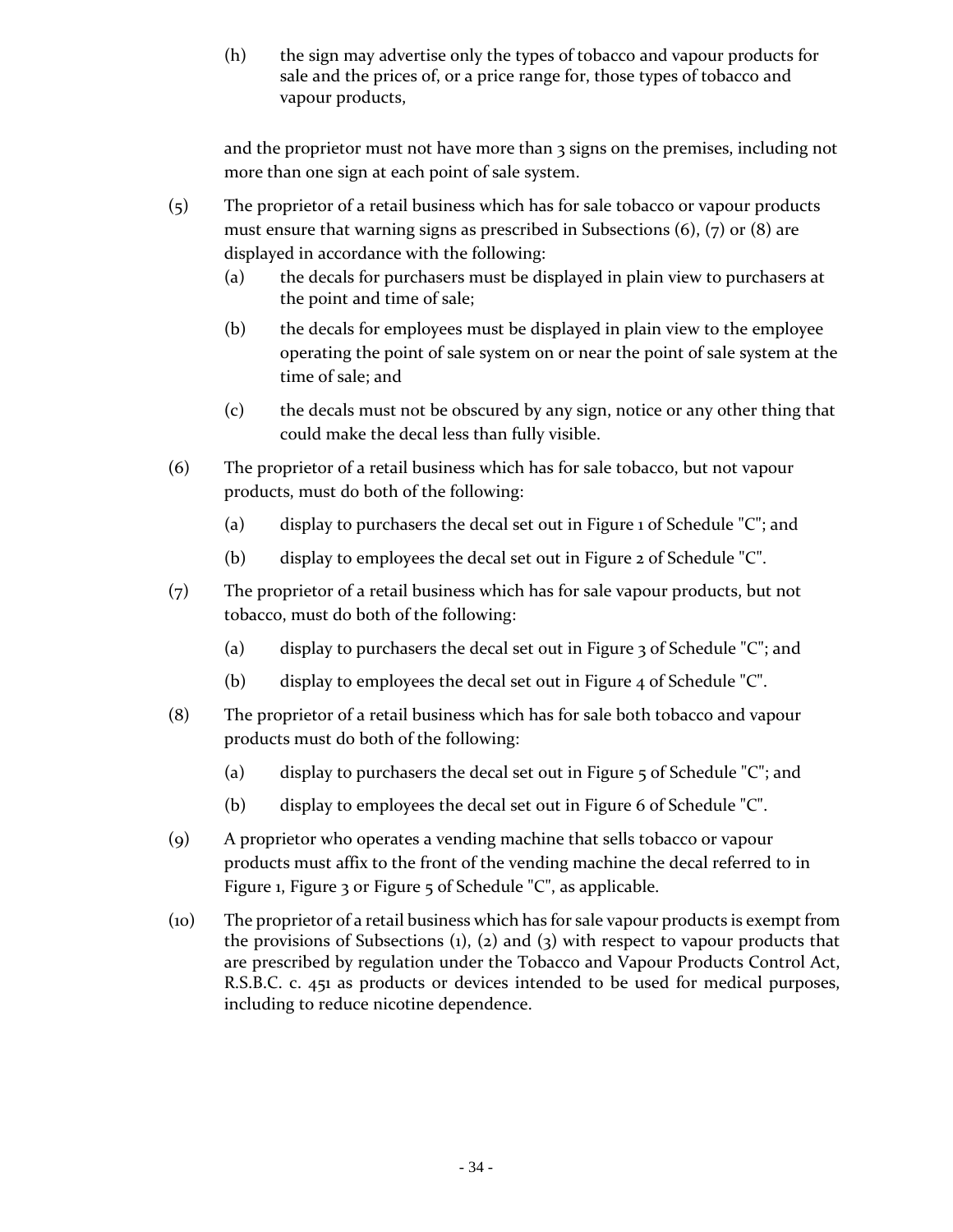(h) the sign may advertise only the types of tobacco and vapour products for sale and the prices of, or a price range for, those types of tobacco and vapour products,

and the proprietor must not have more than 3 signs on the premises, including not more than one sign at each point of sale system.

(5) The proprietor of a retail business which has for sale tobacco or vapour products must ensure that warning signs as prescribed in Subsections (6), (7) or (8) are displayed in accordance with the following:

(a) the decals for purchasers must be displayed in plain view to purchasers at the point and time of sale;

(b) the decals for employees must be displayed in plain view to the employee operating the point of sale system on or near the point of sale system at the time of sale; and

(c) the decals must not be obscured by any sign, notice or any other thing that could make the decal less than fully visible.

(6) The proprietor of a retail business which has for sale tobacco, but not vapour products, must do both of the following:

(a) display to purchasers the decal set out in Figure 1 of Schedule "C"; and

(b) display to employees the decal set out in Figure 2 of Schedule "C".

(7) The proprietor of a retail business which has for sale vapour products, but not tobacco, must do both of the following:

(a) display to purchasers the decal set out in Figure 3 of Schedule "C"; and

(b) display to employees the decal set out in Figure 4 of Schedule "C".

(8) The proprietor of a retail business which has for sale both tobacco and vapour products must do both of the following:

(a) display to purchasers the decal set out in Figure 5 of Schedule "C"; and

(b) display to employees the decal set out in Figure 6 of Schedule "C".

(9) A proprietor who operates a vending machine that sells tobacco or vapour products must affix to the front of the vending machine the decal referred to in Figure 1, Figure 3 or Figure 5 of Schedule "C", as applicable.

(10) The proprietor of a retail business which has for sale vapour products is exempt from the provisions of Subsections (1), (2) and (3) with respect to vapour products that are prescribed by regulation under the Tobacco and Vapour Products Control Act, R.S.B.C. c. 451 as products or devices intended to be used for medical purposes, including to reduce nicotine dependence.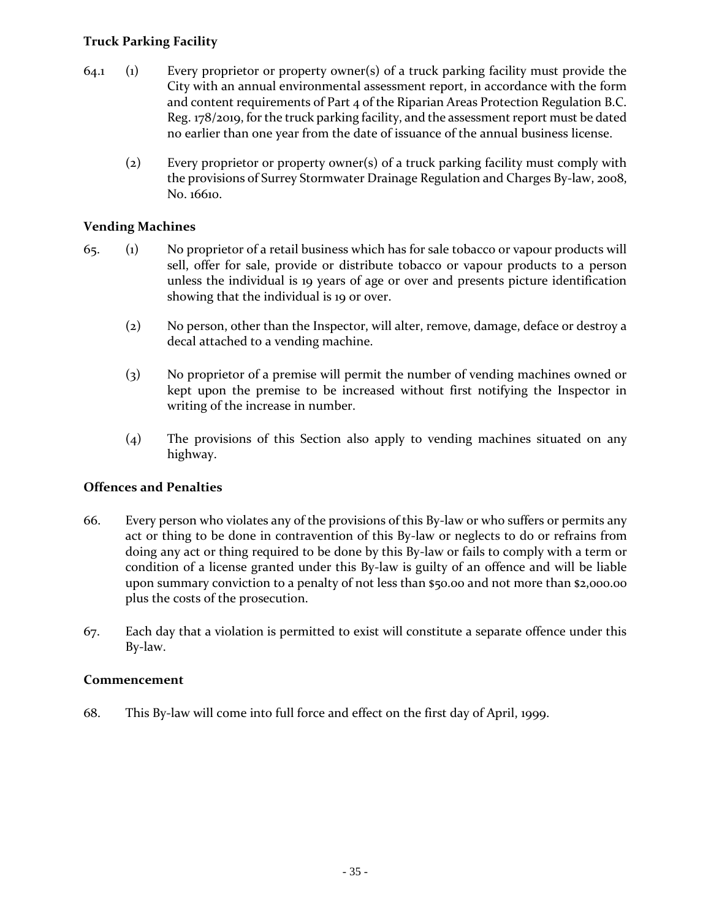**Truck Parking Facility**

64.1 (1) Every proprietor or property owner(s) of a truck parking facility must provide the City with an annual environmental assessment report, in accordance with the form and content requirements of Part 4 of the Riparian Areas Protection Regulation B.C. Reg. 178/2019, for the truck parking facility, and the assessment report must be dated no earlier than one year from the date of issuance of the annual business license.

(2) Every proprietor or property owner(s) of a truck parking facility must comply with the provisions of Surrey Stormwater Drainage Regulation and Charges By-law, 2008, No. 16610.

**Vending Machines**

65. (1) No proprietor of a retail business which has for sale tobacco or vapour products will sell, offer for sale, provide or distribute tobacco or vapour products to a person unless the individual is 19 years of age or over and presents picture identification showing that the individual is 19 or over.

(2) No person, other than the Inspector, will alter, remove, damage, deface or destroy a decal attached to a vending machine.

(3) No proprietor of a premise will permit the number of vending machines owned or kept upon the premise to be increased without first notifying the Inspector in writing of the increase in number.

(4) The provisions of this Section also apply to vending machines situated on any highway.

**Offences and Penalties**

66. Every person who violates any of the provisions of this By-law or who suffers or permits any act or thing to be done in contravention of this By-law or neglects to do or refrains from doing any act or thing required to be done by this By-law or fails to comply with a term or condition of a license granted under this By-law is guilty of an offence and will be liable upon summary conviction to a penalty of not less than $50.00 and not more than $2,000.00 plus the costs of the prosecution.

67. Each day that a violation is permitted to exist will constitute a separate offence under this By-law.

**Commencement**

68. This By-law will come into full force and effect on the first day of April, 1999.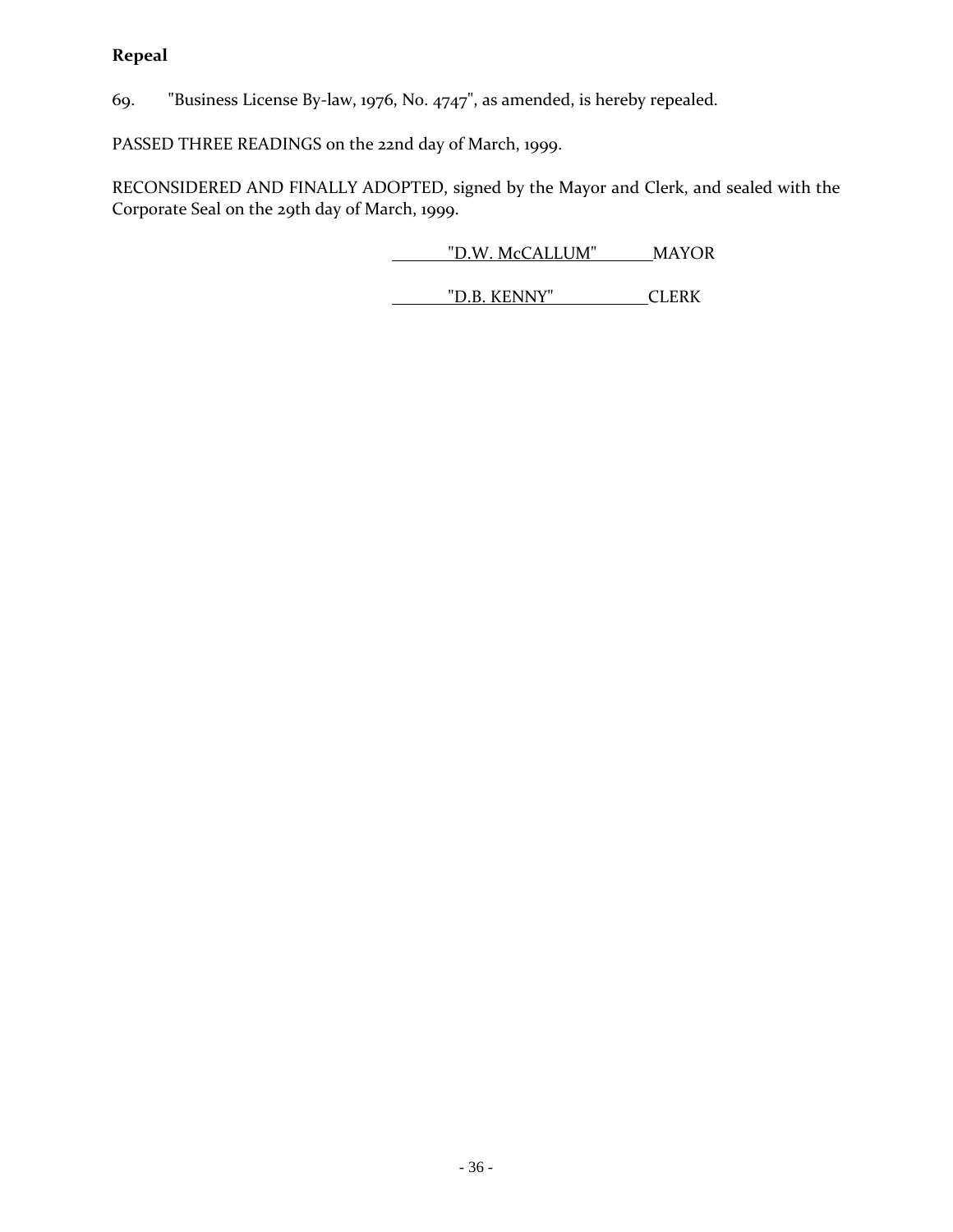**Repeal**

69. "Business License By-law, 1976, No. 4747", as amended, is hereby repealed.

PASSED THREE READINGS on the 22nd day of March, 1999.

RECONSIDERED AND FINALLY ADOPTED, signed by the Mayor and Clerk, and sealed with the Corporate Seal on the 29th day of March, 1999.

"D.W. McCALLUM" MAYOR

"D.B. KENNY" CLERK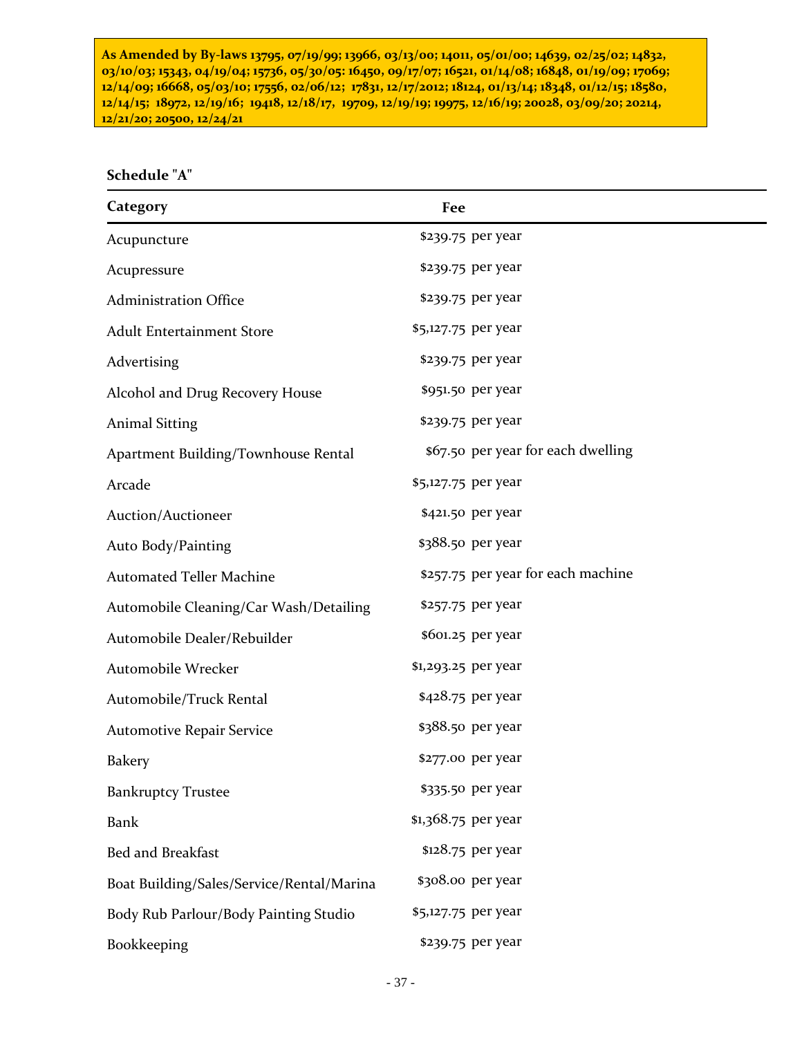**As Amended by By-laws 13795, 07/19/99; 13966, 03/13/00; 14011, 05/01/00; 14639, 02/25/02; 14832, 03/10/03; 15343, 04/19/04; 15736, 05/30/05: 16450, 09/17/07; 16521, 01/14/08; 16848, 01/19/09; 17069; 12/14/09; 16668, 05/03/10; 17556, 02/06/12; 17831, 12/17/2012; 18124, 01/13/14; 18348, 01/12/15; 18580, 12/14/15; 18972, 12/19/16; 19418, 12/18/17, 19709, 12/19/19; 19975, 12/16/19; 20028, 03/09/20; 20214, 12/21/20; 20500, 12/24/21**

**Schedule "A"**

| Category | Fee |
|---|---|
| Acupuncture | $239.75 per year |
| Acupressure | $239.75 per year |
| Administration Office | $239.75 per year |
| Adult Entertainment Store | $5,127.75 per year |
| Advertising | $239.75 per year |
| Alcohol and Drug Recovery House | $951.50 per year |
| Animal Sitting | $239.75 per year |
| Apartment Building/Townhouse Rental | $67.50 per year for each dwelling |
| Arcade | $5,127.75 per year |
| Auction/Auctioneer | $421.50 per year |
| Auto Body/Painting | $388.50 per year |
| Automated Teller Machine | $257.75 per year for each machine |
| Automobile Cleaning/Car Wash/Detailing | $257.75 per year |
| Automobile Dealer/Rebuilder | $601.25 per year |
| Automobile Wrecker | $1,293.25 per year |
| Automobile/Truck Rental | $428.75 per year |
| Automotive Repair Service | $388.50 per year |
| Bakery | $277.00 per year |
| Bankruptcy Trustee | $335.50 per year |
| Bank | $1,368.75 per year |
| Bed and Breakfast | $128.75 per year |
| Boat Building/Sales/Service/Rental/Marina | $308.00 per year |
| Body Rub Parlour/Body Painting Studio | $5,127.75 per year |
| Bookkeeping | $239.75 per year |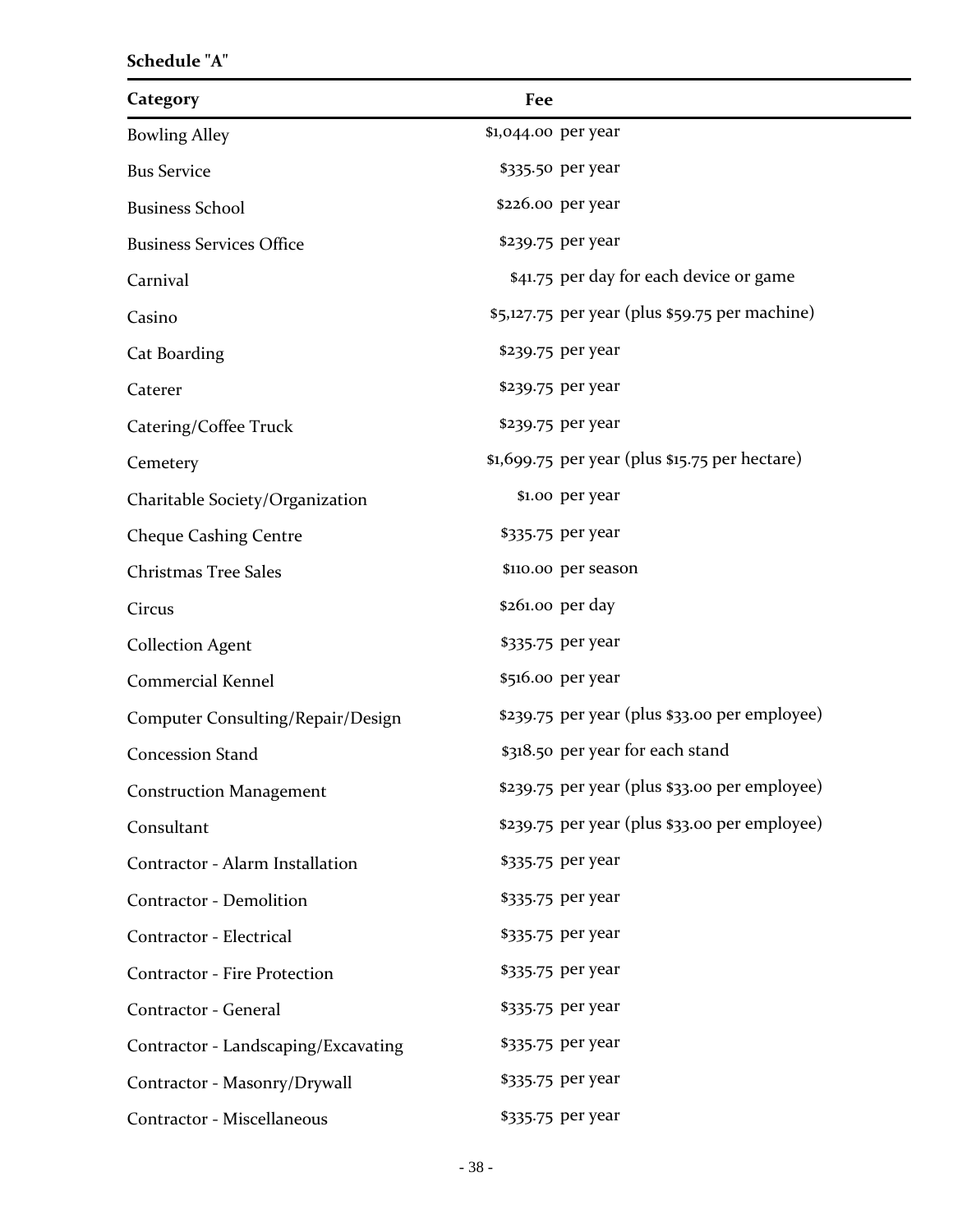**Schedule "A"**

| Category | Fee |
|---|---|
| Bowling Alley | $1,044.00 per year |
| Bus Service | $335.50 per year |
| Business School | $226.00 per year |
| Business Services Office | $239.75 per year |
| Carnival | $41.75 per day for each device or game |
| Casino | $5,127.75 per year (plus $59.75 per machine) |
| Cat Boarding | $239.75 per year |
| Caterer | $239.75 per year |
| Catering/Coffee Truck | $239.75 per year |
| Cemetery | $1,699.75 per year (plus $15.75 per hectare) |
| Charitable Society/Organization | $1.00 per year |
| Cheque Cashing Centre | $335.75 per year |
| Christmas Tree Sales | $110.00 per season |
| Circus | $261.00 per day |
| Collection Agent | $335.75 per year |
| Commercial Kennel | $516.00 per year |
| Computer Consulting/Repair/Design | $239.75 per year (plus $33.00 per employee) |
| Concession Stand | $318.50 per year for each stand |
| Construction Management | $239.75 per year (plus $33.00 per employee) |
| Consultant | $239.75 per year (plus $33.00 per employee) |
| Contractor - Alarm Installation | $335.75 per year |
| Contractor - Demolition | $335.75 per year |
| Contractor - Electrical | $335.75 per year |
| Contractor - Fire Protection | $335.75 per year |
| Contractor - General | $335.75 per year |
| Contractor - Landscaping/Excavating | $335.75 per year |
| Contractor - Masonry/Drywall | $335.75 per year |
| Contractor - Miscellaneous | $335.75 per year |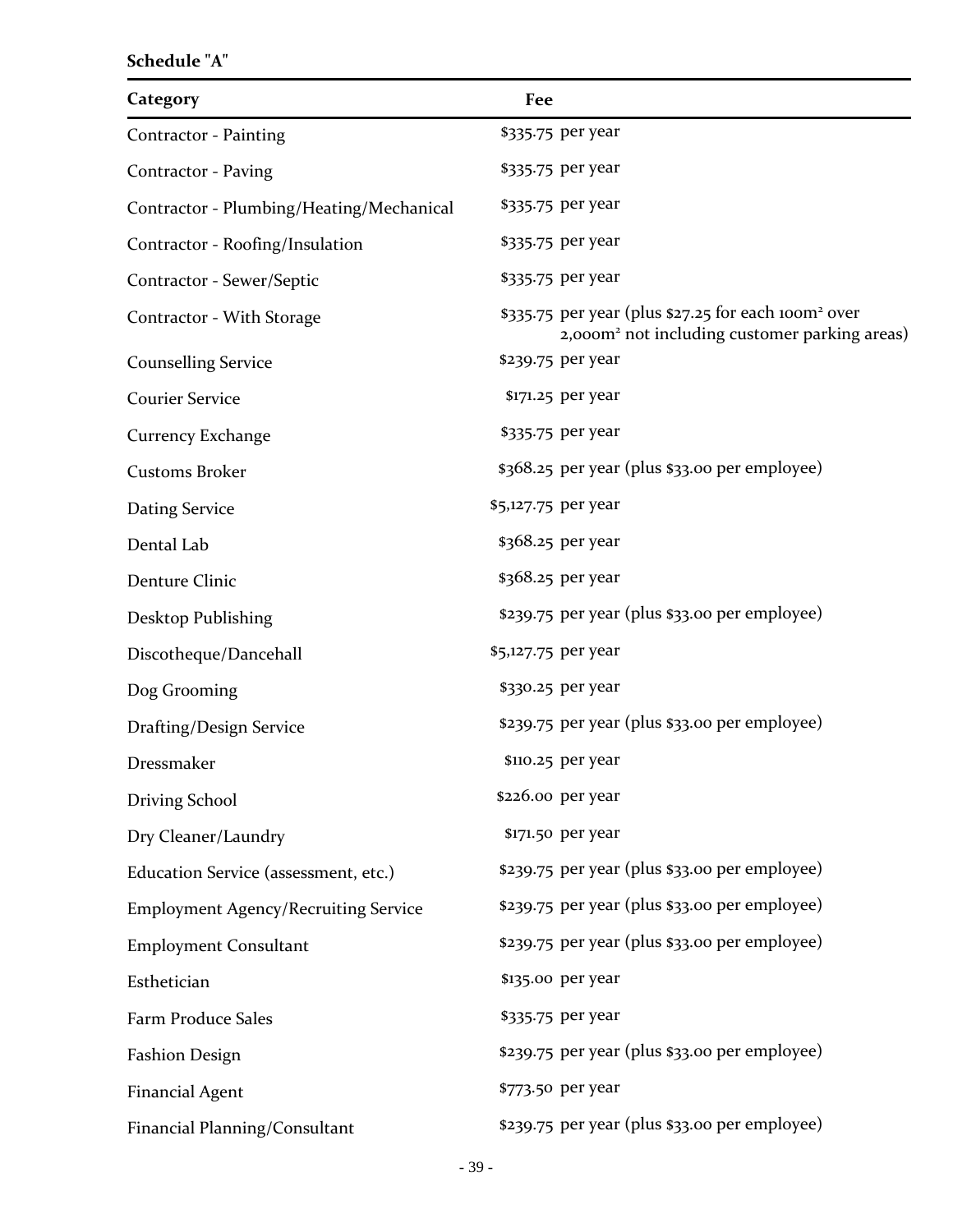**Schedule "A"**

| Category | Fee |
|---|---|
| Contractor - Painting | \$335.75 per year |
| Contractor - Paving | \$335.75 per year |
| Contractor - Plumbing/Heating/Mechanical | \$335.75 per year |
| Contractor - Roofing/Insulation | \$335.75 per year |
| Contractor - Sewer/Septic | \$335.75 per year |
| Contractor - With Storage | \$335.75 per year (plus \$27.25 for each 100m² over 2,000m² not including customer parking areas) |
| Counselling Service | \$239.75 per year |
| Courier Service | \$171.25 per year |
| Currency Exchange | \$335.75 per year |
| Customs Broker | \$368.25 per year (plus \$33.00 per employee) |
| Dating Service | \$5,127.75 per year |
| Dental Lab | \$368.25 per year |
| Denture Clinic | \$368.25 per year |
| Desktop Publishing | \$239.75 per year (plus \$33.00 per employee) |
| Discotheque/Dancehall | \$5,127.75 per year |
| Dog Grooming | \$330.25 per year |
| Drafting/Design Service | \$239.75 per year (plus \$33.00 per employee) |
| Dressmaker | \$110.25 per year |
| Driving School | \$226.00 per year |
| Dry Cleaner/Laundry | \$171.50 per year |
| Education Service (assessment, etc.) | \$239.75 per year (plus \$33.00 per employee) |
| Employment Agency/Recruiting Service | \$239.75 per year (plus \$33.00 per employee) |
| Employment Consultant | \$239.75 per year (plus \$33.00 per employee) |
| Esthetician | \$135.00 per year |
| Farm Produce Sales | \$335.75 per year |
| Fashion Design | \$239.75 per year (plus \$33.00 per employee) |
| Financial Agent | \$773.50 per year |
| Financial Planning/Consultant | \$239.75 per year (plus \$33.00 per employee) |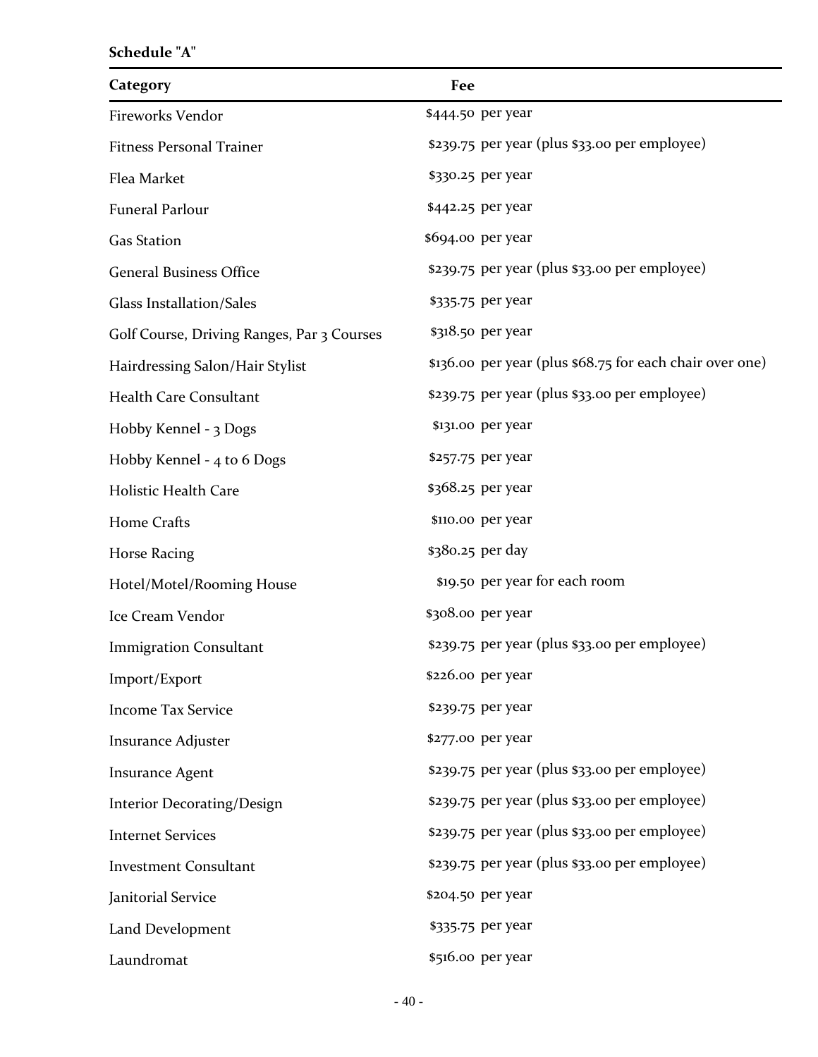**Schedule "A"**

| Category | Fee |
|---|---|
| Fireworks Vendor | $444.50 per year |
| Fitness Personal Trainer | $239.75 per year (plus $33.00 per employee) |
| Flea Market | $330.25 per year |
| Funeral Parlour | $442.25 per year |
| Gas Station | $694.00 per year |
| General Business Office | $239.75 per year (plus $33.00 per employee) |
| Glass Installation/Sales | $335.75 per year |
| Golf Course, Driving Ranges, Par 3 Courses | $318.50 per year |
| Hairdressing Salon/Hair Stylist | $136.00 per year (plus $68.75 for each chair over one) |
| Health Care Consultant | $239.75 per year (plus $33.00 per employee) |
| Hobby Kennel - 3 Dogs | $131.00 per year |
| Hobby Kennel - 4 to 6 Dogs | $257.75 per year |
| Holistic Health Care | $368.25 per year |
| Home Crafts | $110.00 per year |
| Horse Racing | $380.25 per day |
| Hotel/Motel/Rooming House | $19.50 per year for each room |
| Ice Cream Vendor | $308.00 per year |
| Immigration Consultant | $239.75 per year (plus $33.00 per employee) |
| Import/Export | $226.00 per year |
| Income Tax Service | $239.75 per year |
| Insurance Adjuster | $277.00 per year |
| Insurance Agent | $239.75 per year (plus $33.00 per employee) |
| Interior Decorating/Design | $239.75 per year (plus $33.00 per employee) |
| Internet Services | $239.75 per year (plus $33.00 per employee) |
| Investment Consultant | $239.75 per year (plus $33.00 per employee) |
| Janitorial Service | $204.50 per year |
| Land Development | $335.75 per year |
| Laundromat | $516.00 per year |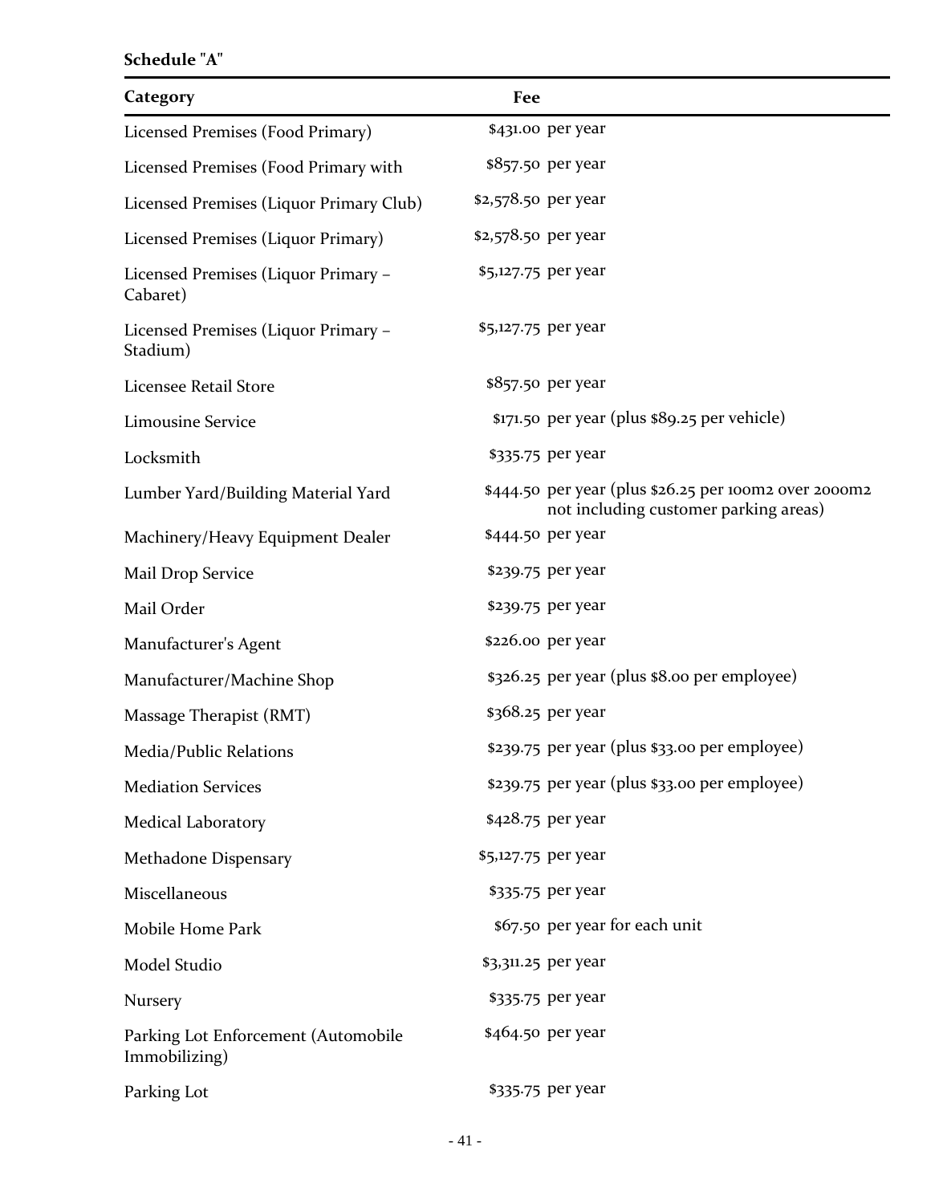**Schedule "A"**

| Category | Fee |
|---|---|
| Licensed Premises (Food Primary) | $431.00 per year |
| Licensed Premises (Food Primary with | $857.50 per year |
| Licensed Premises (Liquor Primary Club) | $2,578.50 per year |
| Licensed Premises (Liquor Primary) | $2,578.50 per year |
| Licensed Premises (Liquor Primary – Cabaret) | $5,127.75 per year |
| Licensed Premises (Liquor Primary – Stadium) | $5,127.75 per year |
| Licensee Retail Store | $857.50 per year |
| Limousine Service | $171.50 per year (plus $89.25 per vehicle) |
| Locksmith | $335.75 per year |
| Lumber Yard/Building Material Yard | $444.50 per year (plus $26.25 per 100m2 over 2000m2 not including customer parking areas) |
| Machinery/Heavy Equipment Dealer | $444.50 per year |
| Mail Drop Service | $239.75 per year |
| Mail Order | $239.75 per year |
| Manufacturer's Agent | $226.00 per year |
| Manufacturer/Machine Shop | $326.25 per year (plus $8.00 per employee) |
| Massage Therapist (RMT) | $368.25 per year |
| Media/Public Relations | $239.75 per year (plus $33.00 per employee) |
| Mediation Services | $239.75 per year (plus $33.00 per employee) |
| Medical Laboratory | $428.75 per year |
| Methadone Dispensary | $5,127.75 per year |
| Miscellaneous | $335.75 per year |
| Mobile Home Park | $67.50 per year for each unit |
| Model Studio | $3,311.25 per year |
| Nursery | $335.75 per year |
| Parking Lot Enforcement (Automobile Immobilizing) | $464.50 per year |
| Parking Lot | $335.75 per year |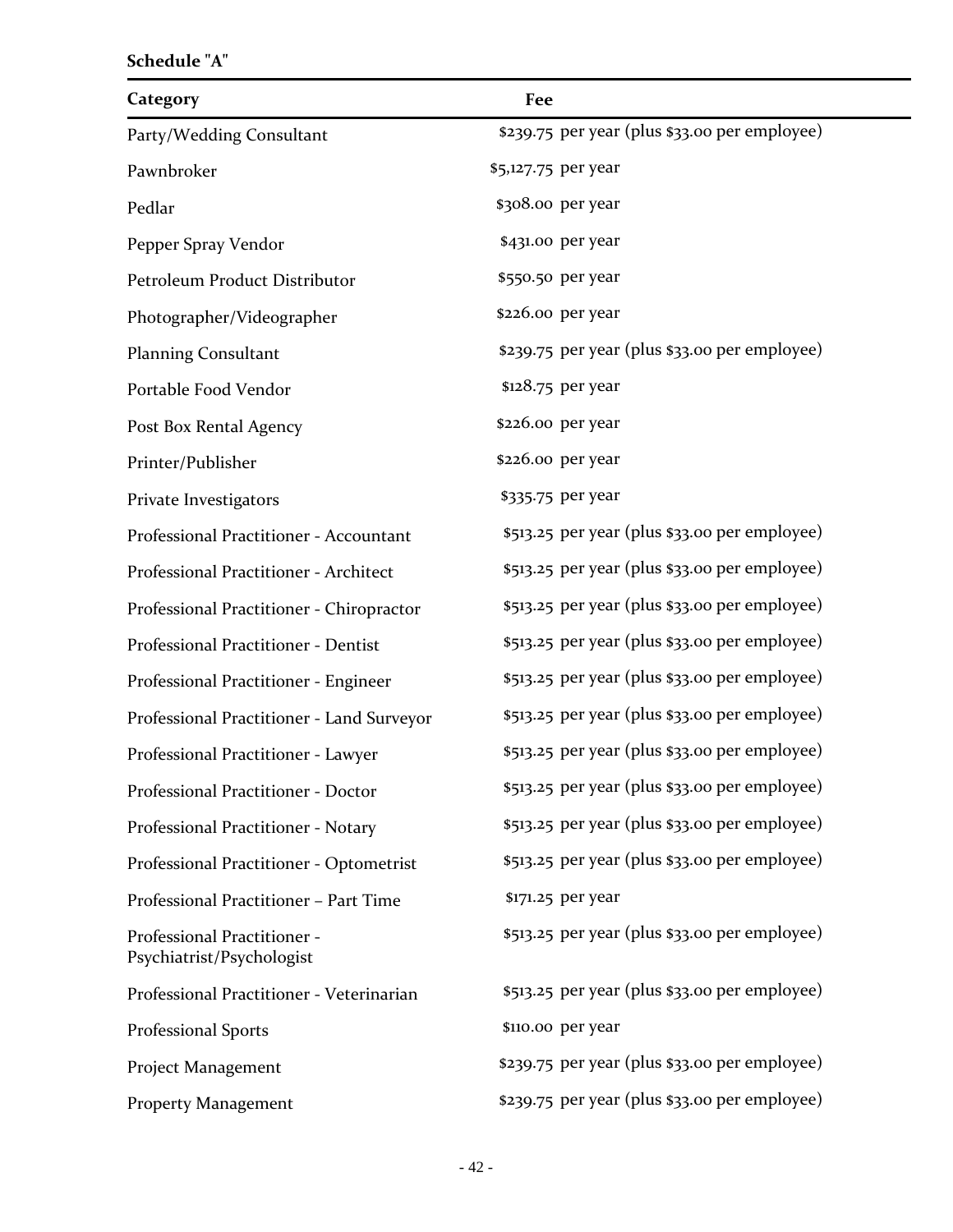**Schedule "A"**

| Category | Fee |
|---|---|
| Party/Wedding Consultant | $239.75 per year (plus $33.00 per employee) |
| Pawnbroker | $5,127.75 per year |
| Pedlar | $308.00 per year |
| Pepper Spray Vendor | $431.00 per year |
| Petroleum Product Distributor | $550.50 per year |
| Photographer/Videographer | $226.00 per year |
| Planning Consultant | $239.75 per year (plus $33.00 per employee) |
| Portable Food Vendor | $128.75 per year |
| Post Box Rental Agency | $226.00 per year |
| Printer/Publisher | $226.00 per year |
| Private Investigators | $335.75 per year |
| Professional Practitioner - Accountant | $513.25 per year (plus $33.00 per employee) |
| Professional Practitioner - Architect | $513.25 per year (plus $33.00 per employee) |
| Professional Practitioner - Chiropractor | $513.25 per year (plus $33.00 per employee) |
| Professional Practitioner - Dentist | $513.25 per year (plus $33.00 per employee) |
| Professional Practitioner - Engineer | $513.25 per year (plus $33.00 per employee) |
| Professional Practitioner - Land Surveyor | $513.25 per year (plus $33.00 per employee) |
| Professional Practitioner - Lawyer | $513.25 per year (plus $33.00 per employee) |
| Professional Practitioner - Doctor | $513.25 per year (plus $33.00 per employee) |
| Professional Practitioner - Notary | $513.25 per year (plus $33.00 per employee) |
| Professional Practitioner - Optometrist | $513.25 per year (plus $33.00 per employee) |
| Professional Practitioner – Part Time | $171.25 per year |
| Professional Practitioner - Psychiatrist/Psychologist | $513.25 per year (plus $33.00 per employee) |
| Professional Practitioner - Veterinarian | $513.25 per year (plus $33.00 per employee) |
| Professional Sports | $110.00 per year |
| Project Management | $239.75 per year (plus $33.00 per employee) |
| Property Management | $239.75 per year (plus $33.00 per employee) |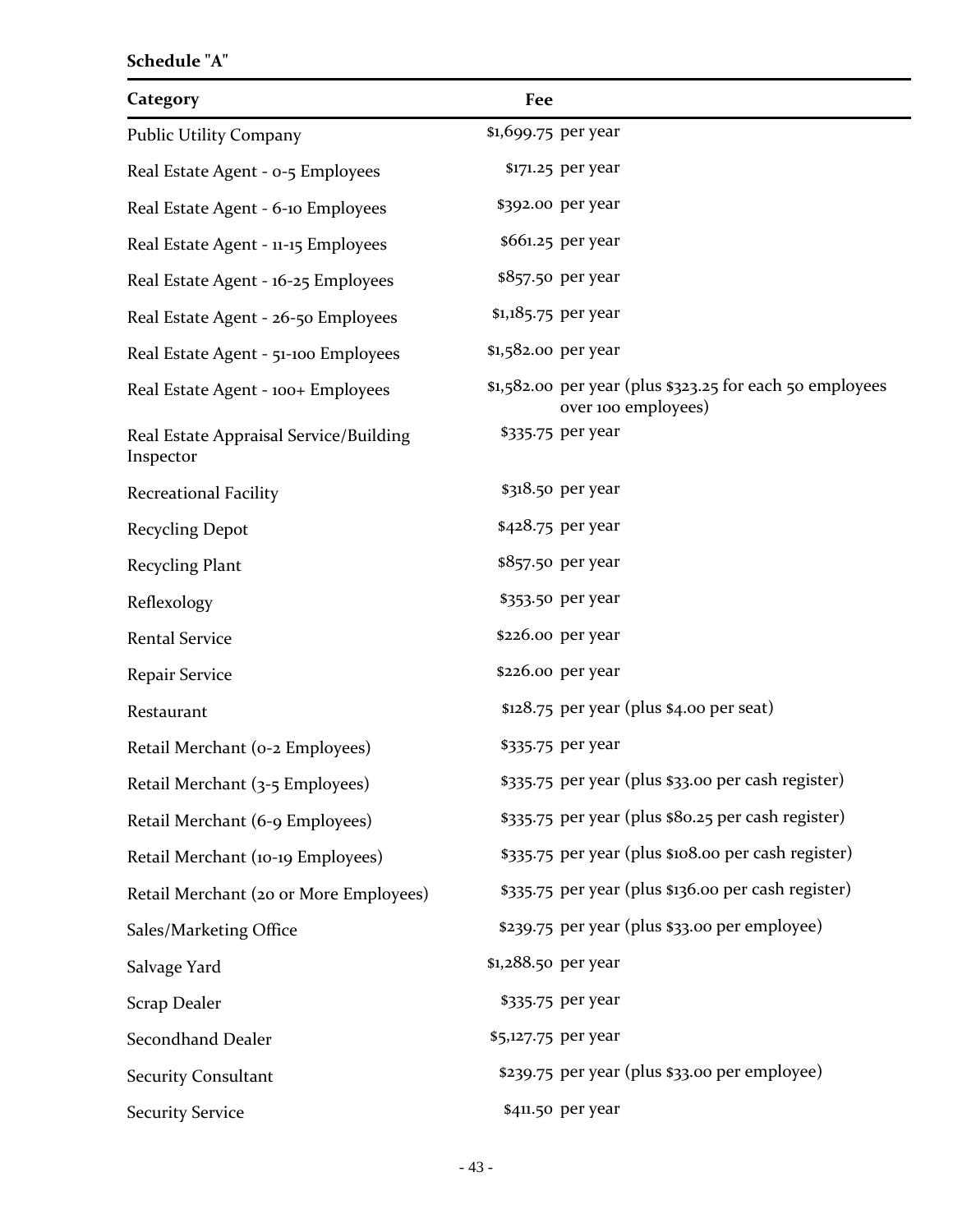**Schedule "A"**

| Category | Fee |
|---|---|
| Public Utility Company | $1,699.75 per year |
| Real Estate Agent - 0-5 Employees | $171.25 per year |
| Real Estate Agent - 6-10 Employees | $392.00 per year |
| Real Estate Agent - 11-15 Employees | $661.25 per year |
| Real Estate Agent - 16-25 Employees | $857.50 per year |
| Real Estate Agent - 26-50 Employees | $1,185.75 per year |
| Real Estate Agent - 51-100 Employees | $1,582.00 per year |
| Real Estate Agent - 100+ Employees | $1,582.00 per year (plus $323.25 for each 50 employees over 100 employees) |
| Real Estate Appraisal Service/Building Inspector | $335.75 per year |
| Recreational Facility | $318.50 per year |
| Recycling Depot | $428.75 per year |
| Recycling Plant | $857.50 per year |
| Reflexology | $353.50 per year |
| Rental Service | $226.00 per year |
| Repair Service | $226.00 per year |
| Restaurant | $128.75 per year (plus $4.00 per seat) |
| Retail Merchant (0-2 Employees) | $335.75 per year |
| Retail Merchant (3-5 Employees) | $335.75 per year (plus $33.00 per cash register) |
| Retail Merchant (6-9 Employees) | $335.75 per year (plus $80.25 per cash register) |
| Retail Merchant (10-19 Employees) | $335.75 per year (plus $108.00 per cash register) |
| Retail Merchant (20 or More Employees) | $335.75 per year (plus $136.00 per cash register) |
| Sales/Marketing Office | $239.75 per year (plus $33.00 per employee) |
| Salvage Yard | $1,288.50 per year |
| Scrap Dealer | $335.75 per year |
| Secondhand Dealer | $5,127.75 per year |
| Security Consultant | $239.75 per year (plus $33.00 per employee) |
| Security Service | $411.50 per year |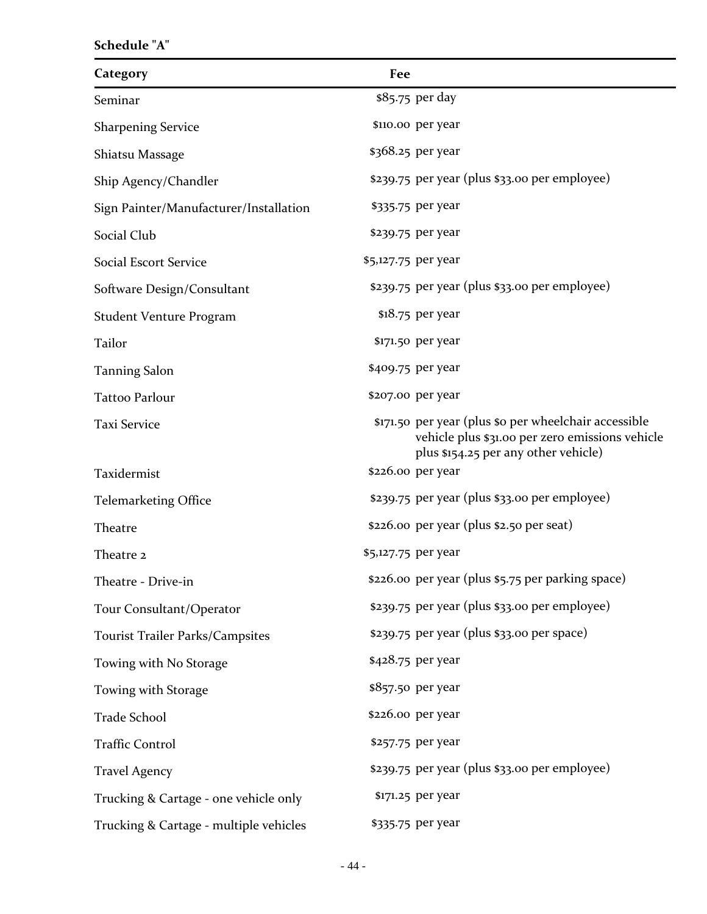**Schedule "A"**

| Category | Fee |
|---|---|
| Seminar | $85.75 per day |
| Sharpening Service | $110.00 per year |
| Shiatsu Massage | $368.25 per year |
| Ship Agency/Chandler | $239.75 per year (plus $33.00 per employee) |
| Sign Painter/Manufacturer/Installation | $335.75 per year |
| Social Club | $239.75 per year |
| Social Escort Service | $5,127.75 per year |
| Software Design/Consultant | $239.75 per year (plus $33.00 per employee) |
| Student Venture Program | $18.75 per year |
| Tailor | $171.50 per year |
| Tanning Salon | $409.75 per year |
| Tattoo Parlour | $207.00 per year |
| Taxi Service | $171.50 per year (plus $0 per wheelchair accessible vehicle plus $31.00 per zero emissions vehicle plus $154.25 per any other vehicle) |
| Taxidermist | $226.00 per year |
| Telemarketing Office | $239.75 per year (plus $33.00 per employee) |
| Theatre | $226.00 per year (plus $2.50 per seat) |
| Theatre 2 | $5,127.75 per year |
| Theatre - Drive-in | $226.00 per year (plus $5.75 per parking space) |
| Tour Consultant/Operator | $239.75 per year (plus $33.00 per employee) |
| Tourist Trailer Parks/Campsites | $239.75 per year (plus $33.00 per space) |
| Towing with No Storage | $428.75 per year |
| Towing with Storage | $857.50 per year |
| Trade School | $226.00 per year |
| Traffic Control | $257.75 per year |
| Travel Agency | $239.75 per year (plus $33.00 per employee) |
| Trucking & Cartage - one vehicle only | $171.25 per year |
| Trucking & Cartage - multiple vehicles | $335.75 per year |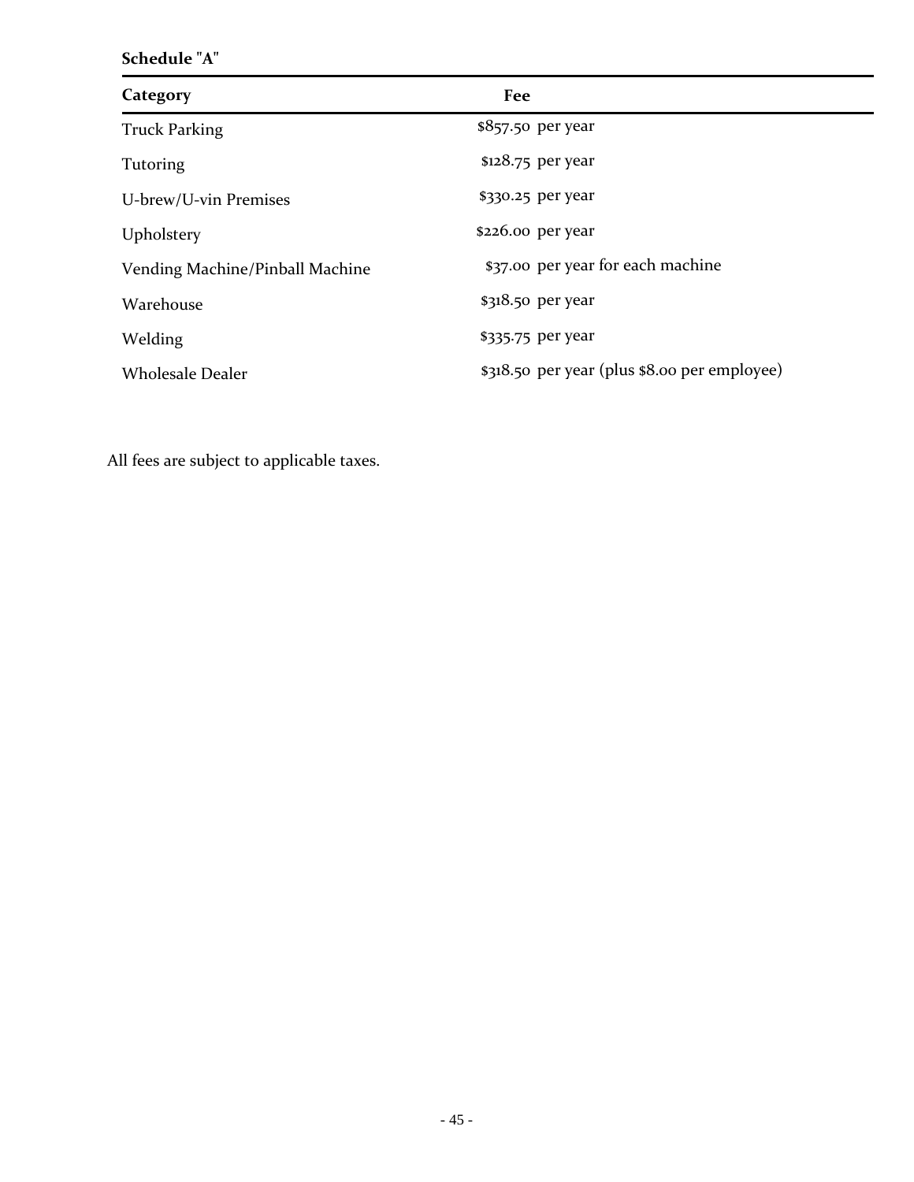**Schedule "A"**

| Category | Fee |
|---|---|
| Truck Parking | $857.50 per year |
| Tutoring | $128.75 per year |
| U-brew/U-vin Premises | $330.25 per year |
| Upholstery | $226.00 per year |
| Vending Machine/Pinball Machine | $37.00 per year for each machine |
| Warehouse | $318.50 per year |
| Welding | $335.75 per year |
| Wholesale Dealer | $318.50 per year (plus $8.00 per employee) |

All fees are subject to applicable taxes.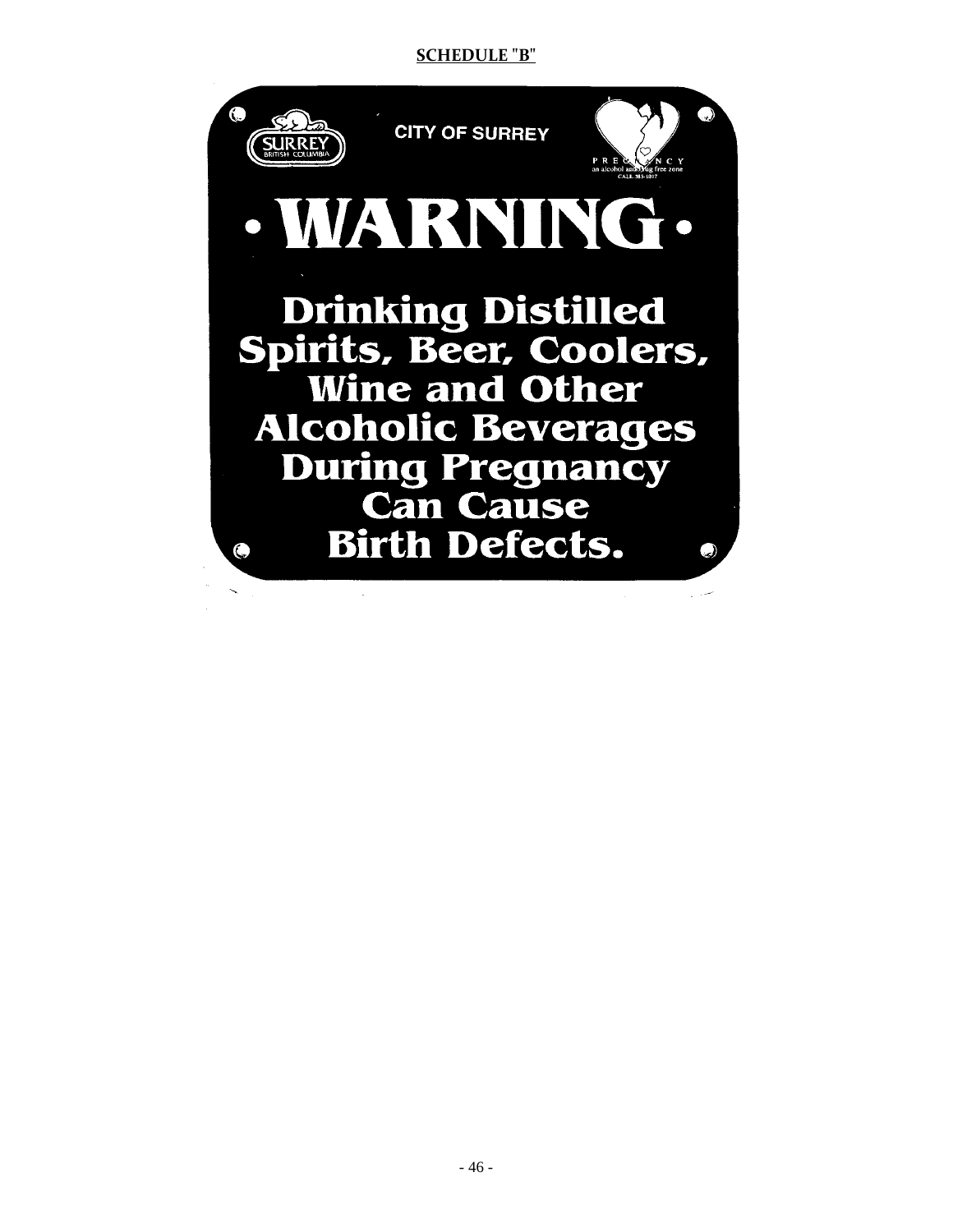**SCHEDULE "B"**

SURREY
BRITISH COLUMBIA

CITY OF SURREY

PREGNANCY
an alcohol and drug free zone
CALL 383-1017

# • WARNING •

**Drinking Distilled Spirits, Beer, Coolers, Wine and Other Alcoholic Beverages During Pregnancy Can Cause Birth Defects.**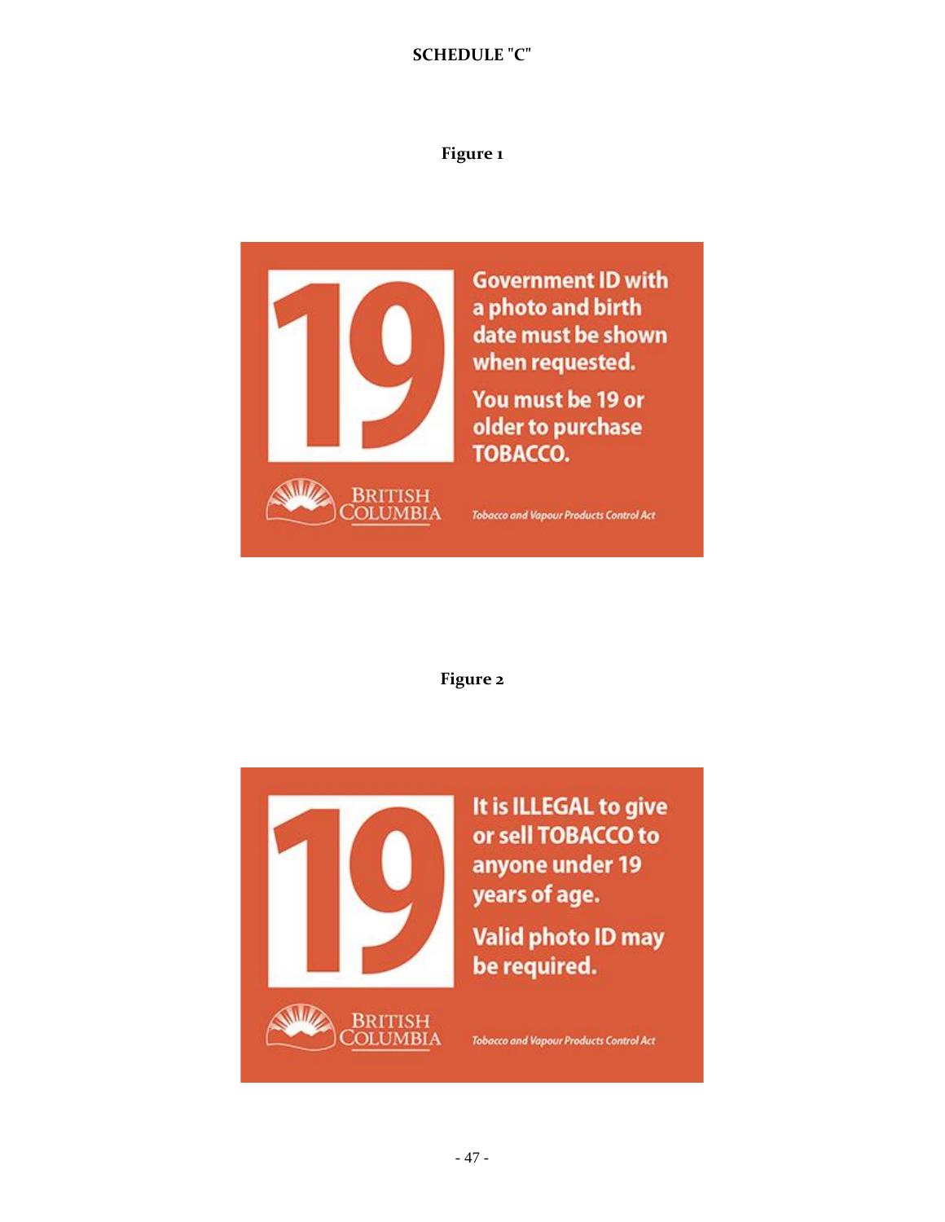## SCHEDULE "C"

### Figure 1

19

Government ID with a photo and birth date must be shown when requested.

You must be 19 or older to purchase TOBACCO.

BRITISH COLUMBIA

*Tobacco and Vapour Products Control Act*

### Figure 2

19

It is ILLEGAL to give or sell TOBACCO to anyone under 19 years of age.

Valid photo ID may be required.

BRITISH COLUMBIA

*Tobacco and Vapour Products Control Act*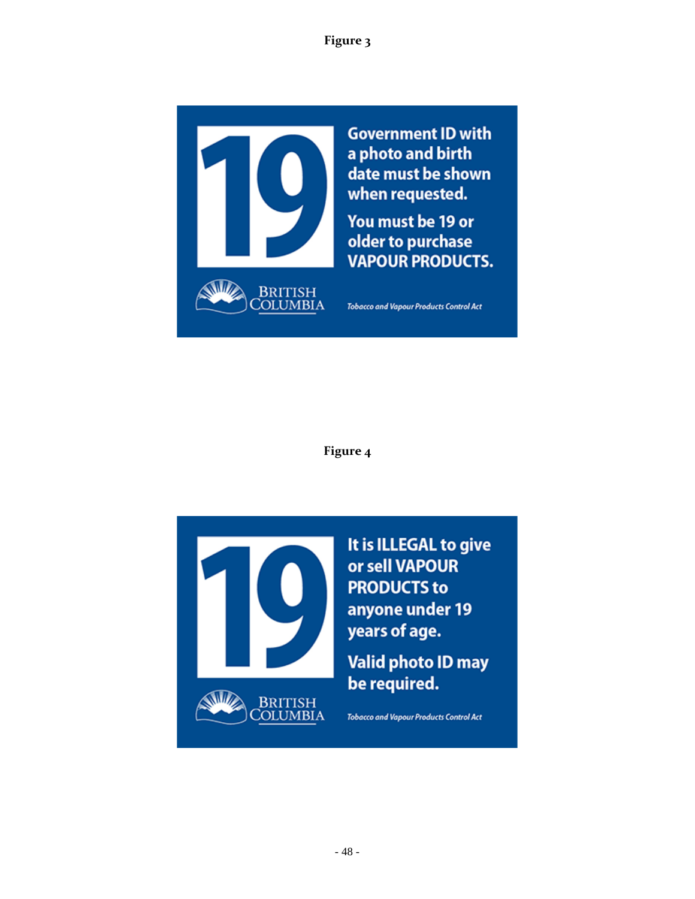**Figure 3**

19

Government ID with a photo and birth date must be shown when requested.

You must be 19 or older to purchase VAPOUR PRODUCTS.

BRITISH COLUMBIA

*Tobacco and Vapour Products Control Act*

**Figure 4**

19

It is ILLEGAL to give or sell VAPOUR PRODUCTS to anyone under 19 years of age.

Valid photo ID may be required.

BRITISH COLUMBIA

*Tobacco and Vapour Products Control Act*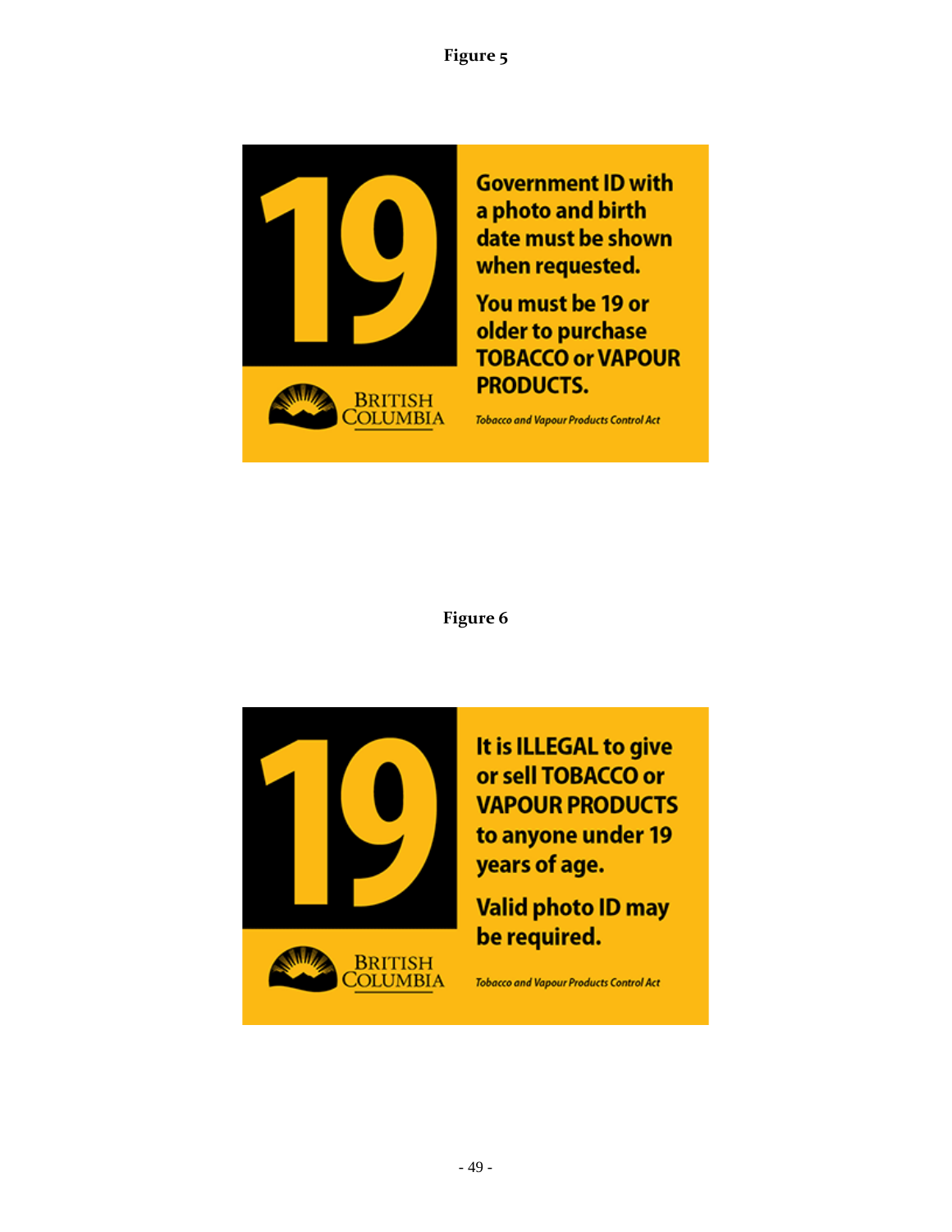**Figure 5**

19

Government ID with a photo and birth date must be shown when requested.

You must be 19 or older to purchase TOBACCO or VAPOUR PRODUCTS.

BRITISH COLUMBIA

*Tobacco and Vapour Products Control Act*

**Figure 6**

19

It is ILLEGAL to give or sell TOBACCO or VAPOUR PRODUCTS to anyone under 19 years of age.

Valid photo ID may be required.

BRITISH COLUMBIA

*Tobacco and Vapour Products Control Act*